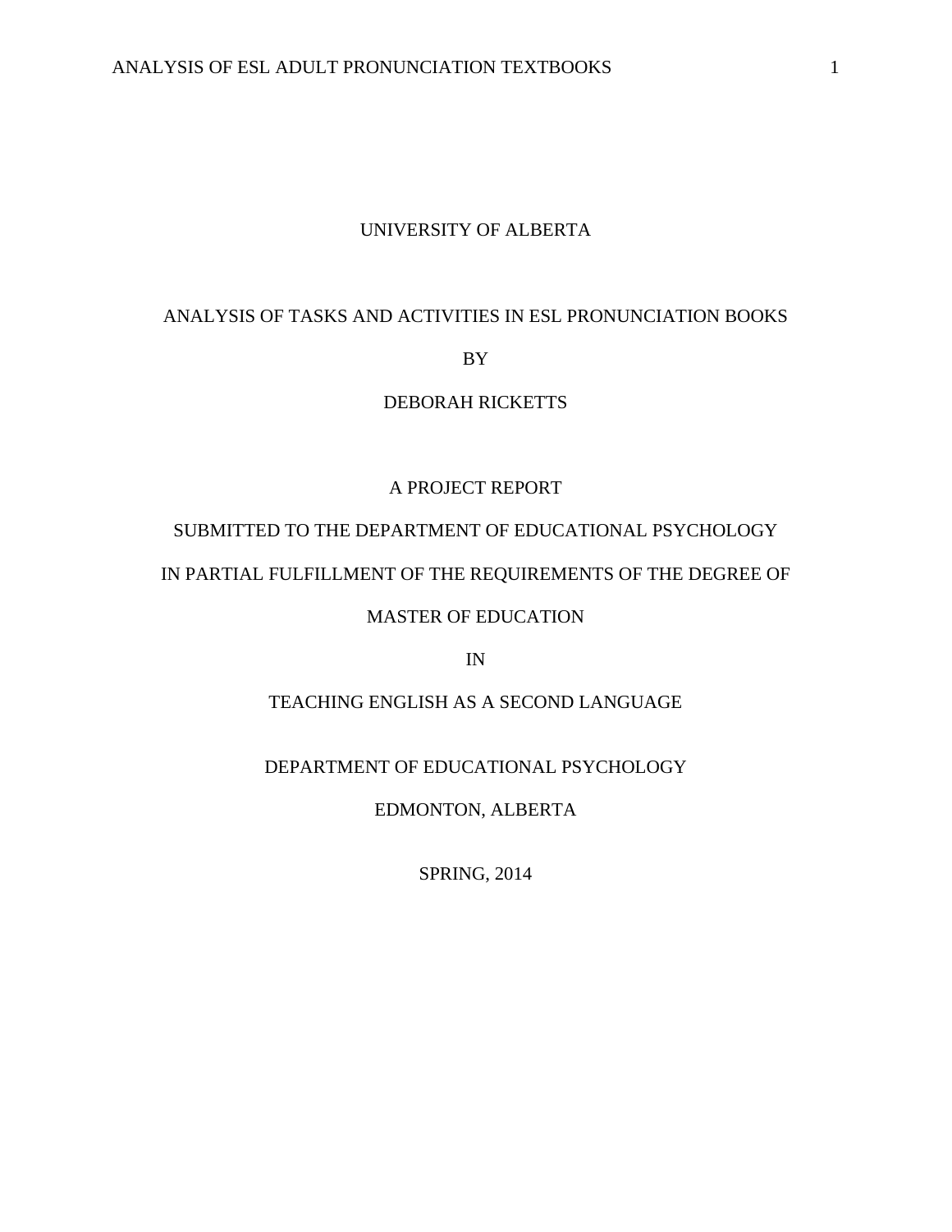UNIVERSITY OF ALBERTA

# ANALYSIS OF TASKS AND ACTIVITIES IN ESL PRONUNCIATION BOOKS

BY

DEBORAH RICKETTS

A PROJECT REPORT

SUBMITTED TO THE DEPARTMENT OF EDUCATIONAL PSYCHOLOGY

IN PARTIAL FULFILLMENT OF THE REQUIREMENTS OF THE DEGREE OF

MASTER OF EDUCATION

IN

TEACHING ENGLISH AS A SECOND LANGUAGE

DEPARTMENT OF EDUCATIONAL PSYCHOLOGY

EDMONTON, ALBERTA

SPRING, 2014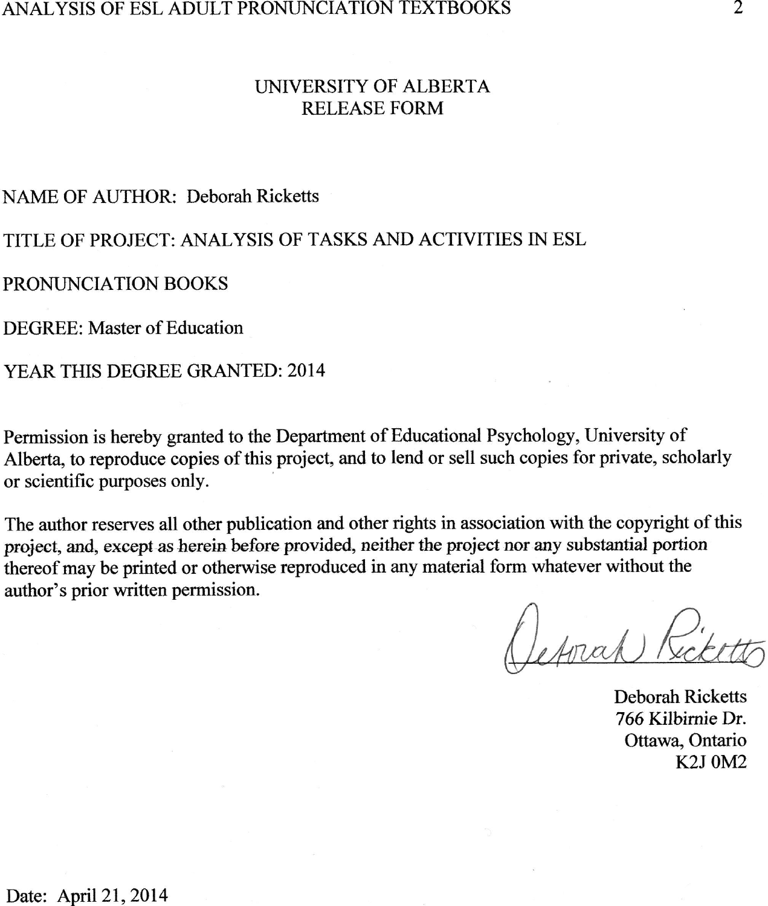# UNIVERSITY OF ALBERTA
# RELEASE FORM

NAME OF AUTHOR: Deborah Ricketts

TITLE OF PROJECT: ANALYSIS OF TASKS AND ACTIVITIES IN ESL PRONUNCIATION BOOKS

DEGREE: Master of Education

YEAR THIS DEGREE GRANTED: 2014

Permission is hereby granted to the Department of Educational Psychology, University of Alberta, to reproduce copies of this project, and to lend or sell such copies for private, scholarly or scientific purposes only.

The author reserves all other publication and other rights in association with the copyright of this project, and, except as herein before provided, neither the project nor any substantial portion thereof may be printed or otherwise reproduced in any material form whatever without the author's prior written permission.

Deborah Ricketts
766 Kilbirnie Dr.
Ottawa, Ontario
K2J 0M2

Date: April 21, 2014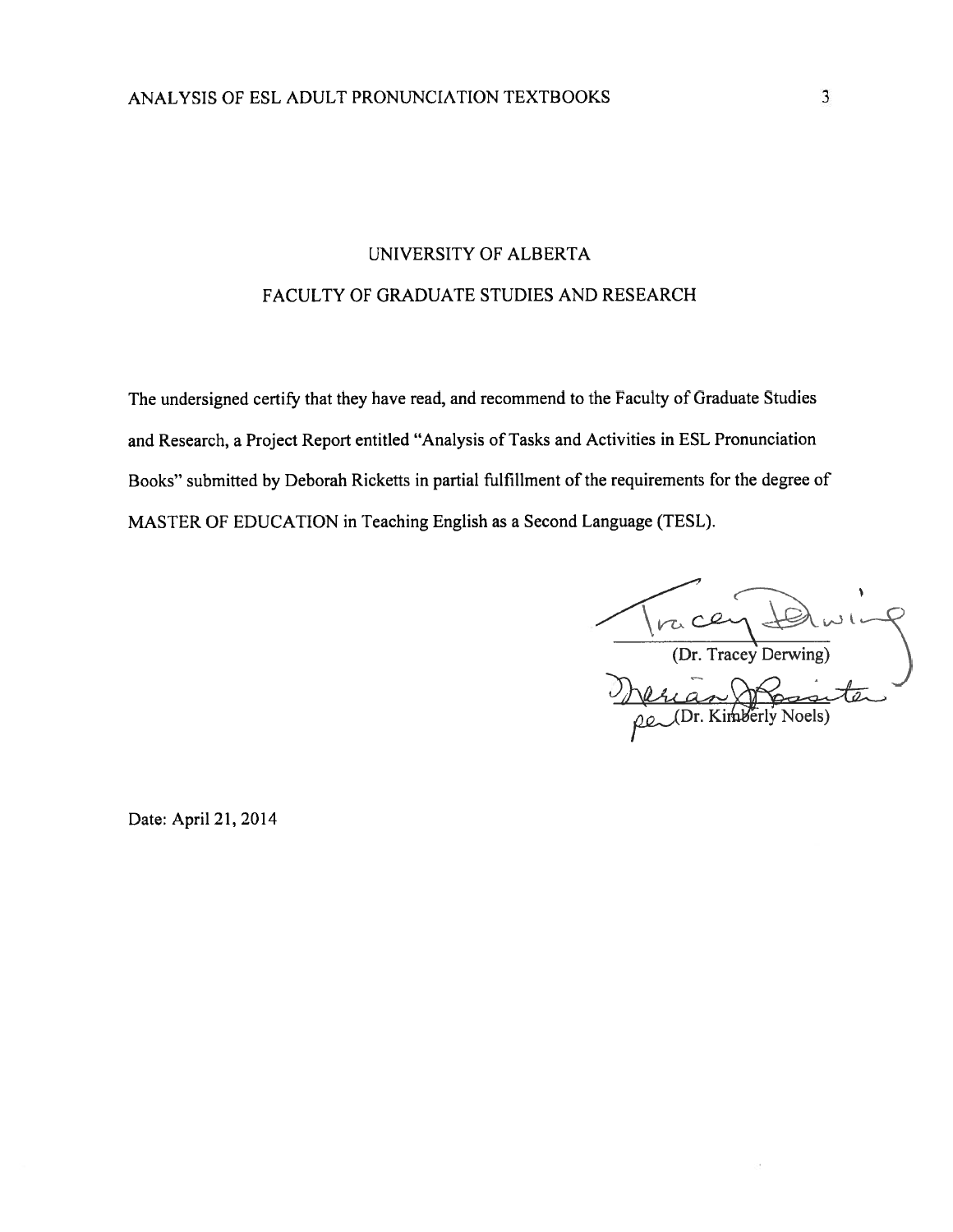UNIVERSITY OF ALBERTA

FACULTY OF GRADUATE STUDIES AND RESEARCH

The undersigned certify that they have read, and recommend to the Faculty of Graduate Studies and Research, a Project Report entitled "Analysis of Tasks and Activities in ESL Pronunciation Books" submitted by Deborah Ricketts in partial fulfillment of the requirements for the degree of MASTER OF EDUCATION in Teaching English as a Second Language (TESL).

(Dr. Tracey Derwing)

per (Dr. Kimberly Noels)

Date: April 21, 2014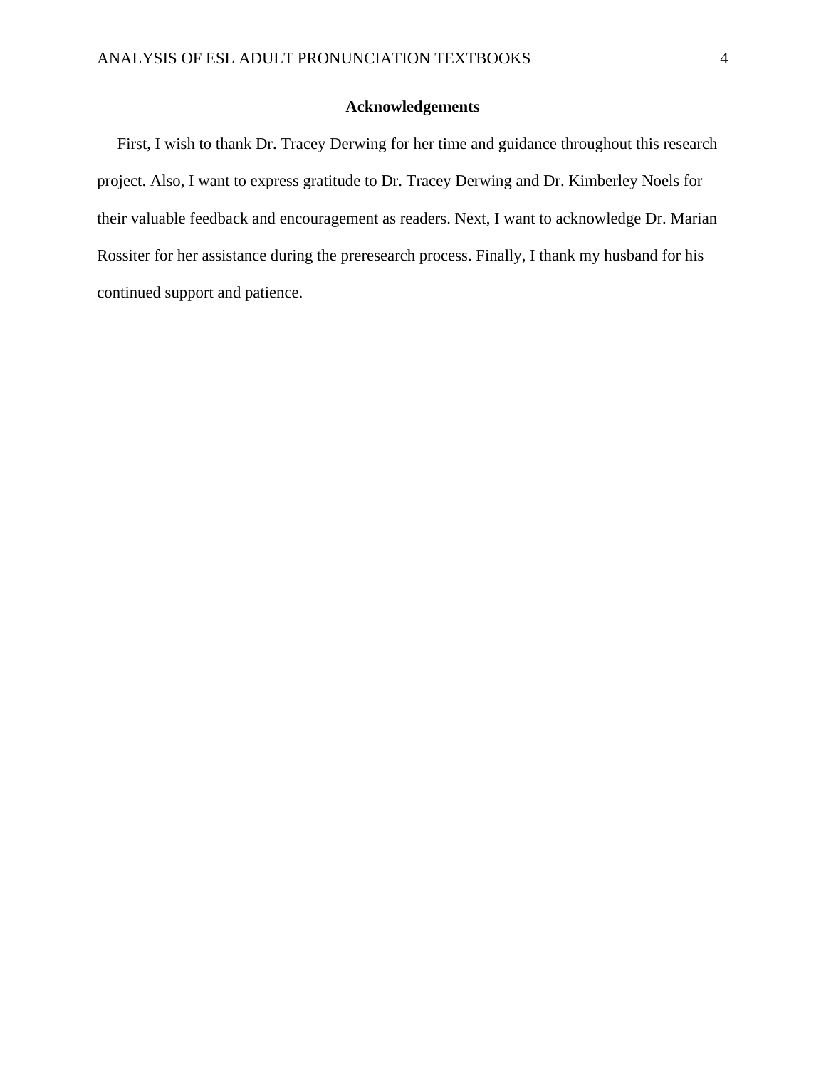## Acknowledgements

First, I wish to thank Dr. Tracey Derwing for her time and guidance throughout this research project. Also, I want to express gratitude to Dr. Tracey Derwing and Dr. Kimberley Noels for their valuable feedback and encouragement as readers. Next, I want to acknowledge Dr. Marian Rossiter for her assistance during the preresearch process. Finally, I thank my husband for his continued support and patience.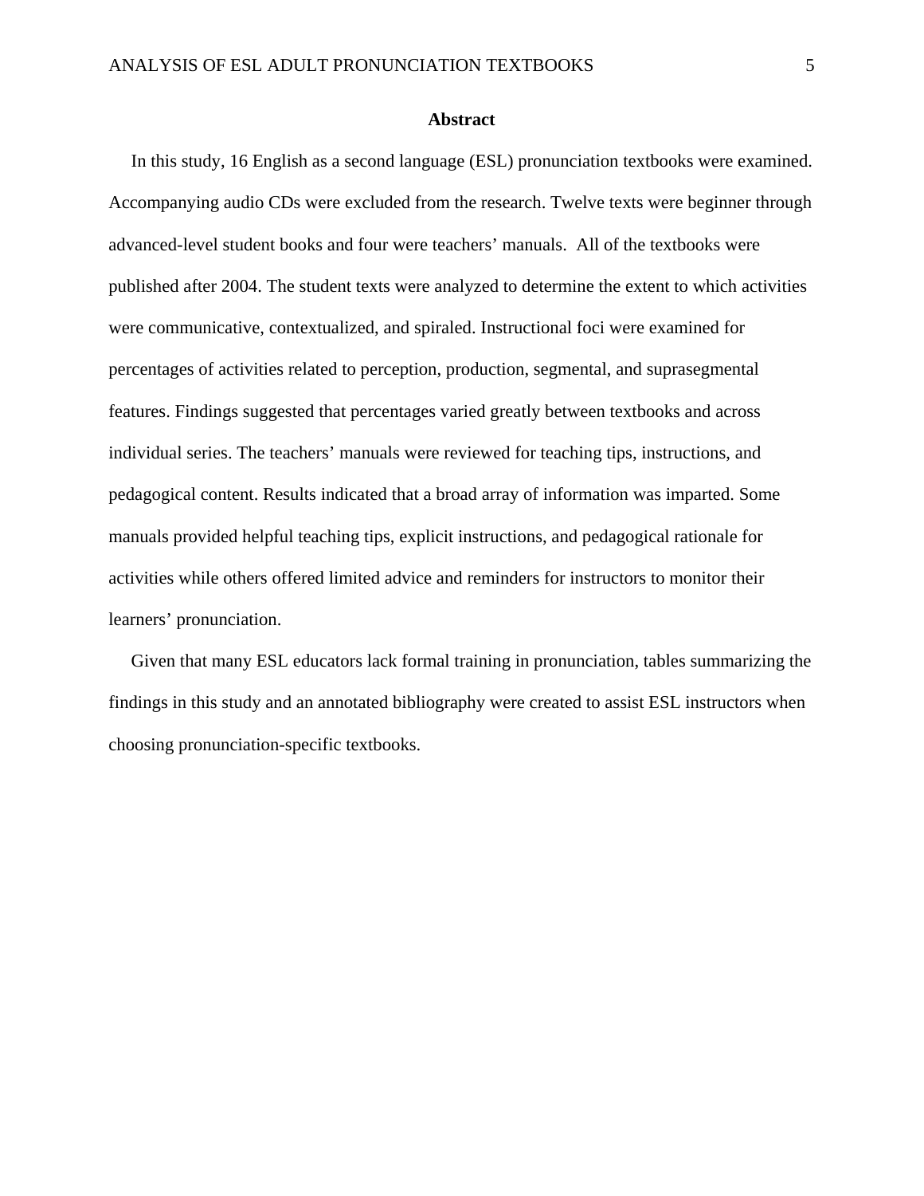## Abstract

In this study, 16 English as a second language (ESL) pronunciation textbooks were examined. Accompanying audio CDs were excluded from the research. Twelve texts were beginner through advanced-level student books and four were teachers' manuals. All of the textbooks were published after 2004. The student texts were analyzed to determine the extent to which activities were communicative, contextualized, and spiraled. Instructional foci were examined for percentages of activities related to perception, production, segmental, and suprasegmental features. Findings suggested that percentages varied greatly between textbooks and across individual series. The teachers' manuals were reviewed for teaching tips, instructions, and pedagogical content. Results indicated that a broad array of information was imparted. Some manuals provided helpful teaching tips, explicit instructions, and pedagogical rationale for activities while others offered limited advice and reminders for instructors to monitor their learners' pronunciation.

Given that many ESL educators lack formal training in pronunciation, tables summarizing the findings in this study and an annotated bibliography were created to assist ESL instructors when choosing pronunciation-specific textbooks.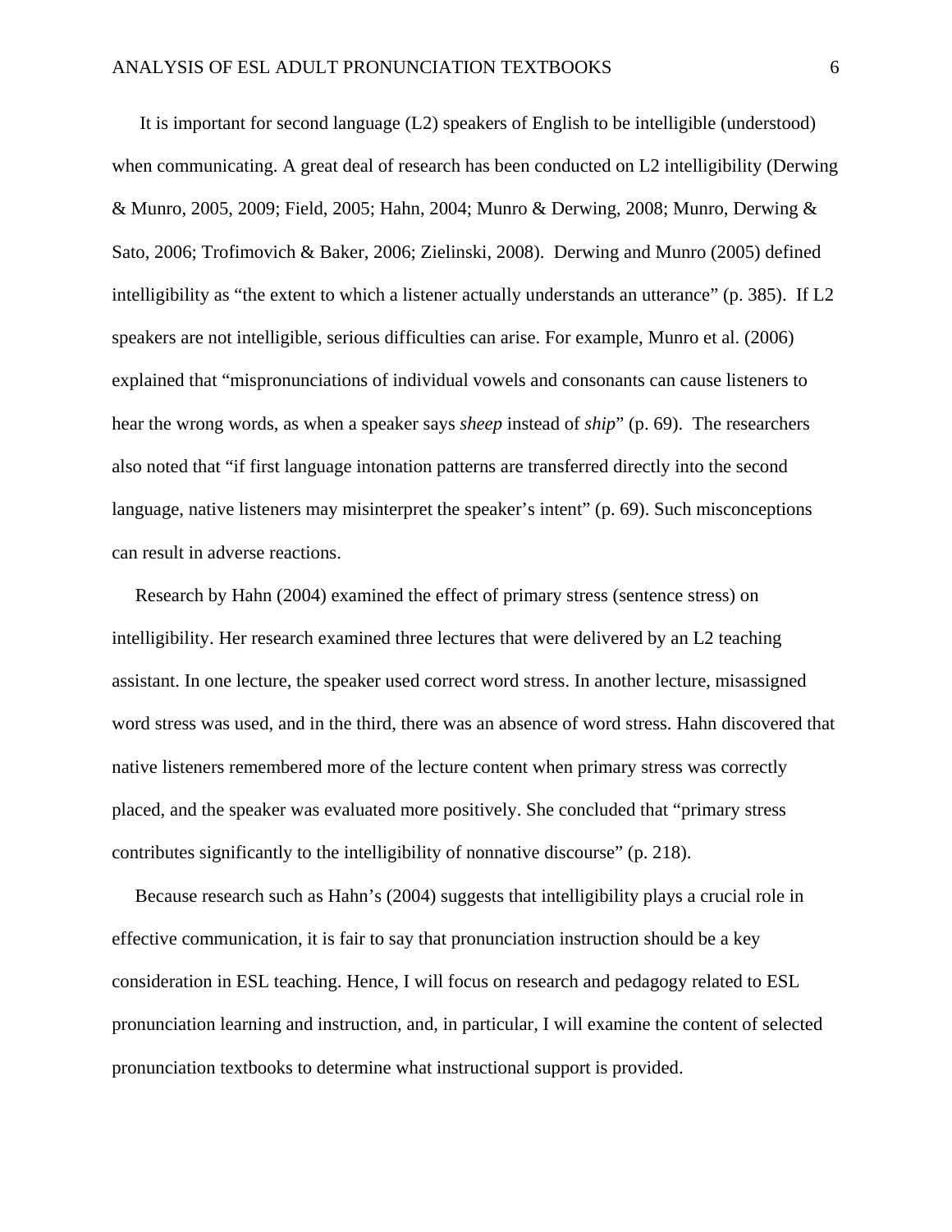It is important for second language (L2) speakers of English to be intelligible (understood) when communicating. A great deal of research has been conducted on L2 intelligibility (Derwing & Munro, 2005, 2009; Field, 2005; Hahn, 2004; Munro & Derwing, 2008; Munro, Derwing & Sato, 2006; Trofimovich & Baker, 2006; Zielinski, 2008). Derwing and Munro (2005) defined intelligibility as "the extent to which a listener actually understands an utterance" (p. 385). If L2 speakers are not intelligible, serious difficulties can arise. For example, Munro et al. (2006) explained that "mispronunciations of individual vowels and consonants can cause listeners to hear the wrong words, as when a speaker says *sheep* instead of *ship*" (p. 69). The researchers also noted that "if first language intonation patterns are transferred directly into the second language, native listeners may misinterpret the speaker's intent" (p. 69). Such misconceptions can result in adverse reactions.

Research by Hahn (2004) examined the effect of primary stress (sentence stress) on intelligibility. Her research examined three lectures that were delivered by an L2 teaching assistant. In one lecture, the speaker used correct word stress. In another lecture, misassigned word stress was used, and in the third, there was an absence of word stress. Hahn discovered that native listeners remembered more of the lecture content when primary stress was correctly placed, and the speaker was evaluated more positively. She concluded that "primary stress contributes significantly to the intelligibility of nonnative discourse" (p. 218).

Because research such as Hahn's (2004) suggests that intelligibility plays a crucial role in effective communication, it is fair to say that pronunciation instruction should be a key consideration in ESL teaching. Hence, I will focus on research and pedagogy related to ESL pronunciation learning and instruction, and, in particular, I will examine the content of selected pronunciation textbooks to determine what instructional support is provided.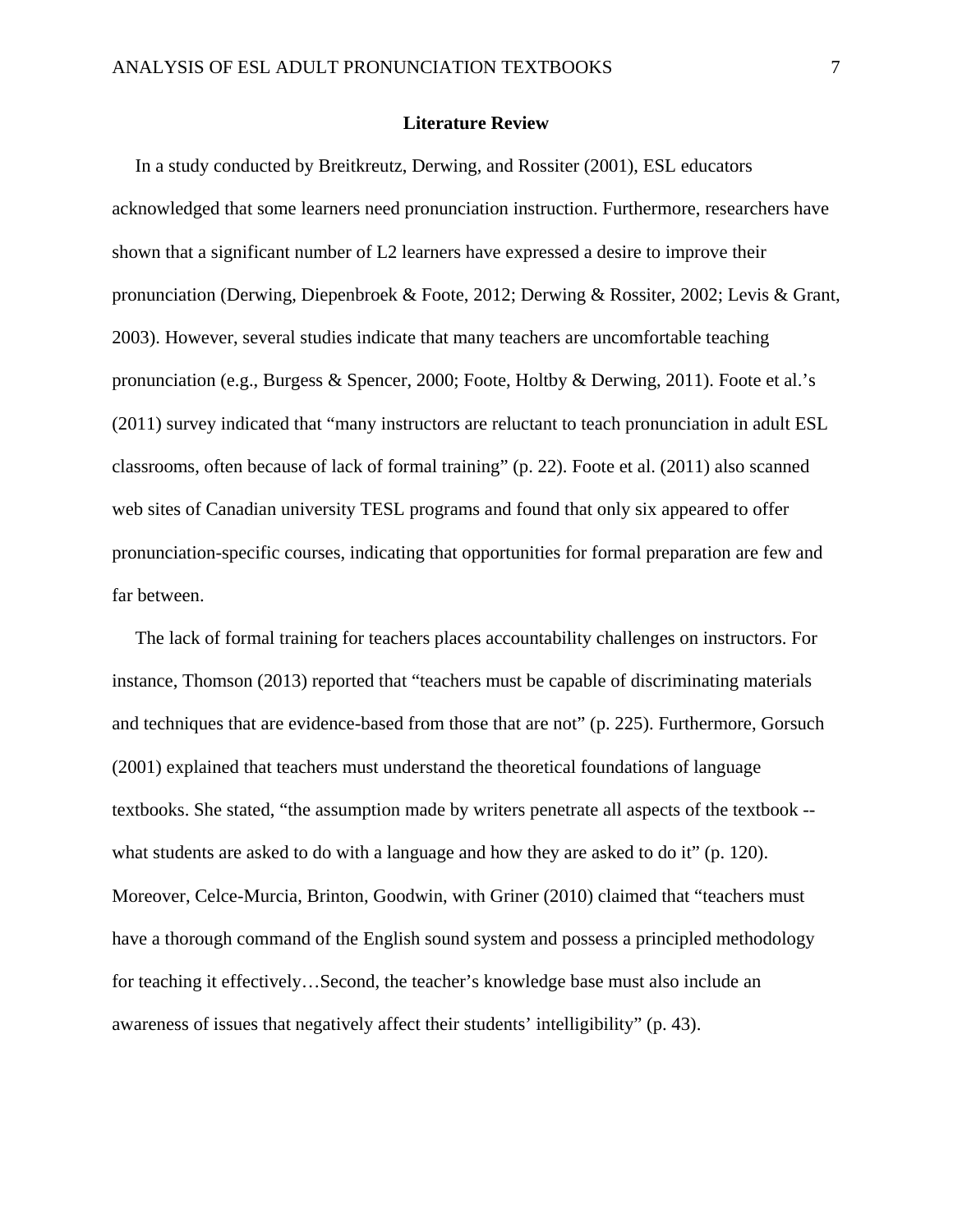## Literature Review

In a study conducted by Breitkreutz, Derwing, and Rossiter (2001), ESL educators acknowledged that some learners need pronunciation instruction. Furthermore, researchers have shown that a significant number of L2 learners have expressed a desire to improve their pronunciation (Derwing, Diepenbroek & Foote, 2012; Derwing & Rossiter, 2002; Levis & Grant, 2003). However, several studies indicate that many teachers are uncomfortable teaching pronunciation (e.g., Burgess & Spencer, 2000; Foote, Holtby & Derwing, 2011). Foote et al.'s (2011) survey indicated that "many instructors are reluctant to teach pronunciation in adult ESL classrooms, often because of lack of formal training" (p. 22). Foote et al. (2011) also scanned web sites of Canadian university TESL programs and found that only six appeared to offer pronunciation-specific courses, indicating that opportunities for formal preparation are few and far between.

The lack of formal training for teachers places accountability challenges on instructors. For instance, Thomson (2013) reported that "teachers must be capable of discriminating materials and techniques that are evidence-based from those that are not" (p. 225). Furthermore, Gorsuch (2001) explained that teachers must understand the theoretical foundations of language textbooks. She stated, "the assumption made by writers penetrate all aspects of the textbook -- what students are asked to do with a language and how they are asked to do it" (p. 120). Moreover, Celce-Murcia, Brinton, Goodwin, with Griner (2010) claimed that "teachers must have a thorough command of the English sound system and possess a principled methodology for teaching it effectively…Second, the teacher's knowledge base must also include an awareness of issues that negatively affect their students' intelligibility" (p. 43).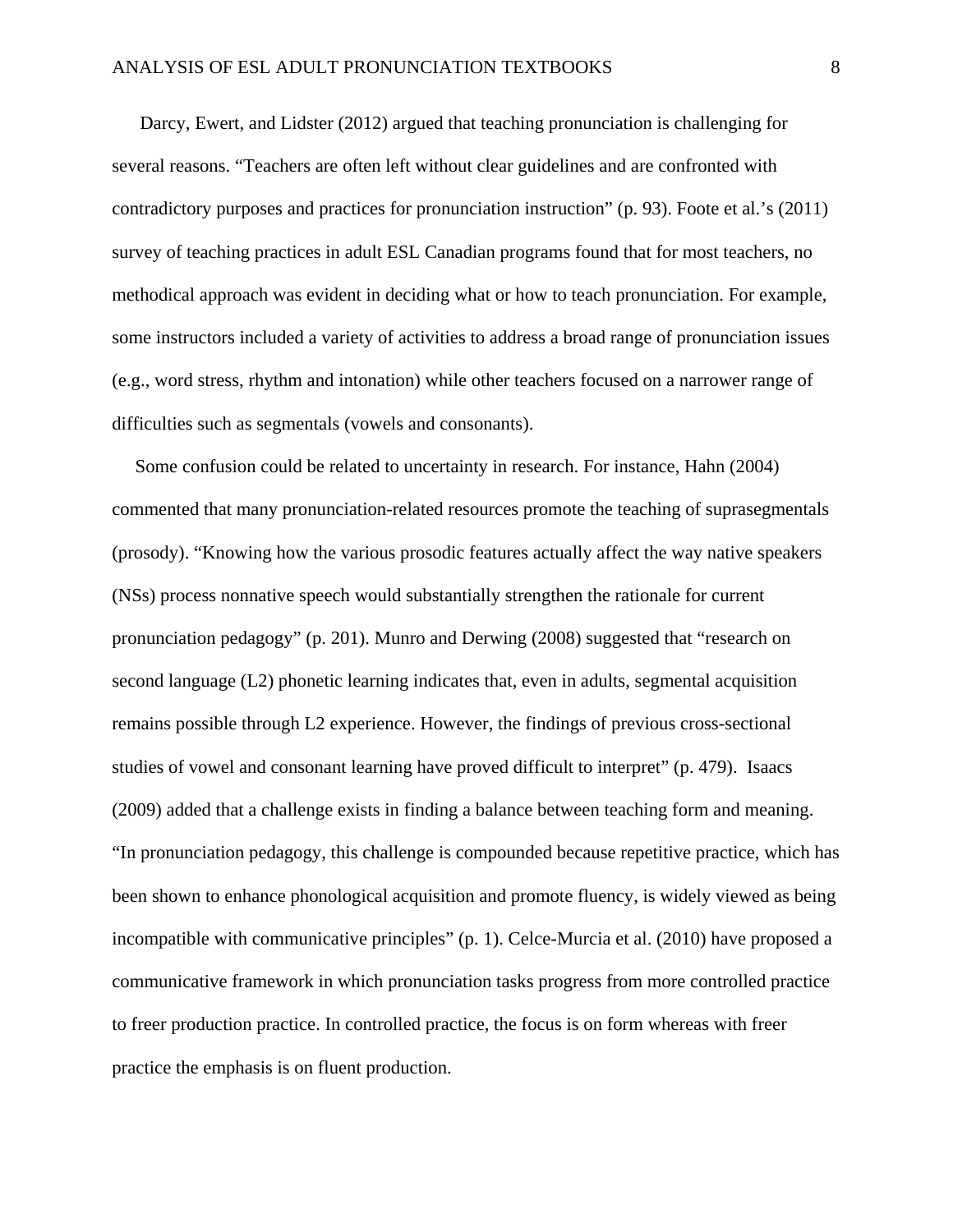Darcy, Ewert, and Lidster (2012) argued that teaching pronunciation is challenging for several reasons. "Teachers are often left without clear guidelines and are confronted with contradictory purposes and practices for pronunciation instruction" (p. 93). Foote et al.'s (2011) survey of teaching practices in adult ESL Canadian programs found that for most teachers, no methodical approach was evident in deciding what or how to teach pronunciation. For example, some instructors included a variety of activities to address a broad range of pronunciation issues (e.g., word stress, rhythm and intonation) while other teachers focused on a narrower range of difficulties such as segmentals (vowels and consonants).

Some confusion could be related to uncertainty in research. For instance, Hahn (2004) commented that many pronunciation-related resources promote the teaching of suprasegmentals (prosody). "Knowing how the various prosodic features actually affect the way native speakers (NSs) process nonnative speech would substantially strengthen the rationale for current pronunciation pedagogy" (p. 201). Munro and Derwing (2008) suggested that "research on second language (L2) phonetic learning indicates that, even in adults, segmental acquisition remains possible through L2 experience. However, the findings of previous cross-sectional studies of vowel and consonant learning have proved difficult to interpret" (p. 479). Isaacs (2009) added that a challenge exists in finding a balance between teaching form and meaning. "In pronunciation pedagogy, this challenge is compounded because repetitive practice, which has been shown to enhance phonological acquisition and promote fluency, is widely viewed as being incompatible with communicative principles" (p. 1). Celce-Murcia et al. (2010) have proposed a communicative framework in which pronunciation tasks progress from more controlled practice to freer production practice. In controlled practice, the focus is on form whereas with freer practice the emphasis is on fluent production.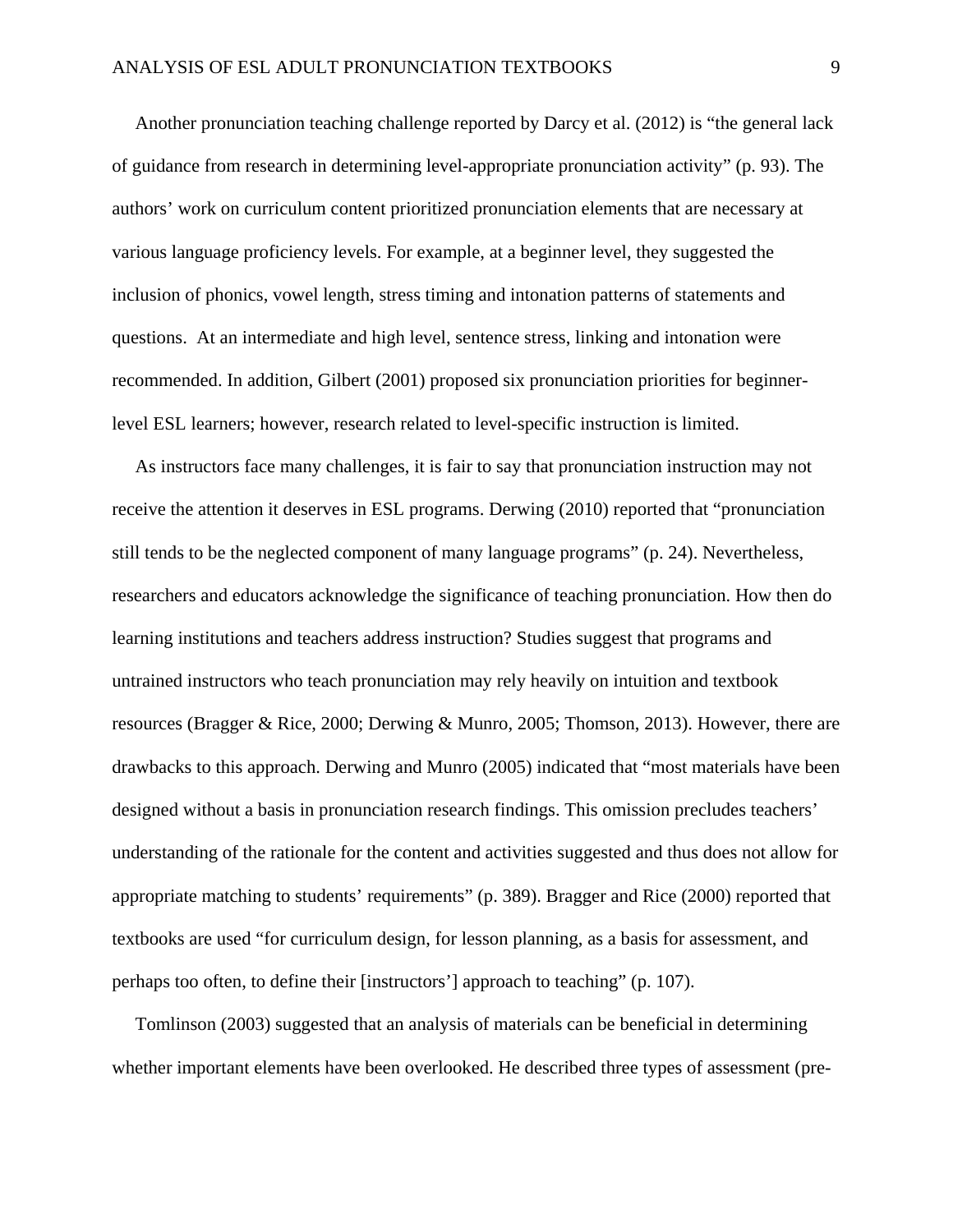Another pronunciation teaching challenge reported by Darcy et al. (2012) is "the general lack of guidance from research in determining level-appropriate pronunciation activity" (p. 93). The authors' work on curriculum content prioritized pronunciation elements that are necessary at various language proficiency levels. For example, at a beginner level, they suggested the inclusion of phonics, vowel length, stress timing and intonation patterns of statements and questions. At an intermediate and high level, sentence stress, linking and intonation were recommended. In addition, Gilbert (2001) proposed six pronunciation priorities for beginner-level ESL learners; however, research related to level-specific instruction is limited.

As instructors face many challenges, it is fair to say that pronunciation instruction may not receive the attention it deserves in ESL programs. Derwing (2010) reported that "pronunciation still tends to be the neglected component of many language programs" (p. 24). Nevertheless, researchers and educators acknowledge the significance of teaching pronunciation. How then do learning institutions and teachers address instruction? Studies suggest that programs and untrained instructors who teach pronunciation may rely heavily on intuition and textbook resources (Bragger & Rice, 2000; Derwing & Munro, 2005; Thomson, 2013). However, there are drawbacks to this approach. Derwing and Munro (2005) indicated that "most materials have been designed without a basis in pronunciation research findings. This omission precludes teachers' understanding of the rationale for the content and activities suggested and thus does not allow for appropriate matching to students' requirements" (p. 389). Bragger and Rice (2000) reported that textbooks are used "for curriculum design, for lesson planning, as a basis for assessment, and perhaps too often, to define their [instructors'] approach to teaching" (p. 107).

Tomlinson (2003) suggested that an analysis of materials can be beneficial in determining whether important elements have been overlooked. He described three types of assessment (pre-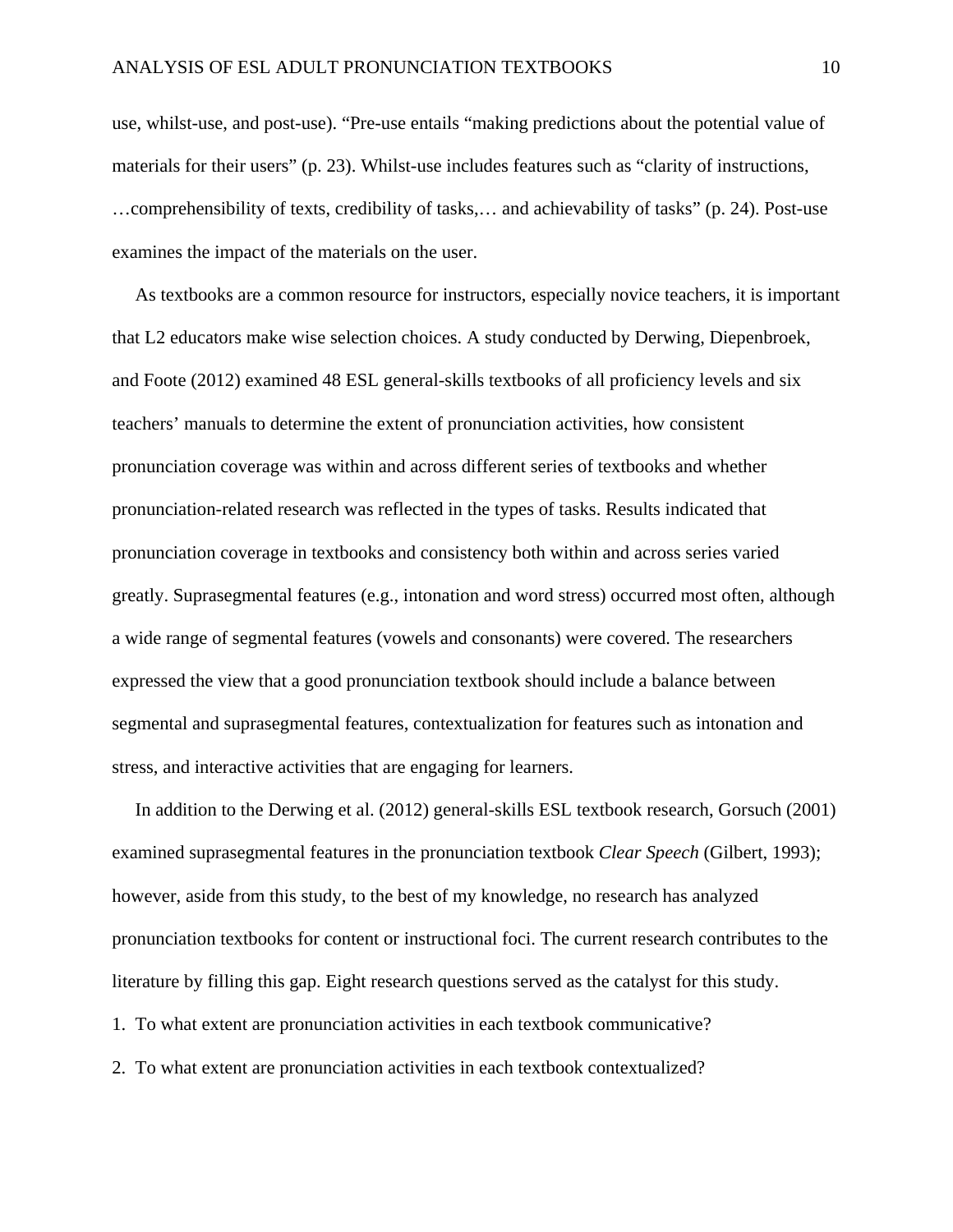use, whilst-use, and post-use). "Pre-use entails "making predictions about the potential value of materials for their users" (p. 23). Whilst-use includes features such as "clarity of instructions, …comprehensibility of texts, credibility of tasks,… and achievability of tasks" (p. 24). Post-use examines the impact of the materials on the user.

As textbooks are a common resource for instructors, especially novice teachers, it is important that L2 educators make wise selection choices. A study conducted by Derwing, Diepenbroek, and Foote (2012) examined 48 ESL general-skills textbooks of all proficiency levels and six teachers' manuals to determine the extent of pronunciation activities, how consistent pronunciation coverage was within and across different series of textbooks and whether pronunciation-related research was reflected in the types of tasks. Results indicated that pronunciation coverage in textbooks and consistency both within and across series varied greatly. Suprasegmental features (e.g., intonation and word stress) occurred most often, although a wide range of segmental features (vowels and consonants) were covered. The researchers expressed the view that a good pronunciation textbook should include a balance between segmental and suprasegmental features, contextualization for features such as intonation and stress, and interactive activities that are engaging for learners.

In addition to the Derwing et al. (2012) general-skills ESL textbook research, Gorsuch (2001) examined suprasegmental features in the pronunciation textbook *Clear Speech* (Gilbert, 1993); however, aside from this study, to the best of my knowledge, no research has analyzed pronunciation textbooks for content or instructional foci. The current research contributes to the literature by filling this gap. Eight research questions served as the catalyst for this study.

1. To what extent are pronunciation activities in each textbook communicative?
2. To what extent are pronunciation activities in each textbook contextualized?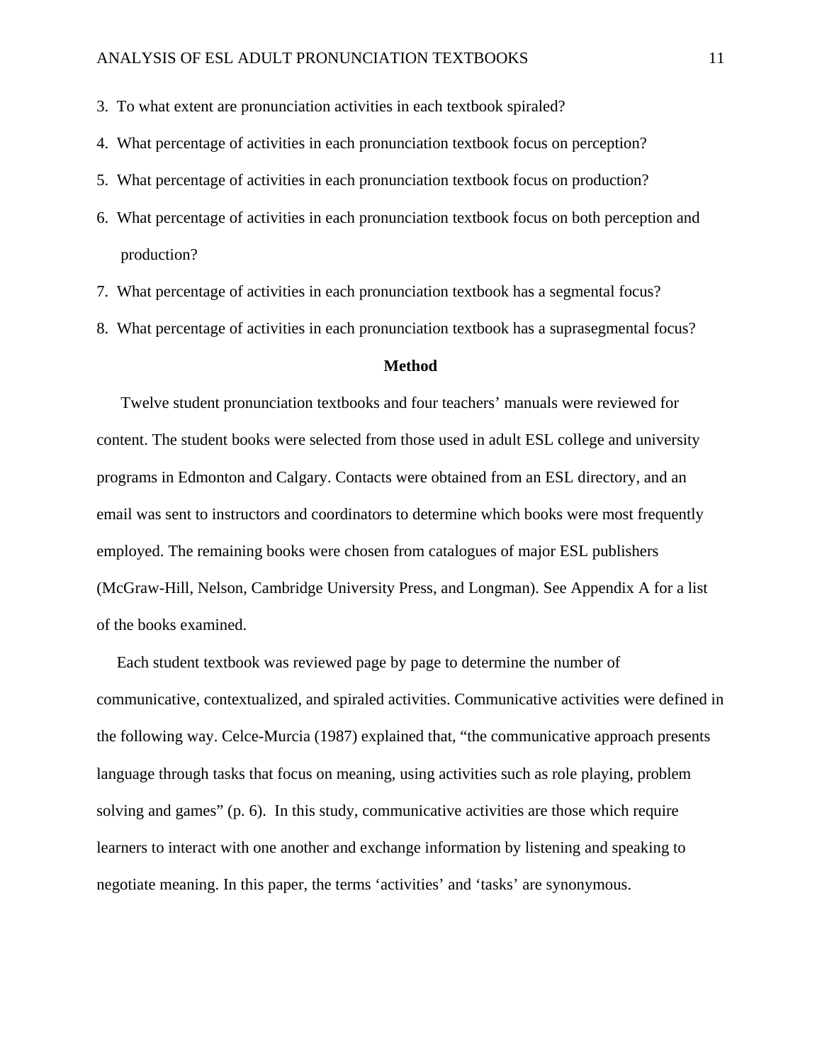3. To what extent are pronunciation activities in each textbook spiraled?
4. What percentage of activities in each pronunciation textbook focus on perception?
5. What percentage of activities in each pronunciation textbook focus on production?
6. What percentage of activities in each pronunciation textbook focus on both perception and production?
7. What percentage of activities in each pronunciation textbook has a segmental focus?
8. What percentage of activities in each pronunciation textbook has a suprasegmental focus?

## Method

Twelve student pronunciation textbooks and four teachers' manuals were reviewed for content. The student books were selected from those used in adult ESL college and university programs in Edmonton and Calgary. Contacts were obtained from an ESL directory, and an email was sent to instructors and coordinators to determine which books were most frequently employed. The remaining books were chosen from catalogues of major ESL publishers (McGraw-Hill, Nelson, Cambridge University Press, and Longman). See Appendix A for a list of the books examined.

Each student textbook was reviewed page by page to determine the number of communicative, contextualized, and spiraled activities. Communicative activities were defined in the following way. Celce-Murcia (1987) explained that, "the communicative approach presents language through tasks that focus on meaning, using activities such as role playing, problem solving and games" (p. 6). In this study, communicative activities are those which require learners to interact with one another and exchange information by listening and speaking to negotiate meaning. In this paper, the terms 'activities' and 'tasks' are synonymous.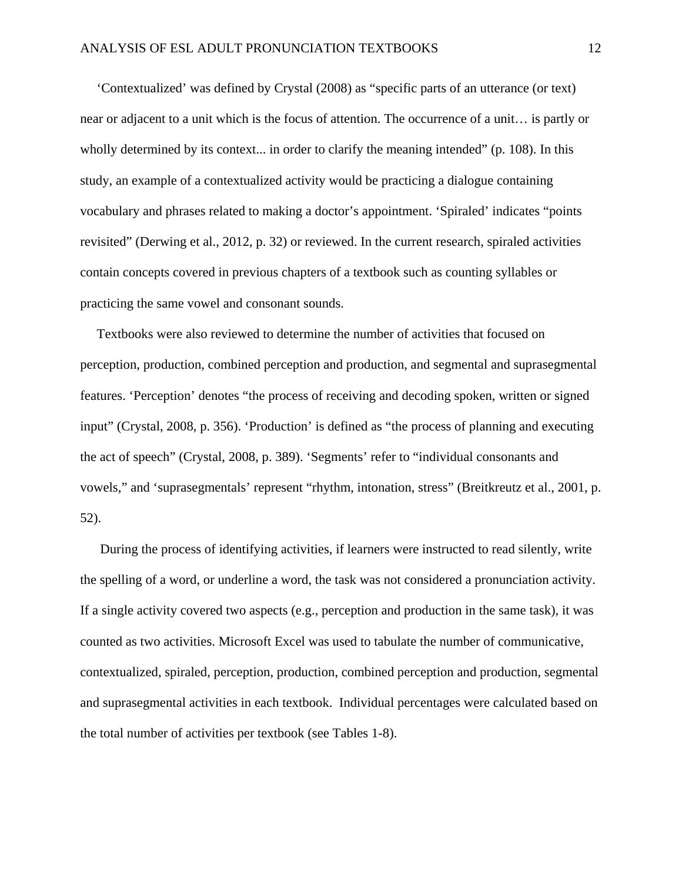‘Contextualized’ was defined by Crystal (2008) as “specific parts of an utterance (or text) near or adjacent to a unit which is the focus of attention. The occurrence of a unit… is partly or wholly determined by its context... in order to clarify the meaning intended” (p. 108). In this study, an example of a contextualized activity would be practicing a dialogue containing vocabulary and phrases related to making a doctor’s appointment. ‘Spiraled’ indicates “points revisited” (Derwing et al., 2012, p. 32) or reviewed. In the current research, spiraled activities contain concepts covered in previous chapters of a textbook such as counting syllables or practicing the same vowel and consonant sounds.

Textbooks were also reviewed to determine the number of activities that focused on perception, production, combined perception and production, and segmental and suprasegmental features. ‘Perception’ denotes “the process of receiving and decoding spoken, written or signed input” (Crystal, 2008, p. 356). ‘Production’ is defined as “the process of planning and executing the act of speech” (Crystal, 2008, p. 389). ‘Segments’ refer to “individual consonants and vowels,” and ‘suprasegmentals’ represent “rhythm, intonation, stress” (Breitkreutz et al., 2001, p. 52).

During the process of identifying activities, if learners were instructed to read silently, write the spelling of a word, or underline a word, the task was not considered a pronunciation activity. If a single activity covered two aspects (e.g., perception and production in the same task), it was counted as two activities. Microsoft Excel was used to tabulate the number of communicative, contextualized, spiraled, perception, production, combined perception and production, segmental and suprasegmental activities in each textbook. Individual percentages were calculated based on the total number of activities per textbook (see Tables 1-8).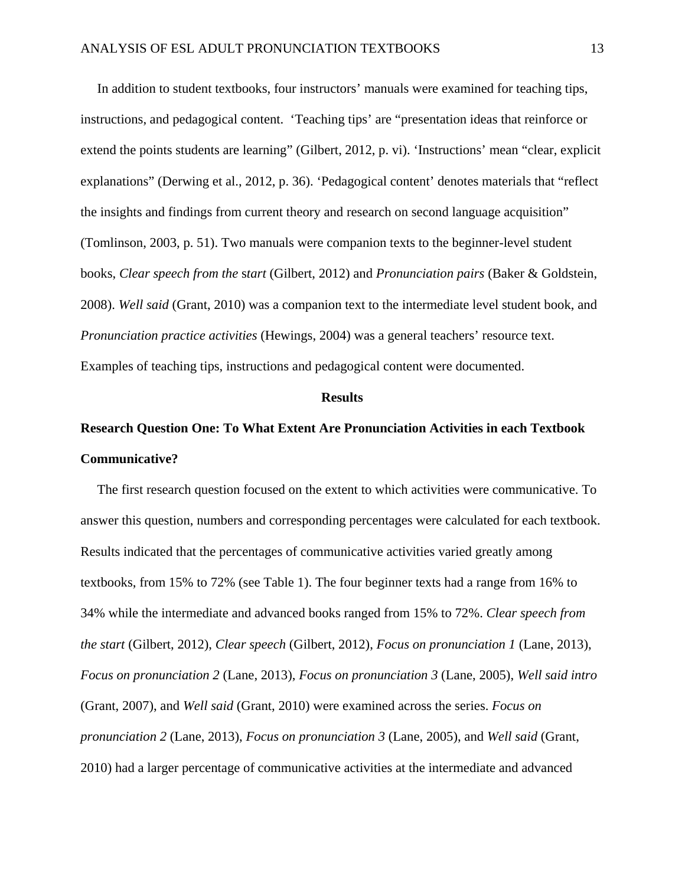In addition to student textbooks, four instructors' manuals were examined for teaching tips, instructions, and pedagogical content. 'Teaching tips' are "presentation ideas that reinforce or extend the points students are learning" (Gilbert, 2012, p. vi). 'Instructions' mean "clear, explicit explanations" (Derwing et al., 2012, p. 36). 'Pedagogical content' denotes materials that "reflect the insights and findings from current theory and research on second language acquisition" (Tomlinson, 2003, p. 51). Two manuals were companion texts to the beginner-level student books, *Clear speech from the start* (Gilbert, 2012) and *Pronunciation pairs* (Baker & Goldstein, 2008). *Well said* (Grant, 2010) was a companion text to the intermediate level student book, and *Pronunciation practice activities* (Hewings, 2004) was a general teachers' resource text. Examples of teaching tips, instructions and pedagogical content were documented.

## Results

### Research Question One: To What Extent Are Pronunciation Activities in each Textbook Communicative?

The first research question focused on the extent to which activities were communicative. To answer this question, numbers and corresponding percentages were calculated for each textbook. Results indicated that the percentages of communicative activities varied greatly among textbooks, from 15% to 72% (see Table 1). The four beginner texts had a range from 16% to 34% while the intermediate and advanced books ranged from 15% to 72%. *Clear speech from the start* (Gilbert, 2012), *Clear speech* (Gilbert, 2012), *Focus on pronunciation 1* (Lane, 2013), *Focus on pronunciation 2* (Lane, 2013), *Focus on pronunciation 3* (Lane, 2005), *Well said intro* (Grant, 2007), and *Well said* (Grant, 2010) were examined across the series. *Focus on pronunciation 2* (Lane, 2013), *Focus on pronunciation 3* (Lane, 2005), and *Well said* (Grant, 2010) had a larger percentage of communicative activities at the intermediate and advanced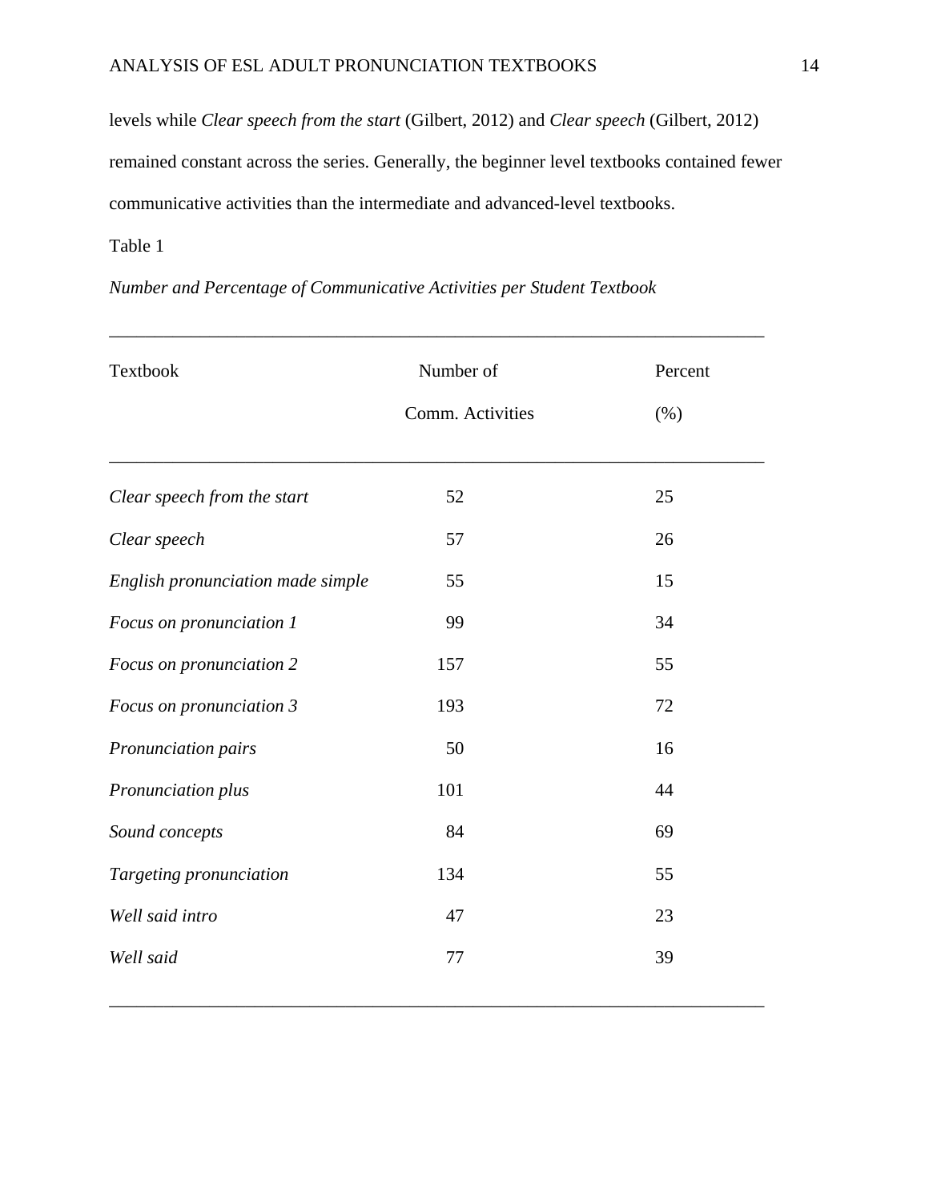levels while *Clear speech from the start* (Gilbert, 2012) and *Clear speech* (Gilbert, 2012) remained constant across the series. Generally, the beginner level textbooks contained fewer communicative activities than the intermediate and advanced-level textbooks.

Table 1

*Number and Percentage of Communicative Activities per Student Textbook*

| Textbook | Number of Comm. Activities | Percent (%) |
|---|---|---|
| *Clear speech from the start* | 52 | 25 |
| *Clear speech* | 57 | 26 |
| *English pronunciation made simple* | 55 | 15 |
| *Focus on pronunciation 1* | 99 | 34 |
| *Focus on pronunciation 2* | 157 | 55 |
| *Focus on pronunciation 3* | 193 | 72 |
| *Pronunciation pairs* | 50 | 16 |
| *Pronunciation plus* | 101 | 44 |
| *Sound concepts* | 84 | 69 |
| *Targeting pronunciation* | 134 | 55 |
| *Well said intro* | 47 | 23 |
| *Well said* | 77 | 39 |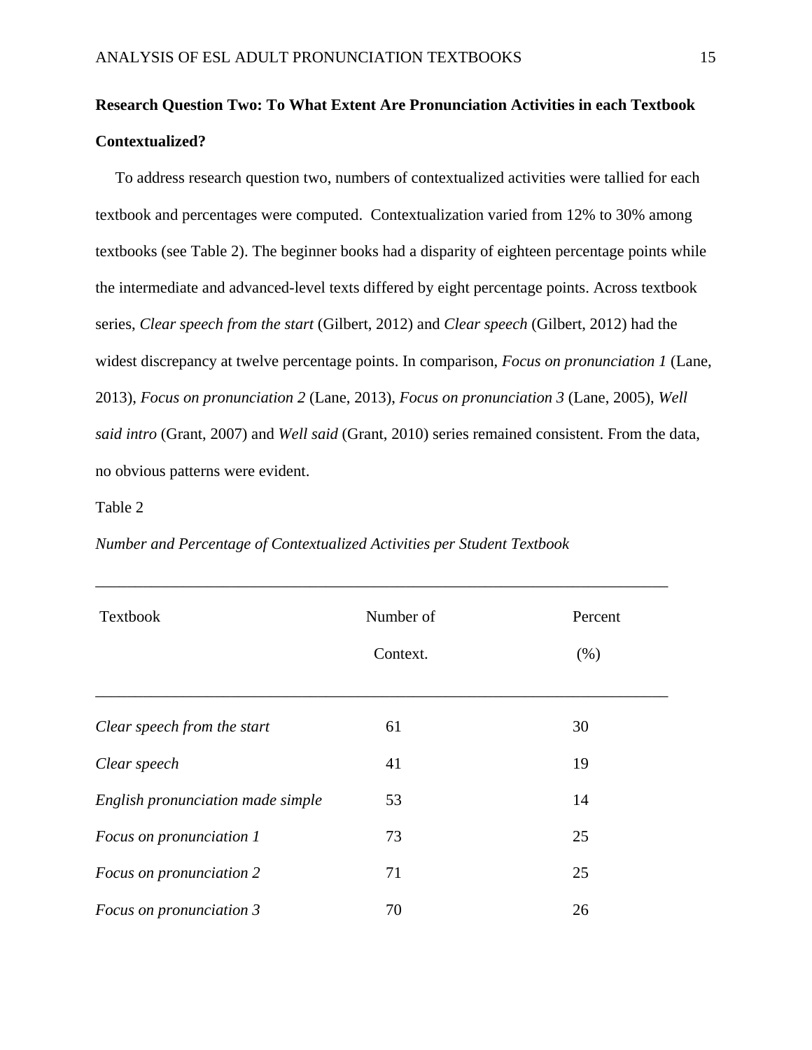**Research Question Two: To What Extent Are Pronunciation Activities in each Textbook Contextualized?**

To address research question two, numbers of contextualized activities were tallied for each textbook and percentages were computed. Contextualization varied from 12% to 30% among textbooks (see Table 2). The beginner books had a disparity of eighteen percentage points while the intermediate and advanced-level texts differed by eight percentage points. Across textbook series, *Clear speech from the start* (Gilbert, 2012) and *Clear speech* (Gilbert, 2012) had the widest discrepancy at twelve percentage points. In comparison, *Focus on pronunciation 1* (Lane, 2013), *Focus on pronunciation 2* (Lane, 2013), *Focus on pronunciation 3* (Lane, 2005), *Well said intro* (Grant, 2007) and *Well said* (Grant, 2010) series remained consistent. From the data, no obvious patterns were evident.

Table 2

*Number and Percentage of Contextualized Activities per Student Textbook*

| Textbook | Number of Context. | Percent (%) |
|---|---|---|
| *Clear speech from the start* | 61 | 30 |
| *Clear speech* | 41 | 19 |
| *English pronunciation made simple* | 53 | 14 |
| *Focus on pronunciation 1* | 73 | 25 |
| *Focus on pronunciation 2* | 71 | 25 |
| *Focus on pronunciation 3* | 70 | 26 |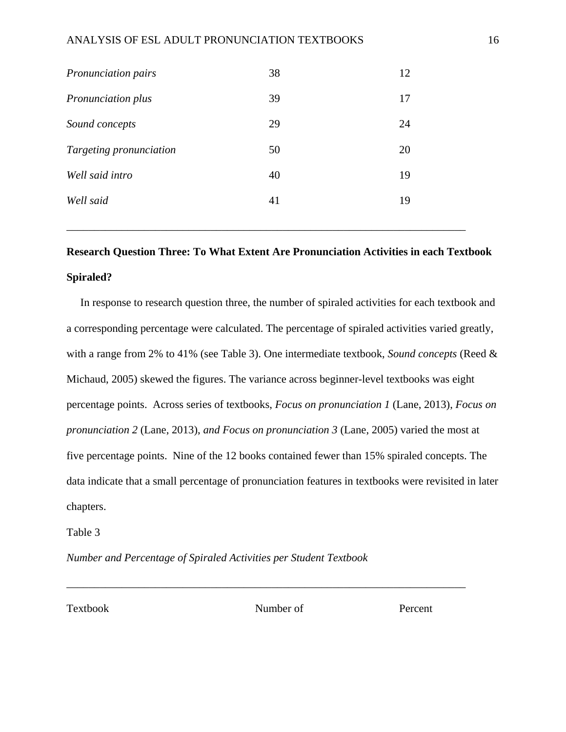| | | |
|---|---|---|
| *Pronunciation pairs* | 38 | 12 |
| *Pronunciation plus* | 39 | 17 |
| *Sound concepts* | 29 | 24 |
| *Targeting pronunciation* | 50 | 20 |
| *Well said intro* | 40 | 19 |
| *Well said* | 41 | 19 |

**Research Question Three: To What Extent Are Pronunciation Activities in each Textbook Spiraled?**

In response to research question three, the number of spiraled activities for each textbook and a corresponding percentage were calculated. The percentage of spiraled activities varied greatly, with a range from 2% to 41% (see Table 3). One intermediate textbook, *Sound concepts* (Reed & Michaud, 2005) skewed the figures. The variance across beginner-level textbooks was eight percentage points. Across series of textbooks, *Focus on pronunciation 1* (Lane, 2013), *Focus on pronunciation 2* (Lane, 2013), *and Focus on pronunciation 3* (Lane, 2005) varied the most at five percentage points. Nine of the 12 books contained fewer than 15% spiraled concepts. The data indicate that a small percentage of pronunciation features in textbooks were revisited in later chapters.

Table 3

*Number and Percentage of Spiraled Activities per Student Textbook*

| Textbook | Number of | Percent |
|---|---|---|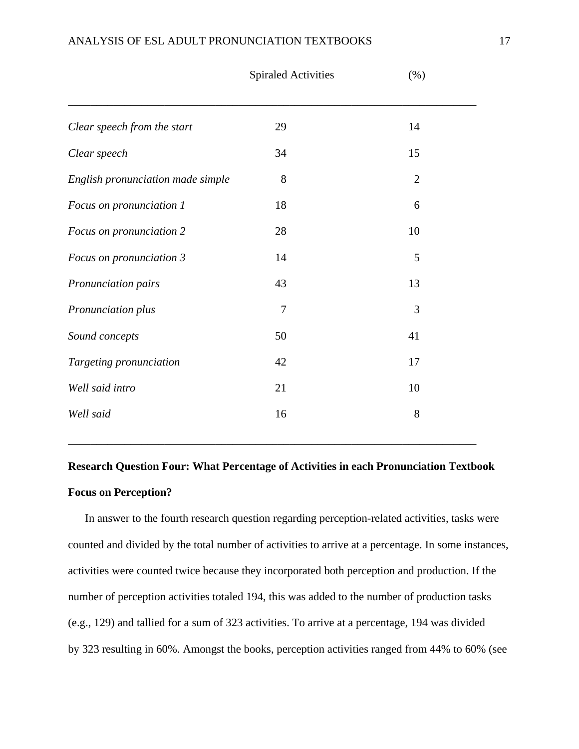| | Spiraled Activities | (%) |
|---|---|---|
| *Clear speech from the start* | 29 | 14 |
| *Clear speech* | 34 | 15 |
| *English pronunciation made simple* | 8 | 2 |
| *Focus on pronunciation 1* | 18 | 6 |
| *Focus on pronunciation 2* | 28 | 10 |
| *Focus on pronunciation 3* | 14 | 5 |
| *Pronunciation pairs* | 43 | 13 |
| *Pronunciation plus* | 7 | 3 |
| *Sound concepts* | 50 | 41 |
| *Targeting pronunciation* | 42 | 17 |
| *Well said intro* | 21 | 10 |
| *Well said* | 16 | 8 |

**Research Question Four: What Percentage of Activities in each Pronunciation Textbook Focus on Perception?**

In answer to the fourth research question regarding perception-related activities, tasks were counted and divided by the total number of activities to arrive at a percentage. In some instances, activities were counted twice because they incorporated both perception and production. If the number of perception activities totaled 194, this was added to the number of production tasks (e.g., 129) and tallied for a sum of 323 activities. To arrive at a percentage, 194 was divided by 323 resulting in 60%. Amongst the books, perception activities ranged from 44% to 60% (see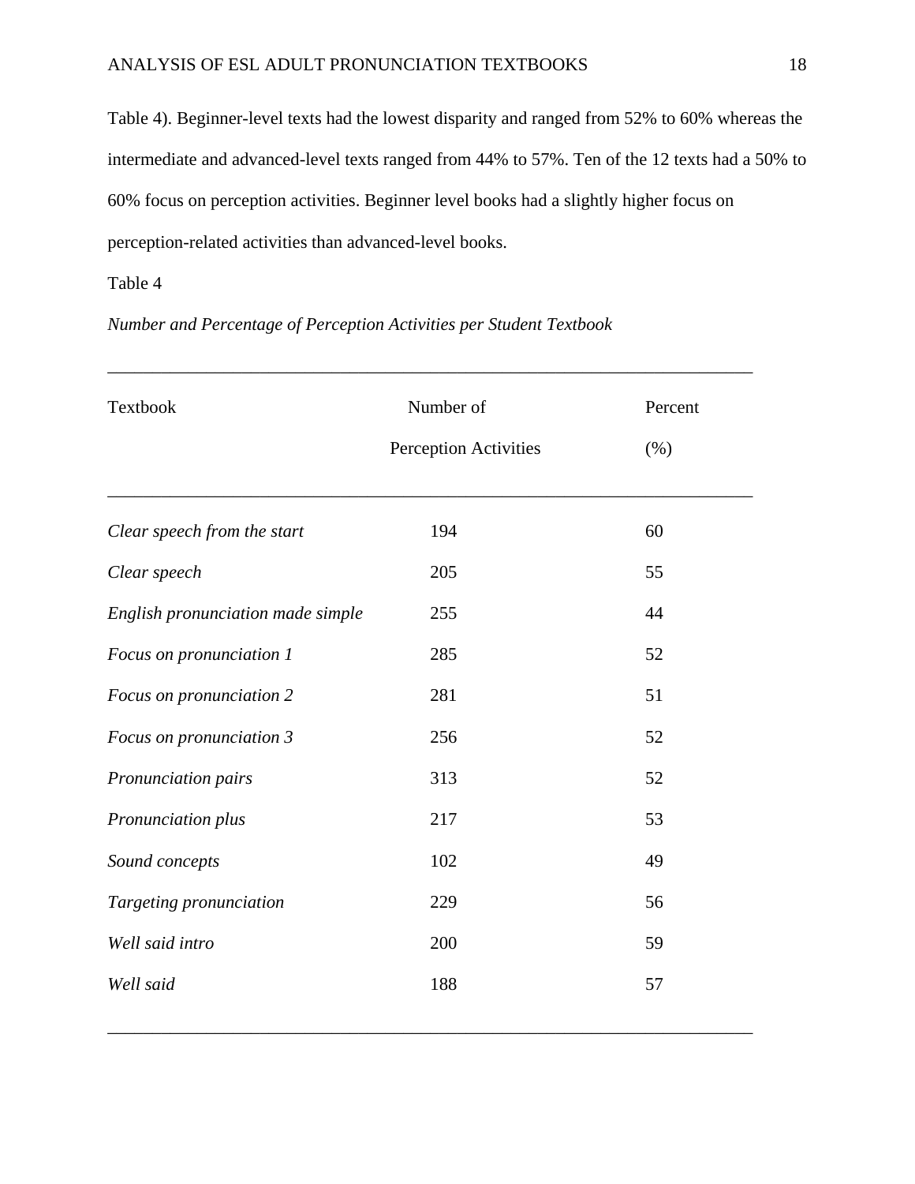Table 4). Beginner-level texts had the lowest disparity and ranged from 52% to 60% whereas the intermediate and advanced-level texts ranged from 44% to 57%. Ten of the 12 texts had a 50% to 60% focus on perception activities. Beginner level books had a slightly higher focus on perception-related activities than advanced-level books.

Table 4

*Number and Percentage of Perception Activities per Student Textbook*

| Textbook | Number of Perception Activities | Percent (%) |
|---|---|---|
| *Clear speech from the start* | 194 | 60 |
| *Clear speech* | 205 | 55 |
| *English pronunciation made simple* | 255 | 44 |
| *Focus on pronunciation 1* | 285 | 52 |
| *Focus on pronunciation 2* | 281 | 51 |
| *Focus on pronunciation 3* | 256 | 52 |
| *Pronunciation pairs* | 313 | 52 |
| *Pronunciation plus* | 217 | 53 |
| *Sound concepts* | 102 | 49 |
| *Targeting pronunciation* | 229 | 56 |
| *Well said intro* | 200 | 59 |
| *Well said* | 188 | 57 |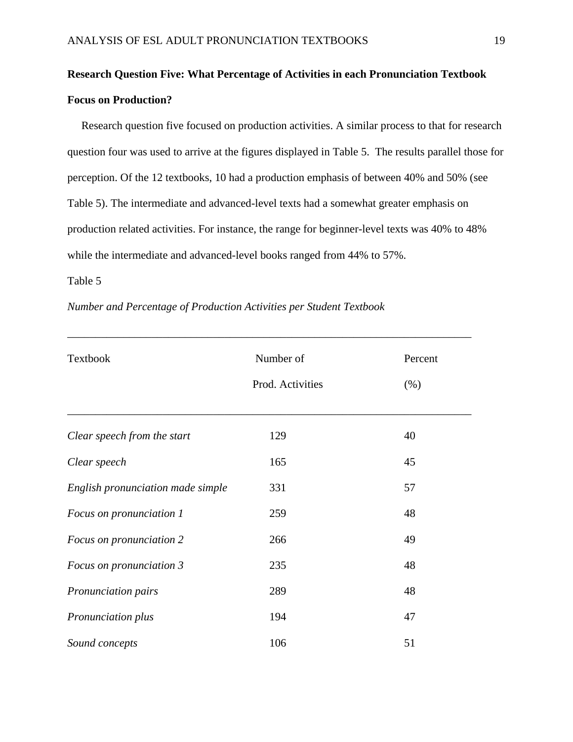**Research Question Five: What Percentage of Activities in each Pronunciation Textbook Focus on Production?**

Research question five focused on production activities. A similar process to that for research question four was used to arrive at the figures displayed in Table 5. The results parallel those for perception. Of the 12 textbooks, 10 had a production emphasis of between 40% and 50% (see Table 5). The intermediate and advanced-level texts had a somewhat greater emphasis on production related activities. For instance, the range for beginner-level texts was 40% to 48% while the intermediate and advanced-level books ranged from 44% to 57%.

Table 5

*Number and Percentage of Production Activities per Student Textbook*

| Textbook | Number of Prod. Activities | Percent (%) |
|---|---|---|
| *Clear speech from the start* | 129 | 40 |
| *Clear speech* | 165 | 45 |
| *English pronunciation made simple* | 331 | 57 |
| *Focus on pronunciation 1* | 259 | 48 |
| *Focus on pronunciation 2* | 266 | 49 |
| *Focus on pronunciation 3* | 235 | 48 |
| *Pronunciation pairs* | 289 | 48 |
| *Pronunciation plus* | 194 | 47 |
| *Sound concepts* | 106 | 51 |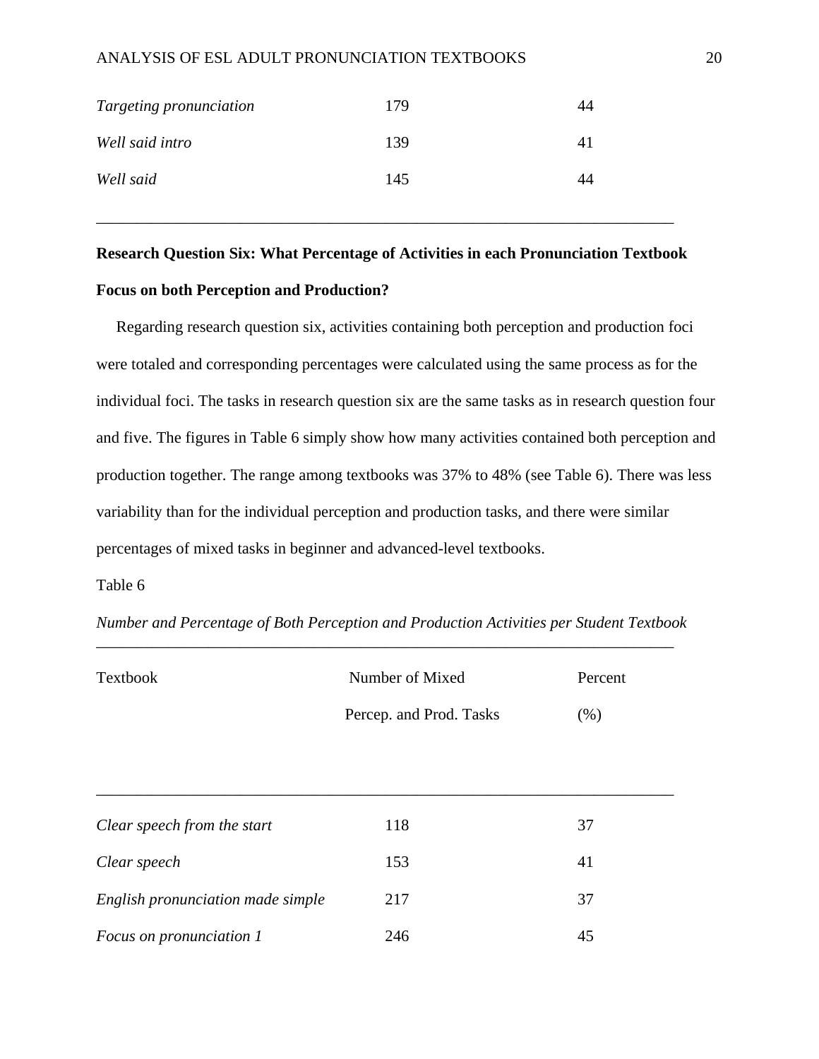| | | |
|---|---|---|
| *Targeting pronunciation* | 179 | 44 |
| *Well said intro* | 139 | 41 |
| *Well said* | 145 | 44 |

**Research Question Six: What Percentage of Activities in each Pronunciation Textbook Focus on both Perception and Production?**

Regarding research question six, activities containing both perception and production foci were totaled and corresponding percentages were calculated using the same process as for the individual foci. The tasks in research question six are the same tasks as in research question four and five. The figures in Table 6 simply show how many activities contained both perception and production together. The range among textbooks was 37% to 48% (see Table 6). There was less variability than for the individual perception and production tasks, and there were similar percentages of mixed tasks in beginner and advanced-level textbooks.

Table 6

*Number and Percentage of Both Perception and Production Activities per Student Textbook*

| Textbook | Number of Mixed Percep. and Prod. Tasks | Percent (%) |
|---|---|---|
| *Clear speech from the start* | 118 | 37 |
| *Clear speech* | 153 | 41 |
| *English pronunciation made simple* | 217 | 37 |
| *Focus on pronunciation 1* | 246 | 45 |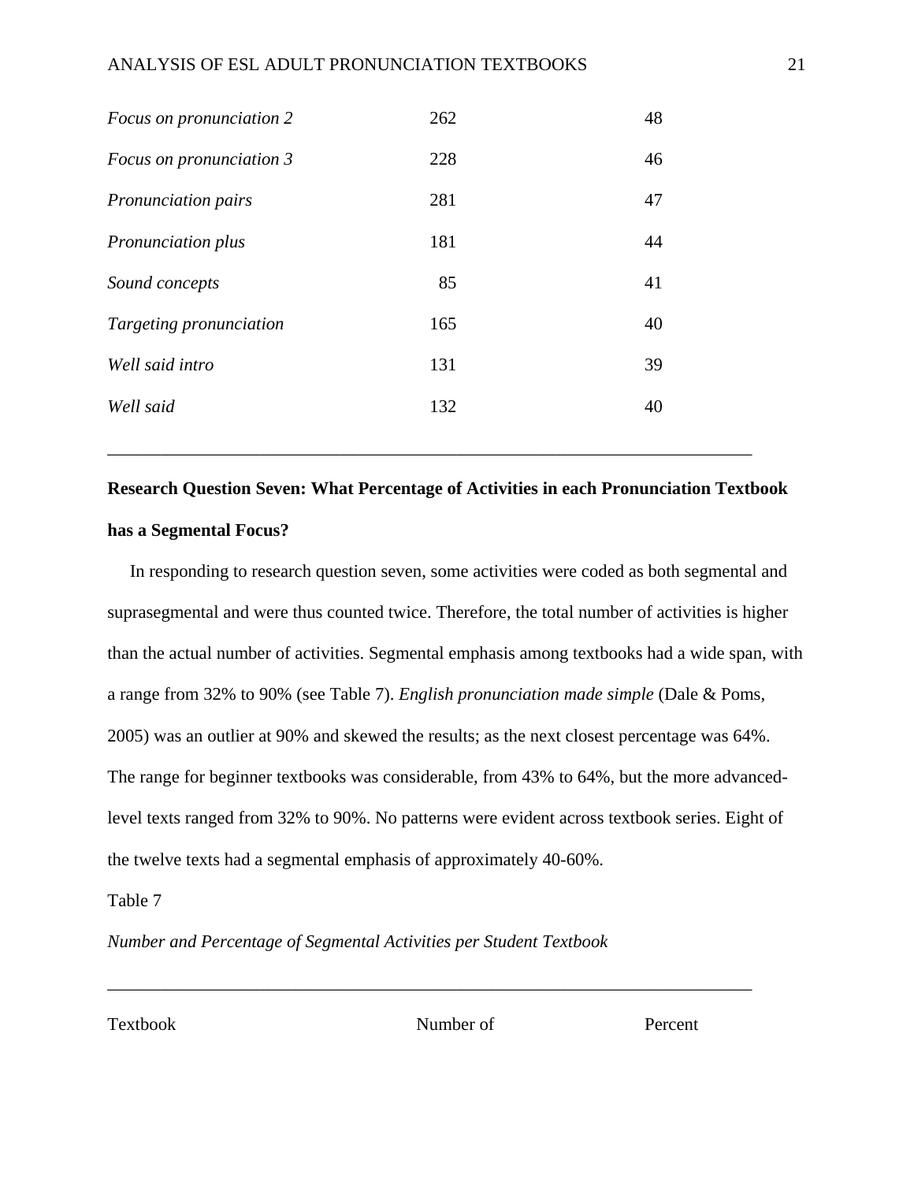| | | |
|---|---|---|
| *Focus on pronunciation 2* | 262 | 48 |
| *Focus on pronunciation 3* | 228 | 46 |
| *Pronunciation pairs* | 281 | 47 |
| *Pronunciation plus* | 181 | 44 |
| *Sound concepts* | 85 | 41 |
| *Targeting pronunciation* | 165 | 40 |
| *Well said intro* | 131 | 39 |
| *Well said* | 132 | 40 |

**Research Question Seven: What Percentage of Activities in each Pronunciation Textbook has a Segmental Focus?**

In responding to research question seven, some activities were coded as both segmental and suprasegmental and were thus counted twice. Therefore, the total number of activities is higher than the actual number of activities. Segmental emphasis among textbooks had a wide span, with a range from 32% to 90% (see Table 7). *English pronunciation made simple* (Dale & Poms, 2005) was an outlier at 90% and skewed the results; as the next closest percentage was 64%. The range for beginner textbooks was considerable, from 43% to 64%, but the more advanced-level texts ranged from 32% to 90%. No patterns were evident across textbook series. Eight of the twelve texts had a segmental emphasis of approximately 40-60%.

Table 7

*Number and Percentage of Segmental Activities per Student Textbook*

| Textbook | Number of | Percent |
|---|---|---|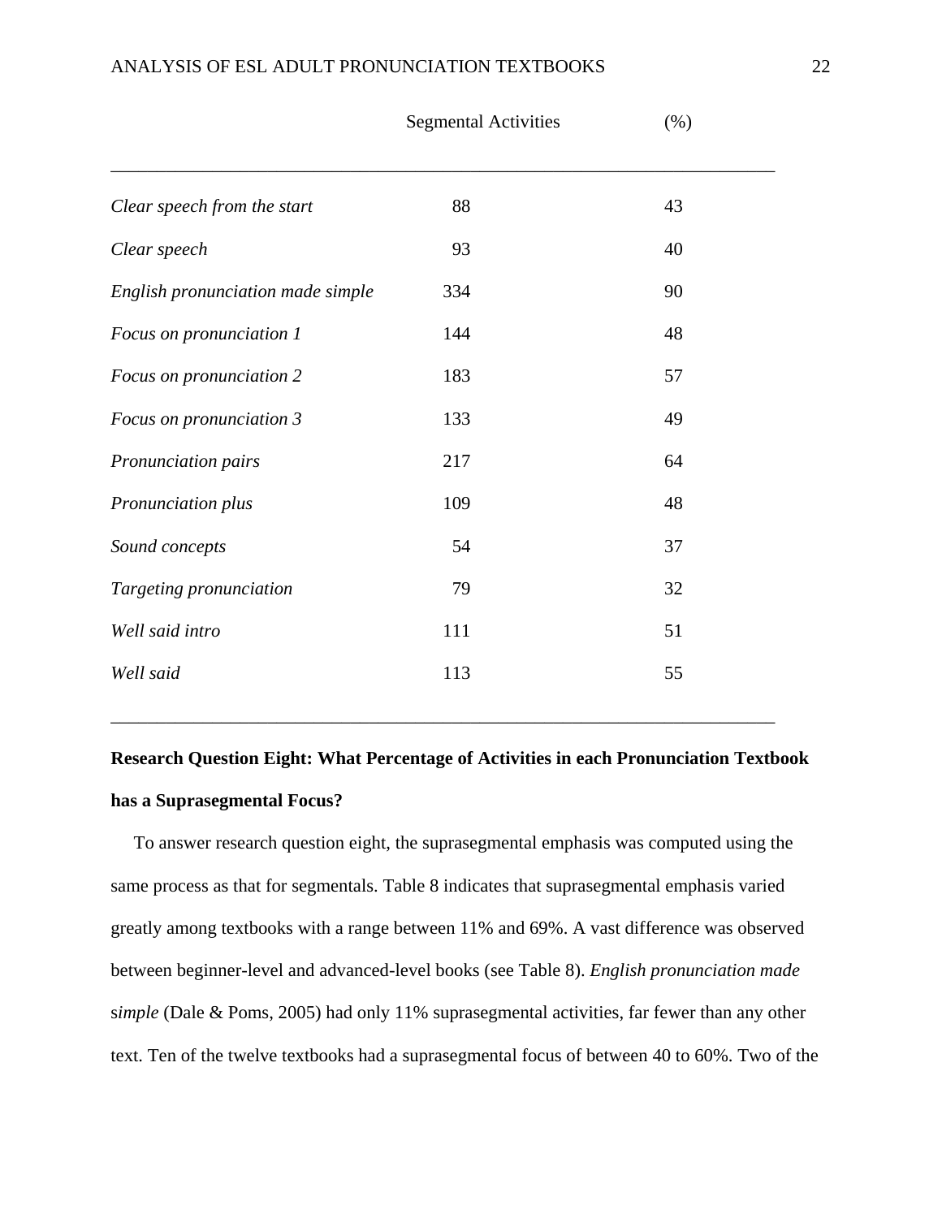| | Segmental Activities | (%) |
|---|---|---|
| *Clear speech from the start* | 88 | 43 |
| *Clear speech* | 93 | 40 |
| *English pronunciation made simple* | 334 | 90 |
| *Focus on pronunciation 1* | 144 | 48 |
| *Focus on pronunciation 2* | 183 | 57 |
| *Focus on pronunciation 3* | 133 | 49 |
| *Pronunciation pairs* | 217 | 64 |
| *Pronunciation plus* | 109 | 48 |
| *Sound concepts* | 54 | 37 |
| *Targeting pronunciation* | 79 | 32 |
| *Well said intro* | 111 | 51 |
| *Well said* | 113 | 55 |

**Research Question Eight: What Percentage of Activities in each Pronunciation Textbook has a Suprasegmental Focus?**

To answer research question eight, the suprasegmental emphasis was computed using the same process as that for segmentals. Table 8 indicates that suprasegmental emphasis varied greatly among textbooks with a range between 11% and 69%. A vast difference was observed between beginner-level and advanced-level books (see Table 8). *English pronunciation made simple* (Dale & Poms, 2005) had only 11% suprasegmental activities, far fewer than any other text. Ten of the twelve textbooks had a suprasegmental focus of between 40 to 60%. Two of the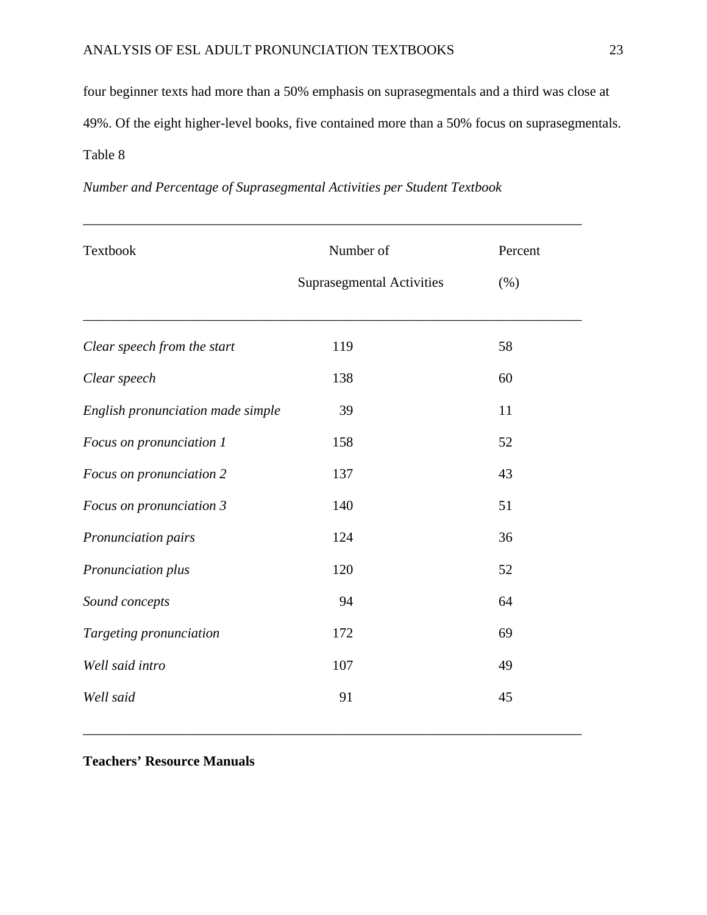four beginner texts had more than a 50% emphasis on suprasegmentals and a third was close at 49%. Of the eight higher-level books, five contained more than a 50% focus on suprasegmentals.

Table 8

*Number and Percentage of Suprasegmental Activities per Student Textbook*

| Textbook | Number of Suprasegmental Activities | Percent (%) |
|---|---|---|
| *Clear speech from the start* | 119 | 58 |
| *Clear speech* | 138 | 60 |
| *English pronunciation made simple* | 39 | 11 |
| *Focus on pronunciation 1* | 158 | 52 |
| *Focus on pronunciation 2* | 137 | 43 |
| *Focus on pronunciation 3* | 140 | 51 |
| *Pronunciation pairs* | 124 | 36 |
| *Pronunciation plus* | 120 | 52 |
| *Sound concepts* | 94 | 64 |
| *Targeting pronunciation* | 172 | 69 |
| *Well said intro* | 107 | 49 |
| *Well said* | 91 | 45 |

**Teachers' Resource Manuals**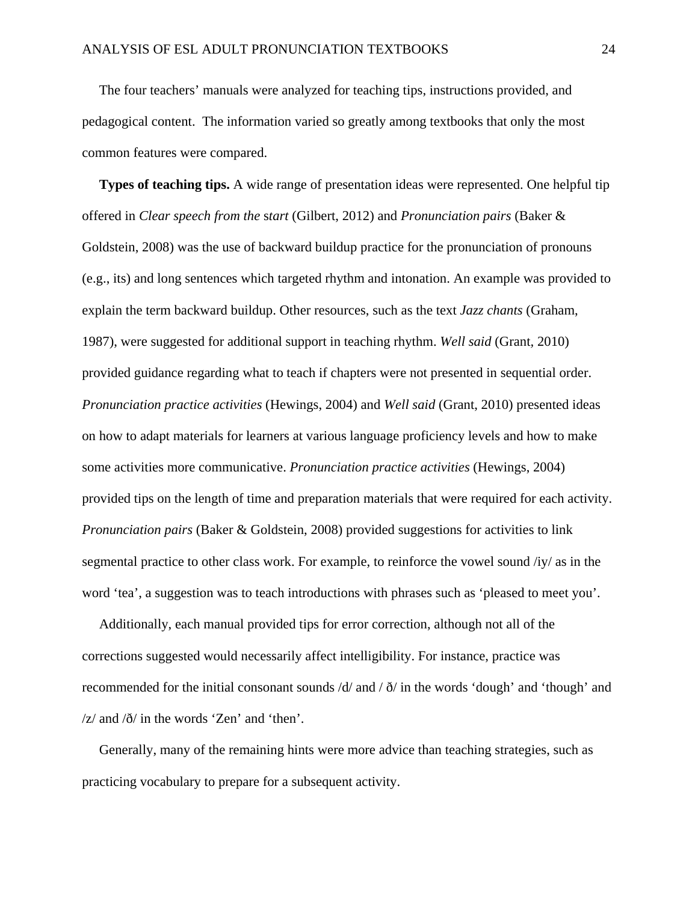The four teachers' manuals were analyzed for teaching tips, instructions provided, and pedagogical content. The information varied so greatly among textbooks that only the most common features were compared.

**Types of teaching tips.** A wide range of presentation ideas were represented. One helpful tip offered in *Clear speech from the start* (Gilbert, 2012) and *Pronunciation pairs* (Baker & Goldstein, 2008) was the use of backward buildup practice for the pronunciation of pronouns (e.g., its) and long sentences which targeted rhythm and intonation. An example was provided to explain the term backward buildup. Other resources, such as the text *Jazz chants* (Graham, 1987), were suggested for additional support in teaching rhythm. *Well said* (Grant, 2010) provided guidance regarding what to teach if chapters were not presented in sequential order. *Pronunciation practice activities* (Hewings, 2004) and *Well said* (Grant, 2010) presented ideas on how to adapt materials for learners at various language proficiency levels and how to make some activities more communicative. *Pronunciation practice activities* (Hewings, 2004) provided tips on the length of time and preparation materials that were required for each activity. *Pronunciation pairs* (Baker & Goldstein, 2008) provided suggestions for activities to link segmental practice to other class work. For example, to reinforce the vowel sound /iy/ as in the word 'tea', a suggestion was to teach introductions with phrases such as 'pleased to meet you'.

Additionally, each manual provided tips for error correction, although not all of the corrections suggested would necessarily affect intelligibility. For instance, practice was recommended for the initial consonant sounds /d/ and / ð/ in the words 'dough' and 'though' and /z/ and /ð/ in the words 'Zen' and 'then'.

Generally, many of the remaining hints were more advice than teaching strategies, such as practicing vocabulary to prepare for a subsequent activity.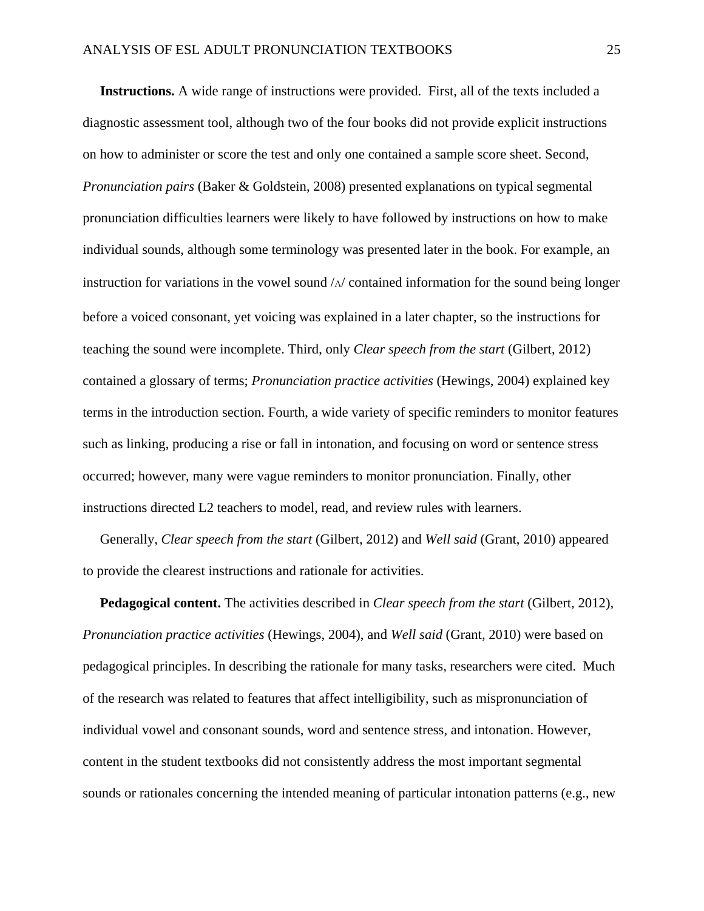**Instructions.** A wide range of instructions were provided. First, all of the texts included a diagnostic assessment tool, although two of the four books did not provide explicit instructions on how to administer or score the test and only one contained a sample score sheet. Second, *Pronunciation pairs* (Baker & Goldstein, 2008) presented explanations on typical segmental pronunciation difficulties learners were likely to have followed by instructions on how to make individual sounds, although some terminology was presented later in the book. For example, an instruction for variations in the vowel sound /ʌ/ contained information for the sound being longer before a voiced consonant, yet voicing was explained in a later chapter, so the instructions for teaching the sound were incomplete. Third, only *Clear speech from the start* (Gilbert, 2012) contained a glossary of terms; *Pronunciation practice activities* (Hewings, 2004) explained key terms in the introduction section. Fourth, a wide variety of specific reminders to monitor features such as linking, producing a rise or fall in intonation, and focusing on word or sentence stress occurred; however, many were vague reminders to monitor pronunciation. Finally, other instructions directed L2 teachers to model, read, and review rules with learners.

Generally, *Clear speech from the start* (Gilbert, 2012) and *Well said* (Grant, 2010) appeared to provide the clearest instructions and rationale for activities.

**Pedagogical content.** The activities described in *Clear speech from the start* (Gilbert, 2012), *Pronunciation practice activities* (Hewings, 2004), and *Well said* (Grant, 2010) were based on pedagogical principles. In describing the rationale for many tasks, researchers were cited. Much of the research was related to features that affect intelligibility, such as mispronunciation of individual vowel and consonant sounds, word and sentence stress, and intonation. However, content in the student textbooks did not consistently address the most important segmental sounds or rationales concerning the intended meaning of particular intonation patterns (e.g., new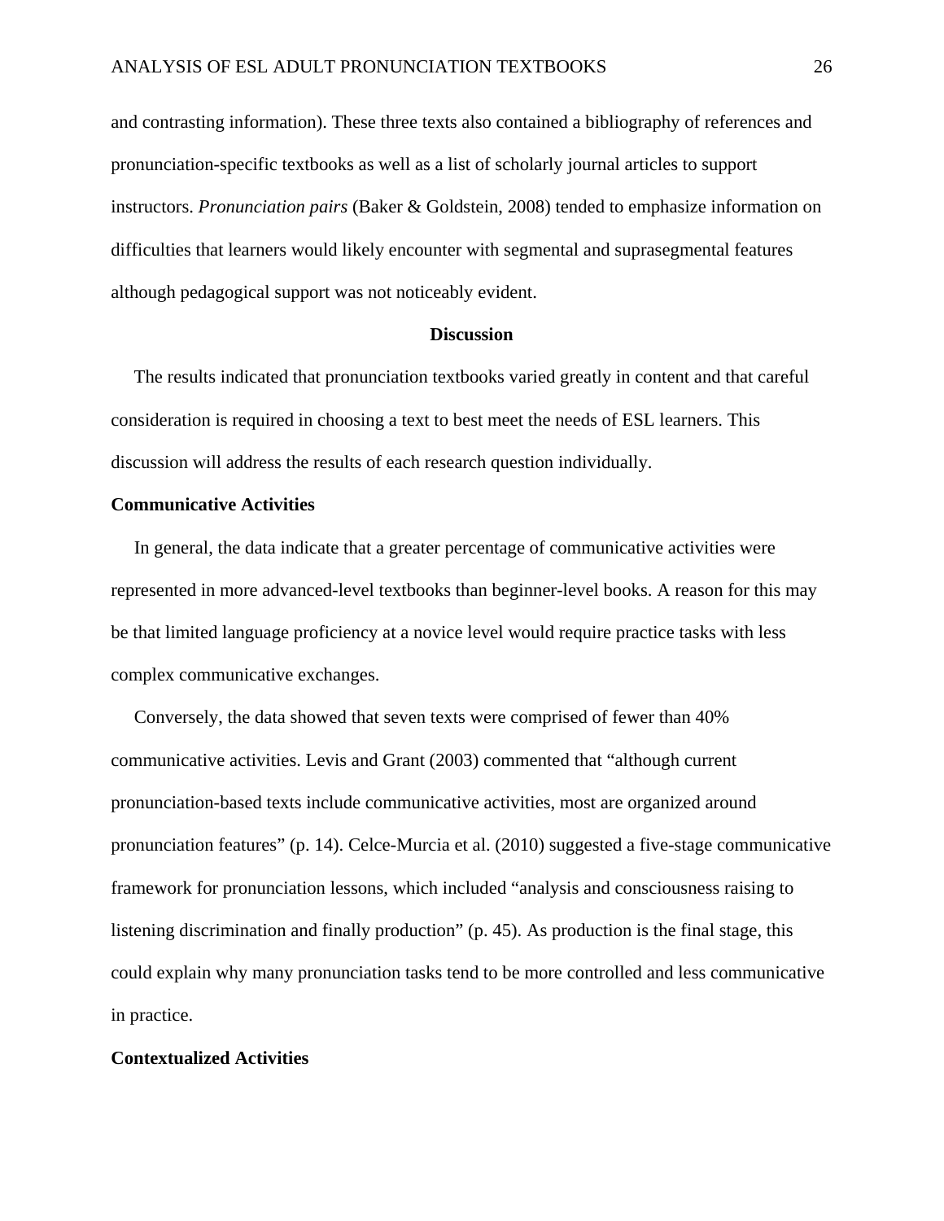and contrasting information). These three texts also contained a bibliography of references and pronunciation-specific textbooks as well as a list of scholarly journal articles to support instructors. *Pronunciation pairs* (Baker & Goldstein, 2008) tended to emphasize information on difficulties that learners would likely encounter with segmental and suprasegmental features although pedagogical support was not noticeably evident.

## Discussion

The results indicated that pronunciation textbooks varied greatly in content and that careful consideration is required in choosing a text to best meet the needs of ESL learners. This discussion will address the results of each research question individually.

### Communicative Activities

In general, the data indicate that a greater percentage of communicative activities were represented in more advanced-level textbooks than beginner-level books. A reason for this may be that limited language proficiency at a novice level would require practice tasks with less complex communicative exchanges.

Conversely, the data showed that seven texts were comprised of fewer than 40% communicative activities. Levis and Grant (2003) commented that "although current pronunciation-based texts include communicative activities, most are organized around pronunciation features" (p. 14). Celce-Murcia et al. (2010) suggested a five-stage communicative framework for pronunciation lessons, which included "analysis and consciousness raising to listening discrimination and finally production" (p. 45). As production is the final stage, this could explain why many pronunciation tasks tend to be more controlled and less communicative in practice.

### Contextualized Activities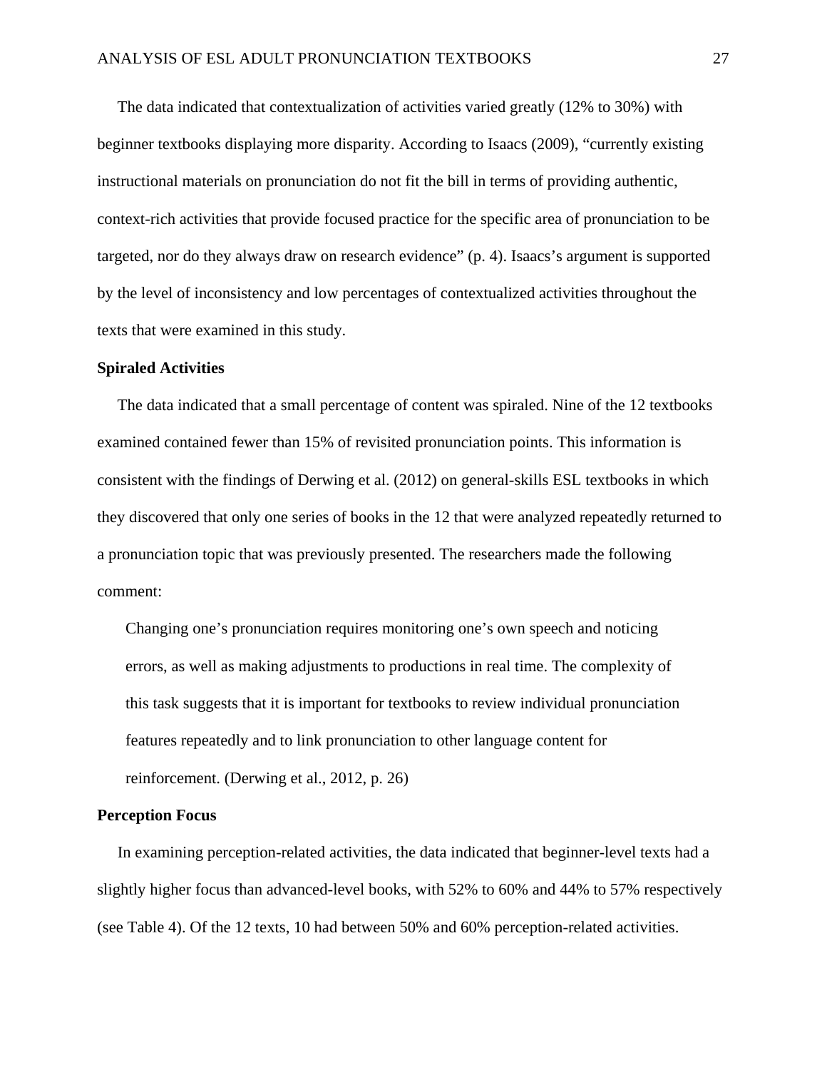The data indicated that contextualization of activities varied greatly (12% to 30%) with beginner textbooks displaying more disparity. According to Isaacs (2009), "currently existing instructional materials on pronunciation do not fit the bill in terms of providing authentic, context-rich activities that provide focused practice for the specific area of pronunciation to be targeted, nor do they always draw on research evidence" (p. 4). Isaacs's argument is supported by the level of inconsistency and low percentages of contextualized activities throughout the texts that were examined in this study.

**Spiraled Activities**

The data indicated that a small percentage of content was spiraled. Nine of the 12 textbooks examined contained fewer than 15% of revisited pronunciation points. This information is consistent with the findings of Derwing et al. (2012) on general-skills ESL textbooks in which they discovered that only one series of books in the 12 that were analyzed repeatedly returned to a pronunciation topic that was previously presented. The researchers made the following comment:

> Changing one's pronunciation requires monitoring one's own speech and noticing errors, as well as making adjustments to productions in real time. The complexity of this task suggests that it is important for textbooks to review individual pronunciation features repeatedly and to link pronunciation to other language content for reinforcement. (Derwing et al., 2012, p. 26)

**Perception Focus**

In examining perception-related activities, the data indicated that beginner-level texts had a slightly higher focus than advanced-level books, with 52% to 60% and 44% to 57% respectively (see Table 4). Of the 12 texts, 10 had between 50% and 60% perception-related activities.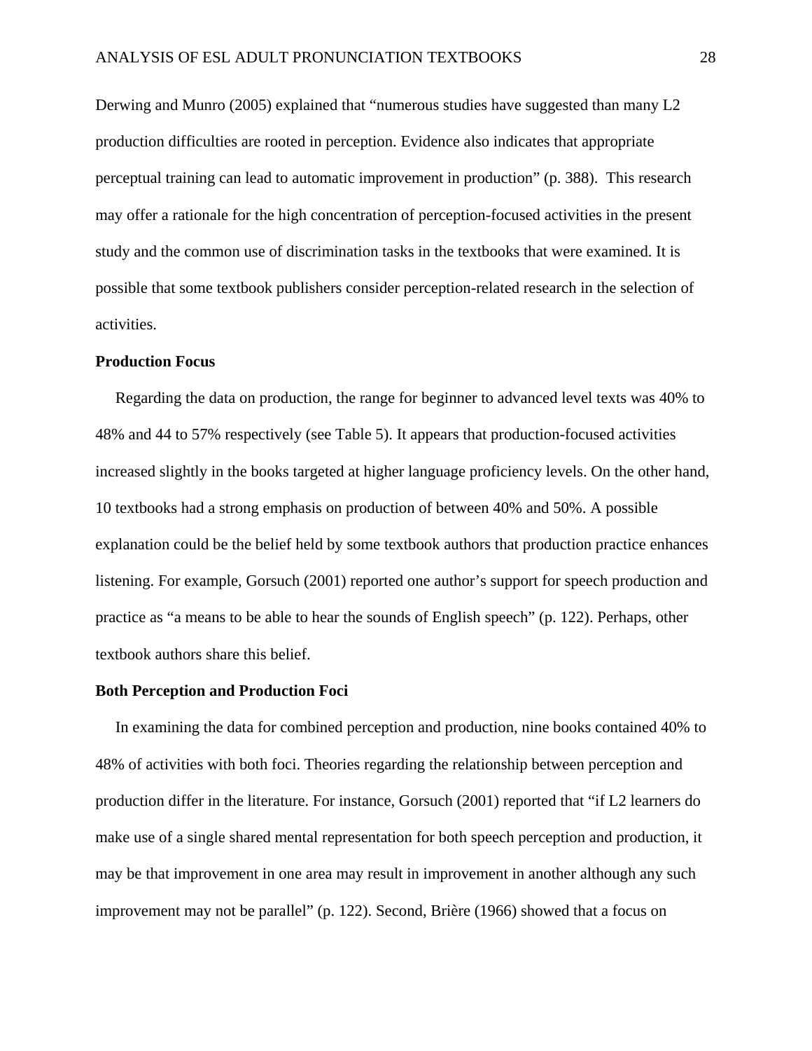Derwing and Munro (2005) explained that "numerous studies have suggested than many L2 production difficulties are rooted in perception. Evidence also indicates that appropriate perceptual training can lead to automatic improvement in production" (p. 388). This research may offer a rationale for the high concentration of perception-focused activities in the present study and the common use of discrimination tasks in the textbooks that were examined. It is possible that some textbook publishers consider perception-related research in the selection of activities.

### Production Focus

Regarding the data on production, the range for beginner to advanced level texts was 40% to 48% and 44 to 57% respectively (see Table 5). It appears that production-focused activities increased slightly in the books targeted at higher language proficiency levels. On the other hand, 10 textbooks had a strong emphasis on production of between 40% and 50%. A possible explanation could be the belief held by some textbook authors that production practice enhances listening. For example, Gorsuch (2001) reported one author's support for speech production and practice as "a means to be able to hear the sounds of English speech" (p. 122). Perhaps, other textbook authors share this belief.

### Both Perception and Production Foci

In examining the data for combined perception and production, nine books contained 40% to 48% of activities with both foci. Theories regarding the relationship between perception and production differ in the literature. For instance, Gorsuch (2001) reported that "if L2 learners do make use of a single shared mental representation for both speech perception and production, it may be that improvement in one area may result in improvement in another although any such improvement may not be parallel" (p. 122). Second, Brière (1966) showed that a focus on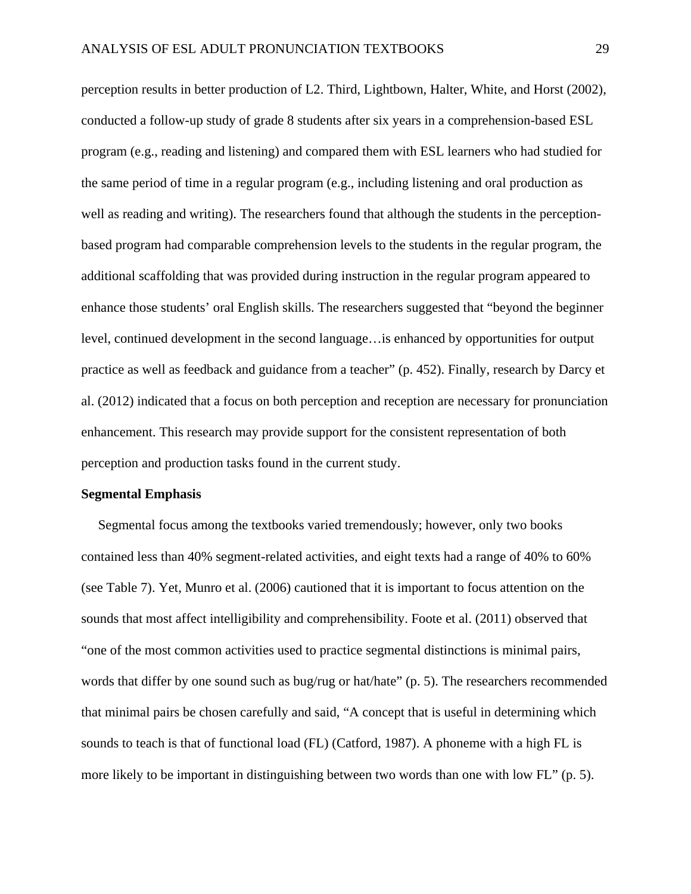perception results in better production of L2. Third, Lightbown, Halter, White, and Horst (2002), conducted a follow-up study of grade 8 students after six years in a comprehension-based ESL program (e.g., reading and listening) and compared them with ESL learners who had studied for the same period of time in a regular program (e.g., including listening and oral production as well as reading and writing). The researchers found that although the students in the perception-based program had comparable comprehension levels to the students in the regular program, the additional scaffolding that was provided during instruction in the regular program appeared to enhance those students' oral English skills. The researchers suggested that "beyond the beginner level, continued development in the second language…is enhanced by opportunities for output practice as well as feedback and guidance from a teacher" (p. 452). Finally, research by Darcy et al. (2012) indicated that a focus on both perception and reception are necessary for pronunciation enhancement. This research may provide support for the consistent representation of both perception and production tasks found in the current study.

**Segmental Emphasis**

Segmental focus among the textbooks varied tremendously; however, only two books contained less than 40% segment-related activities, and eight texts had a range of 40% to 60% (see Table 7). Yet, Munro et al. (2006) cautioned that it is important to focus attention on the sounds that most affect intelligibility and comprehensibility. Foote et al. (2011) observed that "one of the most common activities used to practice segmental distinctions is minimal pairs, words that differ by one sound such as bug/rug or hat/hate" (p. 5). The researchers recommended that minimal pairs be chosen carefully and said, "A concept that is useful in determining which sounds to teach is that of functional load (FL) (Catford, 1987). A phoneme with a high FL is more likely to be important in distinguishing between two words than one with low FL" (p. 5).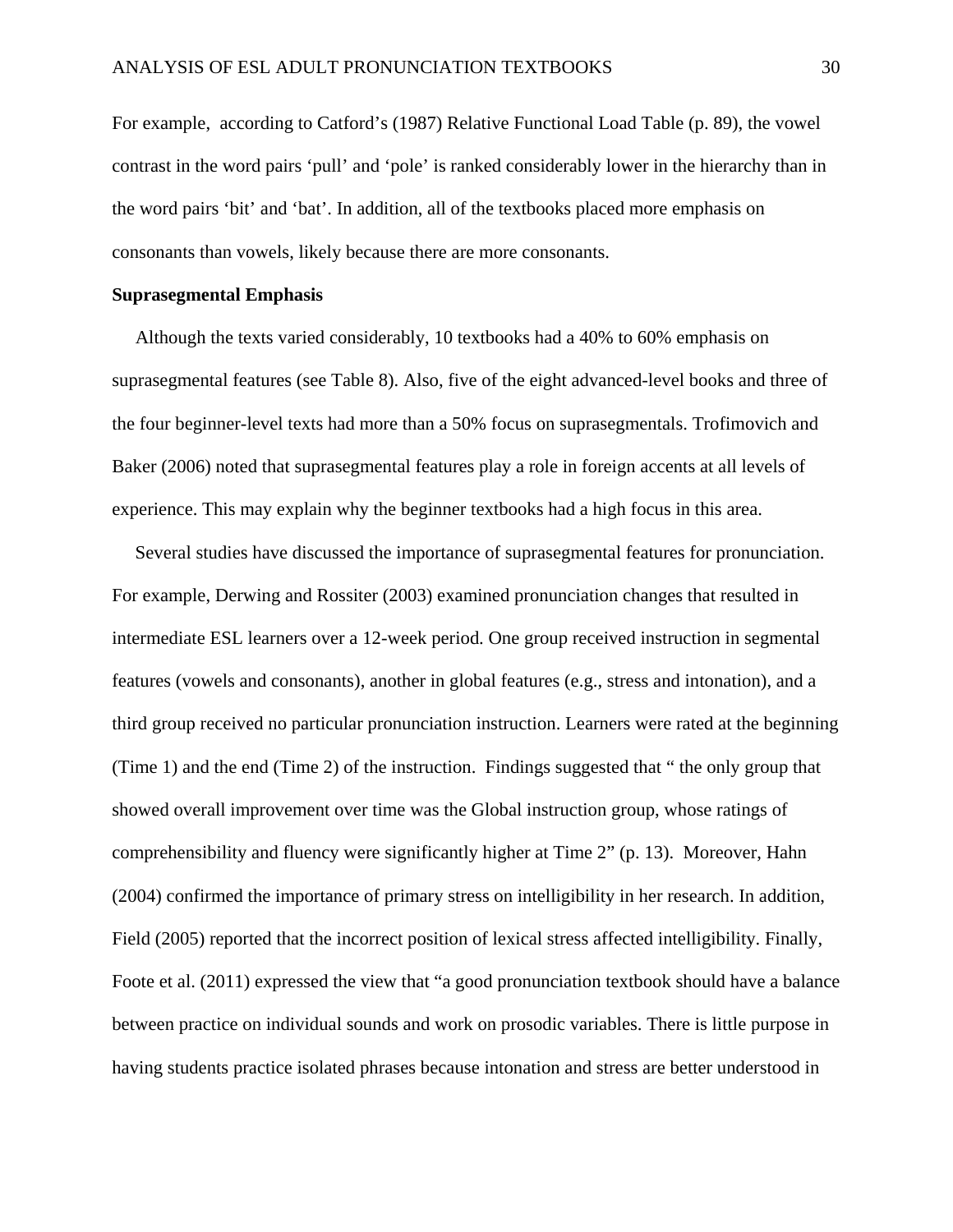For example, according to Catford's (1987) Relative Functional Load Table (p. 89), the vowel contrast in the word pairs 'pull' and 'pole' is ranked considerably lower in the hierarchy than in the word pairs 'bit' and 'bat'. In addition, all of the textbooks placed more emphasis on consonants than vowels, likely because there are more consonants.

**Suprasegmental Emphasis**

Although the texts varied considerably, 10 textbooks had a 40% to 60% emphasis on suprasegmental features (see Table 8). Also, five of the eight advanced-level books and three of the four beginner-level texts had more than a 50% focus on suprasegmentals. Trofimovich and Baker (2006) noted that suprasegmental features play a role in foreign accents at all levels of experience. This may explain why the beginner textbooks had a high focus in this area.

Several studies have discussed the importance of suprasegmental features for pronunciation. For example, Derwing and Rossiter (2003) examined pronunciation changes that resulted in intermediate ESL learners over a 12-week period. One group received instruction in segmental features (vowels and consonants), another in global features (e.g., stress and intonation), and a third group received no particular pronunciation instruction. Learners were rated at the beginning (Time 1) and the end (Time 2) of the instruction. Findings suggested that " the only group that showed overall improvement over time was the Global instruction group, whose ratings of comprehensibility and fluency were significantly higher at Time 2" (p. 13). Moreover, Hahn (2004) confirmed the importance of primary stress on intelligibility in her research. In addition, Field (2005) reported that the incorrect position of lexical stress affected intelligibility. Finally, Foote et al. (2011) expressed the view that "a good pronunciation textbook should have a balance between practice on individual sounds and work on prosodic variables. There is little purpose in having students practice isolated phrases because intonation and stress are better understood in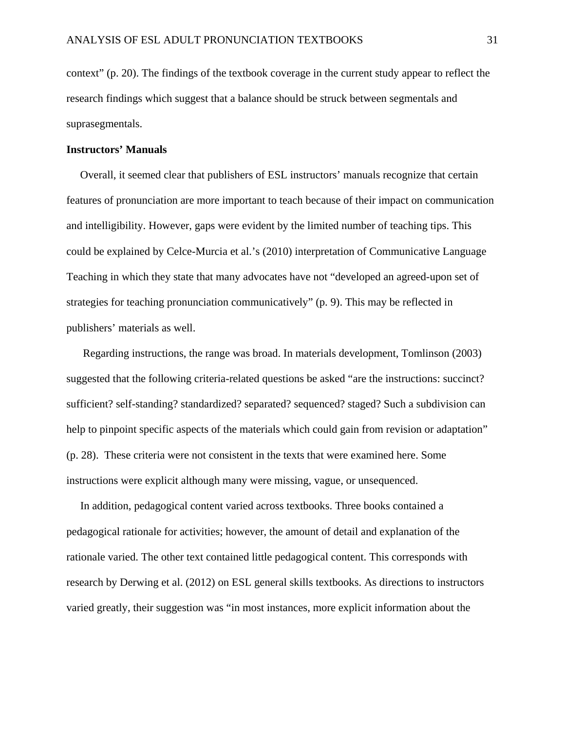context" (p. 20). The findings of the textbook coverage in the current study appear to reflect the research findings which suggest that a balance should be struck between segmentals and suprasegmentals.

**Instructors' Manuals**

Overall, it seemed clear that publishers of ESL instructors' manuals recognize that certain features of pronunciation are more important to teach because of their impact on communication and intelligibility. However, gaps were evident by the limited number of teaching tips. This could be explained by Celce-Murcia et al.'s (2010) interpretation of Communicative Language Teaching in which they state that many advocates have not "developed an agreed-upon set of strategies for teaching pronunciation communicatively" (p. 9). This may be reflected in publishers' materials as well.

Regarding instructions, the range was broad. In materials development, Tomlinson (2003) suggested that the following criteria-related questions be asked "are the instructions: succinct? sufficient? self-standing? standardized? separated? sequenced? staged? Such a subdivision can help to pinpoint specific aspects of the materials which could gain from revision or adaptation" (p. 28). These criteria were not consistent in the texts that were examined here. Some instructions were explicit although many were missing, vague, or unsequenced.

In addition, pedagogical content varied across textbooks. Three books contained a pedagogical rationale for activities; however, the amount of detail and explanation of the rationale varied. The other text contained little pedagogical content. This corresponds with research by Derwing et al. (2012) on ESL general skills textbooks. As directions to instructors varied greatly, their suggestion was "in most instances, more explicit information about the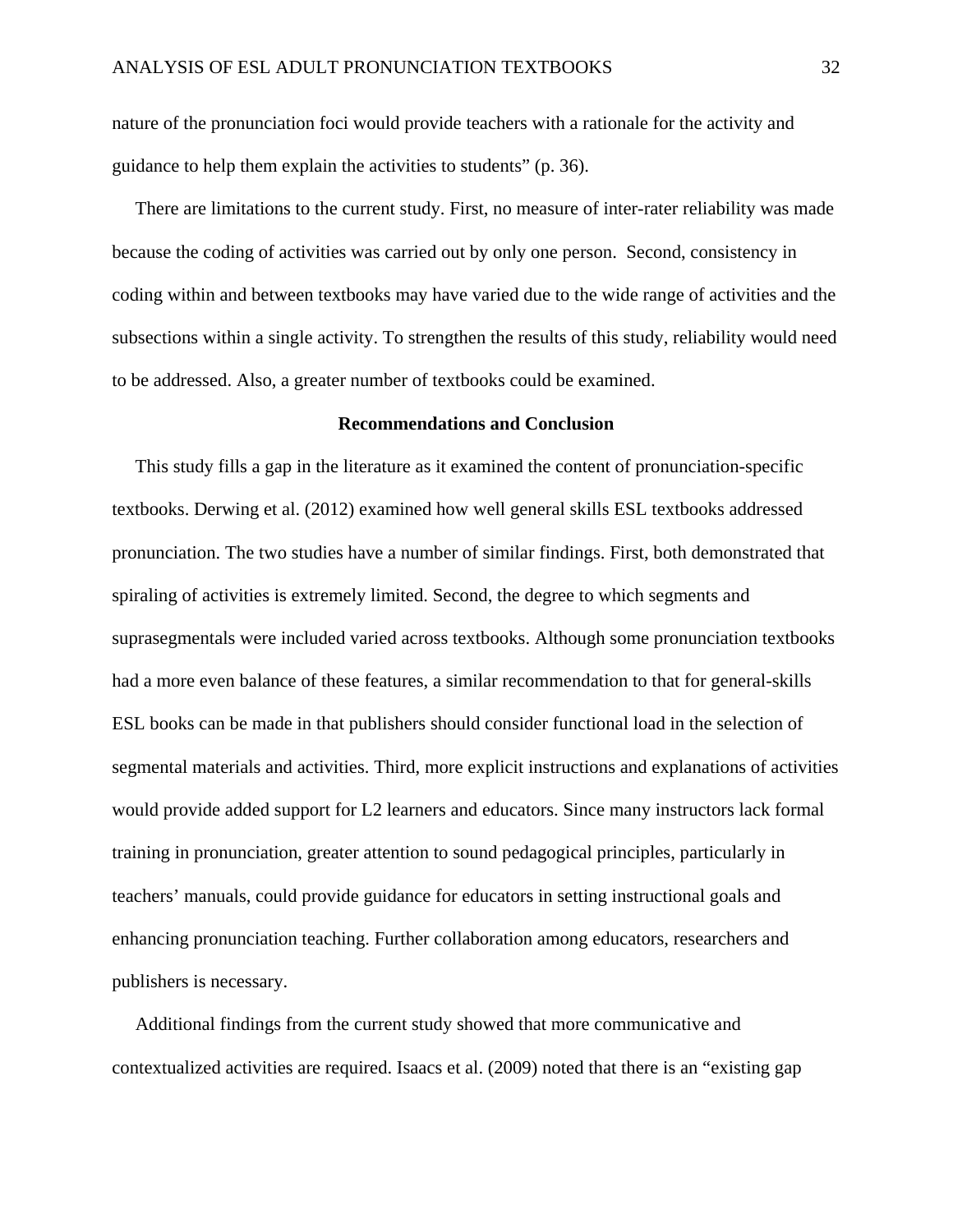nature of the pronunciation foci would provide teachers with a rationale for the activity and guidance to help them explain the activities to students" (p. 36).

There are limitations to the current study. First, no measure of inter-rater reliability was made because the coding of activities was carried out by only one person. Second, consistency in coding within and between textbooks may have varied due to the wide range of activities and the subsections within a single activity. To strengthen the results of this study, reliability would need to be addressed. Also, a greater number of textbooks could be examined.

## Recommendations and Conclusion

This study fills a gap in the literature as it examined the content of pronunciation-specific textbooks. Derwing et al. (2012) examined how well general skills ESL textbooks addressed pronunciation. The two studies have a number of similar findings. First, both demonstrated that spiraling of activities is extremely limited. Second, the degree to which segments and suprasegmentals were included varied across textbooks. Although some pronunciation textbooks had a more even balance of these features, a similar recommendation to that for general-skills ESL books can be made in that publishers should consider functional load in the selection of segmental materials and activities. Third, more explicit instructions and explanations of activities would provide added support for L2 learners and educators. Since many instructors lack formal training in pronunciation, greater attention to sound pedagogical principles, particularly in teachers' manuals, could provide guidance for educators in setting instructional goals and enhancing pronunciation teaching. Further collaboration among educators, researchers and publishers is necessary.

Additional findings from the current study showed that more communicative and contextualized activities are required. Isaacs et al. (2009) noted that there is an "existing gap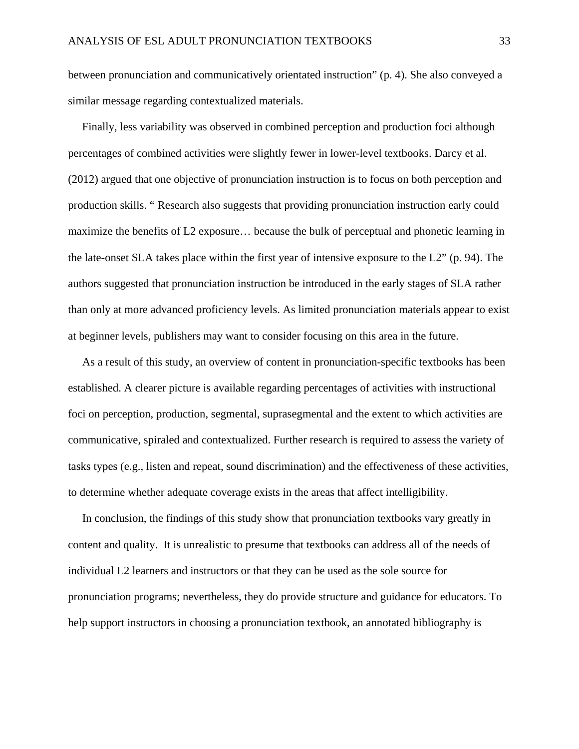between pronunciation and communicatively orientated instruction" (p. 4). She also conveyed a similar message regarding contextualized materials.

Finally, less variability was observed in combined perception and production foci although percentages of combined activities were slightly fewer in lower-level textbooks. Darcy et al. (2012) argued that one objective of pronunciation instruction is to focus on both perception and production skills. " Research also suggests that providing pronunciation instruction early could maximize the benefits of L2 exposure… because the bulk of perceptual and phonetic learning in the late-onset SLA takes place within the first year of intensive exposure to the L2" (p. 94). The authors suggested that pronunciation instruction be introduced in the early stages of SLA rather than only at more advanced proficiency levels. As limited pronunciation materials appear to exist at beginner levels, publishers may want to consider focusing on this area in the future.

As a result of this study, an overview of content in pronunciation-specific textbooks has been established. A clearer picture is available regarding percentages of activities with instructional foci on perception, production, segmental, suprasegmental and the extent to which activities are communicative, spiraled and contextualized. Further research is required to assess the variety of tasks types (e.g., listen and repeat, sound discrimination) and the effectiveness of these activities, to determine whether adequate coverage exists in the areas that affect intelligibility.

In conclusion, the findings of this study show that pronunciation textbooks vary greatly in content and quality. It is unrealistic to presume that textbooks can address all of the needs of individual L2 learners and instructors or that they can be used as the sole source for pronunciation programs; nevertheless, they do provide structure and guidance for educators. To help support instructors in choosing a pronunciation textbook, an annotated bibliography is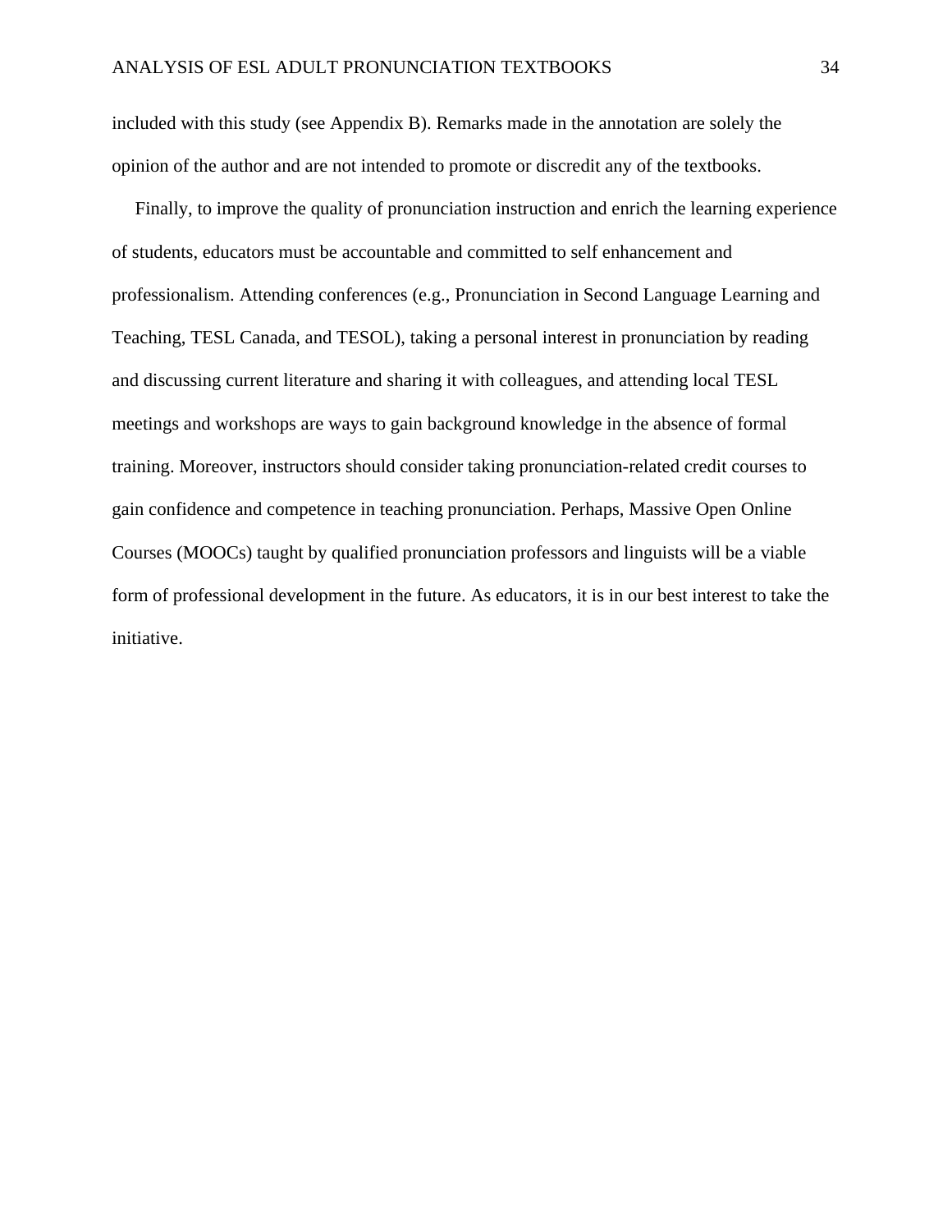included with this study (see Appendix B). Remarks made in the annotation are solely the opinion of the author and are not intended to promote or discredit any of the textbooks.

Finally, to improve the quality of pronunciation instruction and enrich the learning experience of students, educators must be accountable and committed to self enhancement and professionalism. Attending conferences (e.g., Pronunciation in Second Language Learning and Teaching, TESL Canada, and TESOL), taking a personal interest in pronunciation by reading and discussing current literature and sharing it with colleagues, and attending local TESL meetings and workshops are ways to gain background knowledge in the absence of formal training. Moreover, instructors should consider taking pronunciation-related credit courses to gain confidence and competence in teaching pronunciation. Perhaps, Massive Open Online Courses (MOOCs) taught by qualified pronunciation professors and linguists will be a viable form of professional development in the future. As educators, it is in our best interest to take the initiative.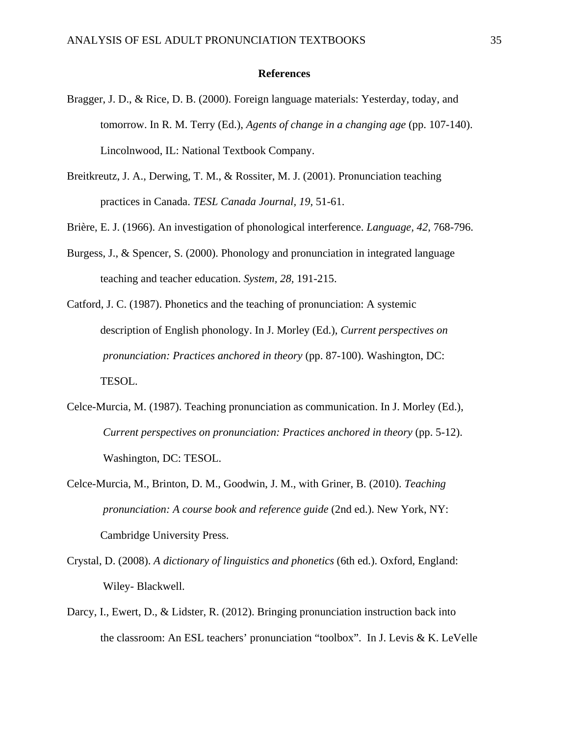# References

Bragger, J. D., & Rice, D. B. (2000). Foreign language materials: Yesterday, today, and tomorrow. In R. M. Terry (Ed.), *Agents of change in a changing age* (pp. 107-140). Lincolnwood, IL: National Textbook Company.

Breitkreutz, J. A., Derwing, T. M., & Rossiter, M. J. (2001). Pronunciation teaching practices in Canada. *TESL Canada Journal, 19,* 51-61.

Brière, E. J. (1966). An investigation of phonological interference. *Language, 42,* 768-796.

Burgess, J., & Spencer, S. (2000). Phonology and pronunciation in integrated language teaching and teacher education. *System, 28,* 191-215.

Catford, J. C. (1987). Phonetics and the teaching of pronunciation: A systemic description of English phonology. In J. Morley (Ed.), *Current perspectives on pronunciation: Practices anchored in theory* (pp. 87-100). Washington, DC: TESOL.

Celce-Murcia, M. (1987). Teaching pronunciation as communication. In J. Morley (Ed.), *Current perspectives on pronunciation: Practices anchored in theory* (pp. 5-12). Washington, DC: TESOL.

Celce-Murcia, M., Brinton, D. M., Goodwin, J. M., with Griner, B. (2010). *Teaching pronunciation: A course book and reference guide* (2nd ed.). New York, NY: Cambridge University Press.

Crystal, D. (2008). *A dictionary of linguistics and phonetics* (6th ed.). Oxford, England: Wiley- Blackwell.

Darcy, I., Ewert, D., & Lidster, R. (2012). Bringing pronunciation instruction back into the classroom: An ESL teachers' pronunciation "toolbox". In J. Levis & K. LeVelle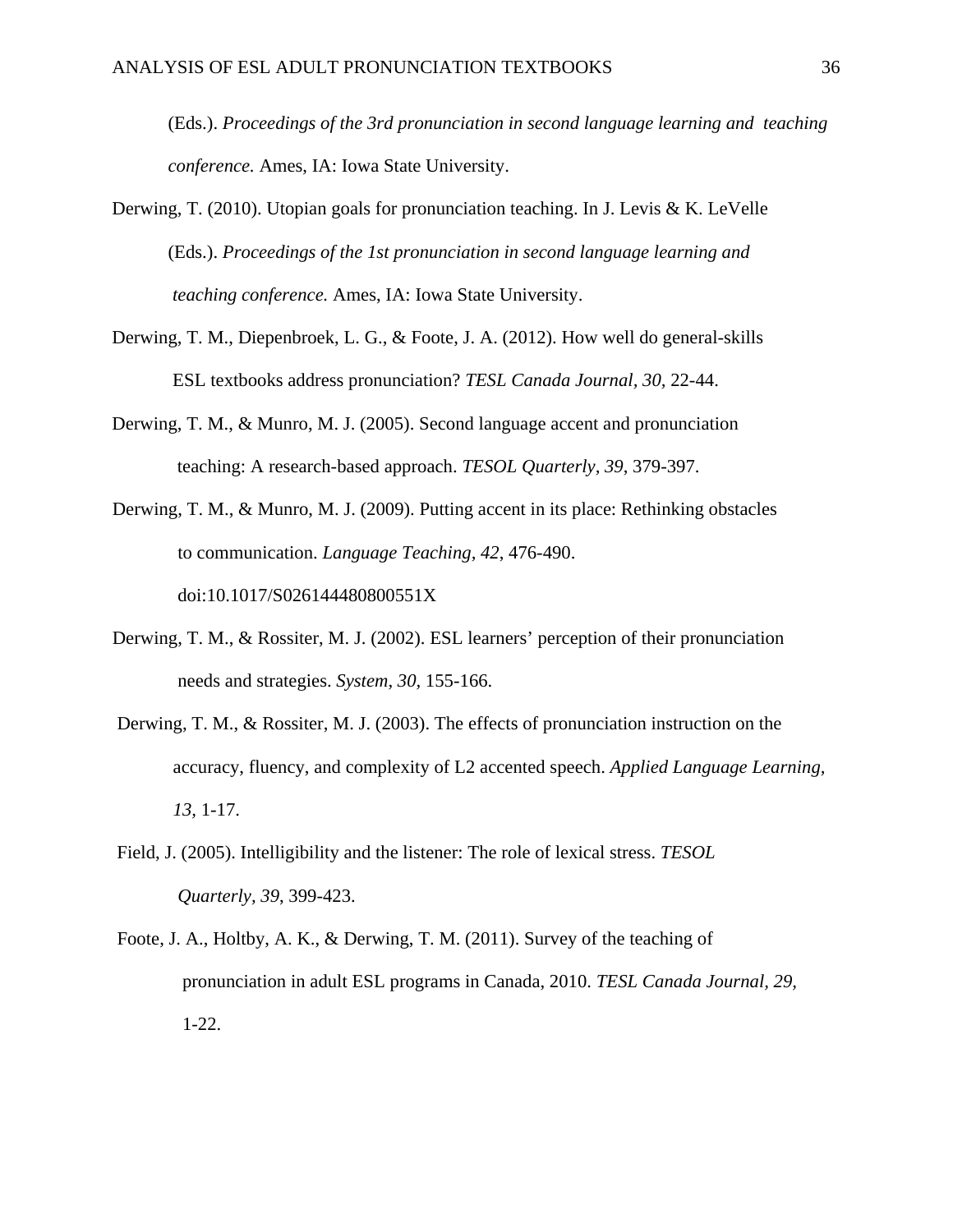(Eds.). *Proceedings of the 3rd pronunciation in second language learning and teaching conference.* Ames, IA: Iowa State University.

Derwing, T. (2010). Utopian goals for pronunciation teaching. In J. Levis & K. LeVelle (Eds.). *Proceedings of the 1st pronunciation in second language learning and teaching conference.* Ames, IA: Iowa State University.

Derwing, T. M., Diepenbroek, L. G., & Foote, J. A. (2012). How well do general-skills ESL textbooks address pronunciation? *TESL Canada Journal, 30*, 22-44.

Derwing, T. M., & Munro, M. J. (2005). Second language accent and pronunciation teaching: A research-based approach. *TESOL Quarterly, 39*, 379-397.

Derwing, T. M., & Munro, M. J. (2009). Putting accent in its place: Rethinking obstacles to communication. *Language Teaching, 42*, 476-490. doi:10.1017/S026144480800551X

Derwing, T. M., & Rossiter, M. J. (2002). ESL learners' perception of their pronunciation needs and strategies. *System, 30*, 155-166.

Derwing, T. M., & Rossiter, M. J. (2003). The effects of pronunciation instruction on the accuracy, fluency, and complexity of L2 accented speech. *Applied Language Learning, 13*, 1-17.

Field, J. (2005). Intelligibility and the listener: The role of lexical stress. *TESOL Quarterly, 39*, 399-423.

Foote, J. A., Holtby, A. K., & Derwing, T. M. (2011). Survey of the teaching of pronunciation in adult ESL programs in Canada, 2010. *TESL Canada Journal, 29*, 1-22.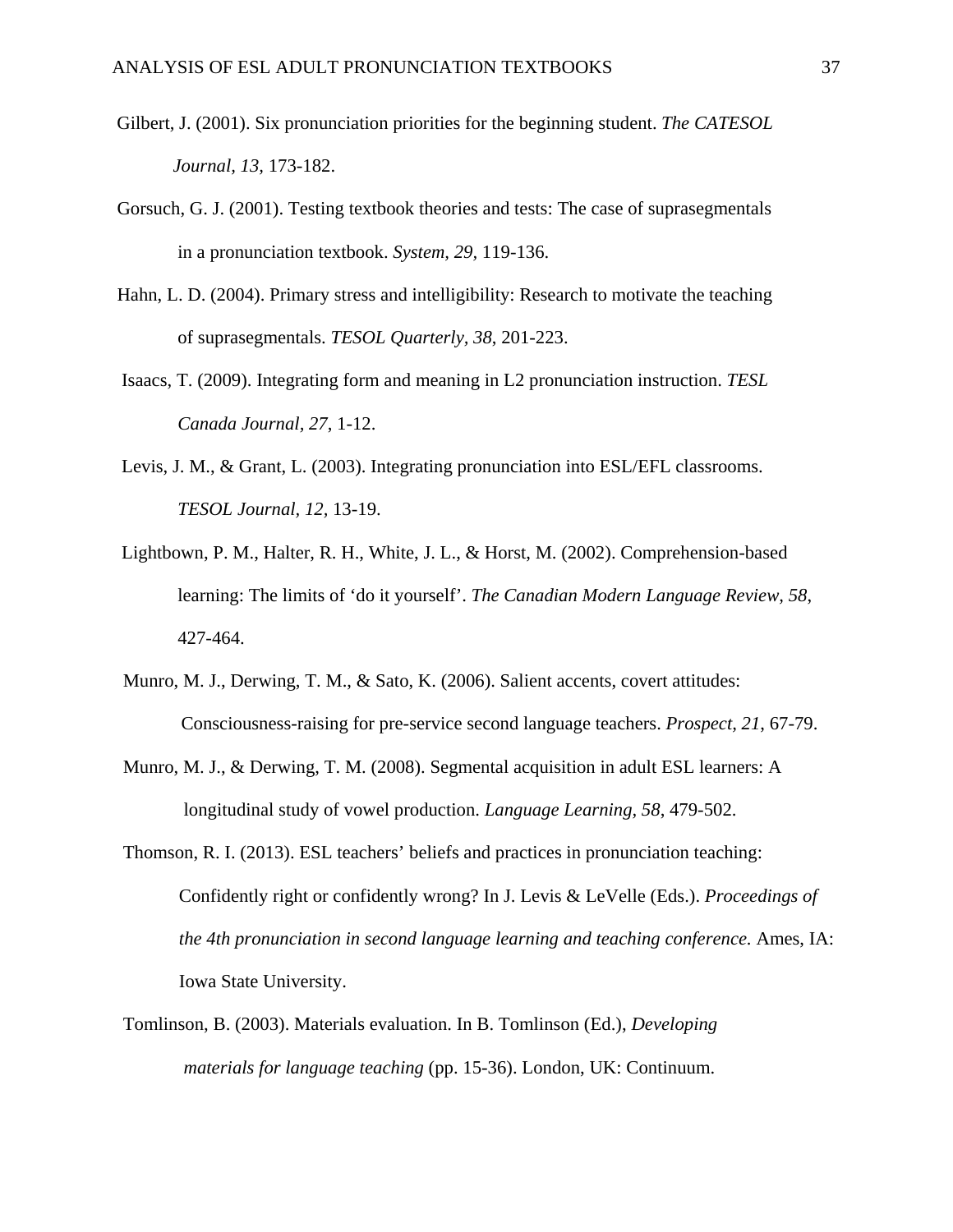Gilbert, J. (2001). Six pronunciation priorities for the beginning student. *The CATESOL Journal*, *13,* 173-182.

Gorsuch, G. J. (2001). Testing textbook theories and tests: The case of suprasegmentals in a pronunciation textbook. *System, 29,* 119-136.

Hahn, L. D. (2004). Primary stress and intelligibility: Research to motivate the teaching of suprasegmentals. *TESOL Quarterly, 38*, 201-223.

Isaacs, T. (2009). Integrating form and meaning in L2 pronunciation instruction. *TESL Canada Journal*, *27*, 1-12.

Levis, J. M., & Grant, L. (2003). Integrating pronunciation into ESL/EFL classrooms. *TESOL Journal*, *12*, 13-19.

Lightbown, P. M., Halter, R. H., White, J. L., & Horst, M. (2002). Comprehension-based learning: The limits of 'do it yourself'. *The Canadian Modern Language Review, 58*, 427-464.

Munro, M. J., Derwing, T. M., & Sato, K. (2006). Salient accents, covert attitudes: Consciousness-raising for pre-service second language teachers. *Prospect, 21*, 67-79.

Munro, M. J., & Derwing, T. M. (2008). Segmental acquisition in adult ESL learners: A longitudinal study of vowel production. *Language Learning*, *58*, 479-502.

Thomson, R. I. (2013). ESL teachers' beliefs and practices in pronunciation teaching: Confidently right or confidently wrong? In J. Levis & LeVelle (Eds.). *Proceedings of the 4th pronunciation in second language learning and teaching conference.* Ames, IA: Iowa State University.

Tomlinson, B. (2003). Materials evaluation. In B. Tomlinson (Ed.), *Developing materials for language teaching* (pp. 15-36). London, UK: Continuum.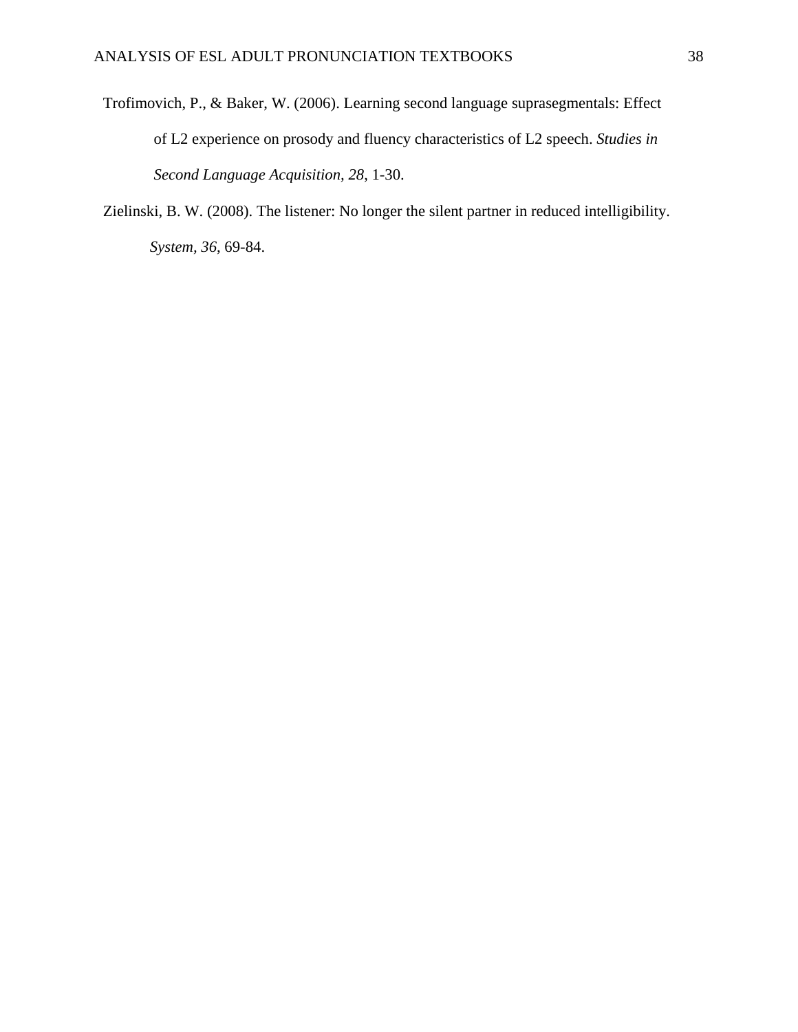Trofimovich, P., & Baker, W. (2006). Learning second language suprasegmentals: Effect of L2 experience on prosody and fluency characteristics of L2 speech. *Studies in Second Language Acquisition, 28*, 1-30.

Zielinski, B. W. (2008). The listener: No longer the silent partner in reduced intelligibility. *System, 36*, 69-84.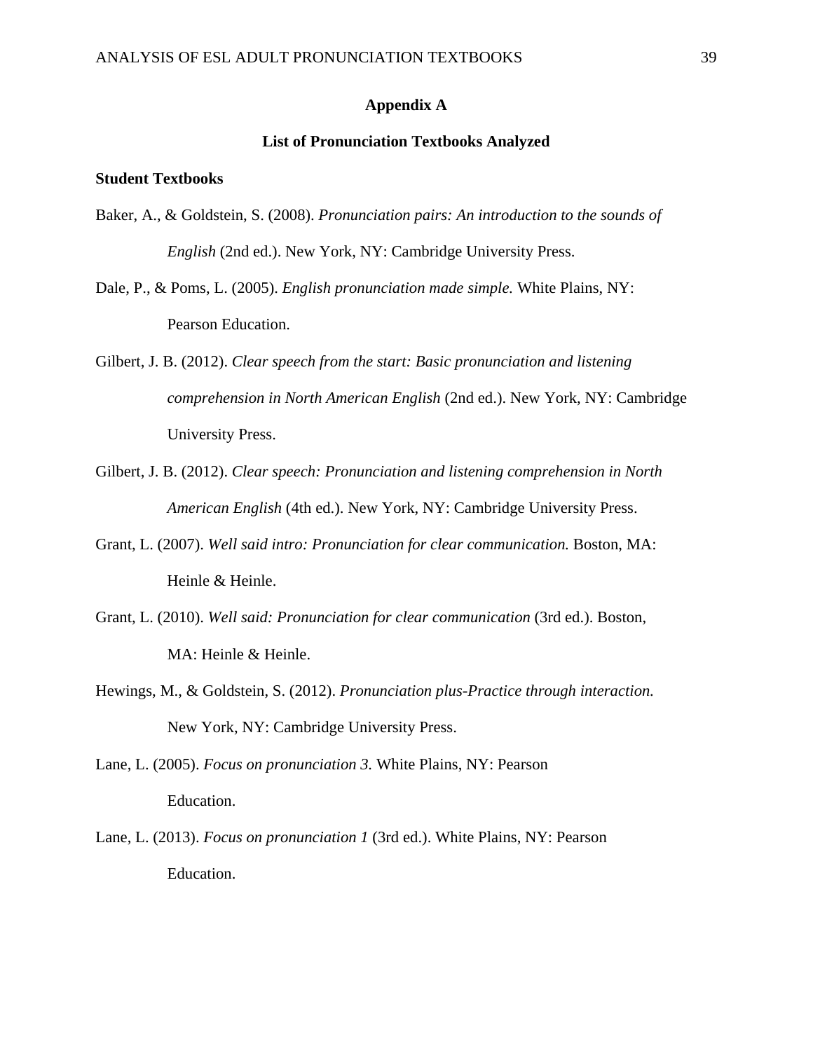## Appendix A

### List of Pronunciation Textbooks Analyzed

**Student Textbooks**

Baker, A., & Goldstein, S. (2008). *Pronunciation pairs: An introduction to the sounds of English* (2nd ed.). New York, NY: Cambridge University Press.

Dale, P., & Poms, L. (2005). *English pronunciation made simple.* White Plains, NY: Pearson Education.

Gilbert, J. B. (2012). *Clear speech from the start: Basic pronunciation and listening comprehension in North American English* (2nd ed.). New York, NY: Cambridge University Press.

Gilbert, J. B. (2012). *Clear speech: Pronunciation and listening comprehension in North American English* (4th ed.). New York, NY: Cambridge University Press.

Grant, L. (2007). *Well said intro: Pronunciation for clear communication.* Boston, MA: Heinle & Heinle.

Grant, L. (2010). *Well said: Pronunciation for clear communication* (3rd ed.). Boston, MA: Heinle & Heinle.

Hewings, M., & Goldstein, S. (2012). *Pronunciation plus-Practice through interaction.* New York, NY: Cambridge University Press.

Lane, L. (2005). *Focus on pronunciation 3.* White Plains, NY: Pearson Education.

Lane, L. (2013). *Focus on pronunciation 1* (3rd ed.). White Plains, NY: Pearson Education.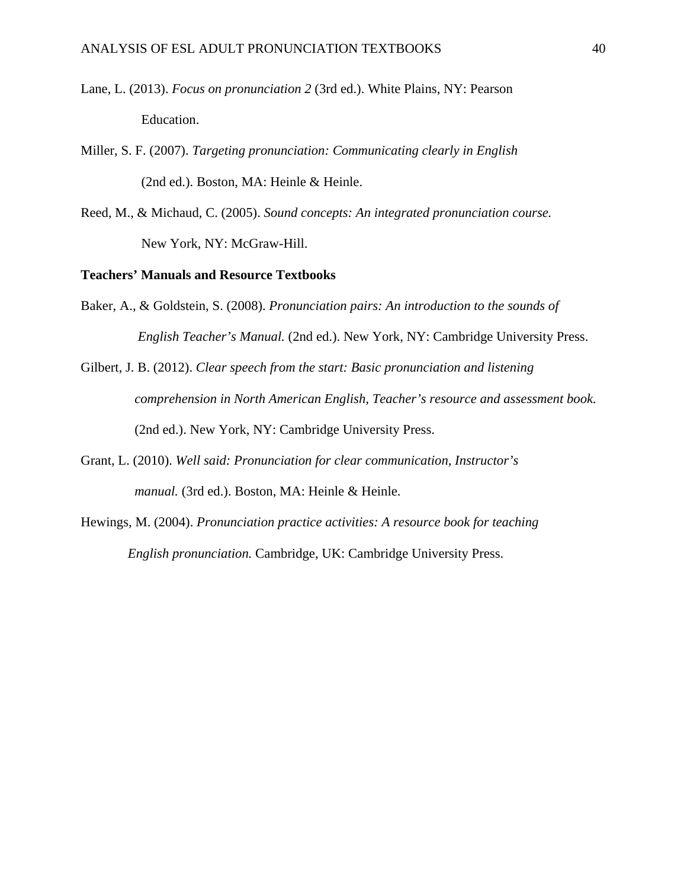Lane, L. (2013). *Focus on pronunciation 2* (3rd ed.). White Plains, NY: Pearson Education.

Miller, S. F. (2007). *Targeting pronunciation: Communicating clearly in English* (2nd ed.). Boston, MA: Heinle & Heinle.

Reed, M., & Michaud, C. (2005). *Sound concepts: An integrated pronunciation course.* New York, NY: McGraw-Hill.

**Teachers' Manuals and Resource Textbooks**

Baker, A., & Goldstein, S. (2008). *Pronunciation pairs: An introduction to the sounds of English Teacher's Manual.* (2nd ed.). New York, NY: Cambridge University Press.

Gilbert, J. B. (2012). *Clear speech from the start: Basic pronunciation and listening comprehension in North American English, Teacher's resource and assessment book.* (2nd ed.). New York, NY: Cambridge University Press.

Grant, L. (2010). *Well said: Pronunciation for clear communication, Instructor's manual.* (3rd ed.). Boston, MA: Heinle & Heinle.

Hewings, M. (2004). *Pronunciation practice activities: A resource book for teaching English pronunciation.* Cambridge, UK: Cambridge University Press.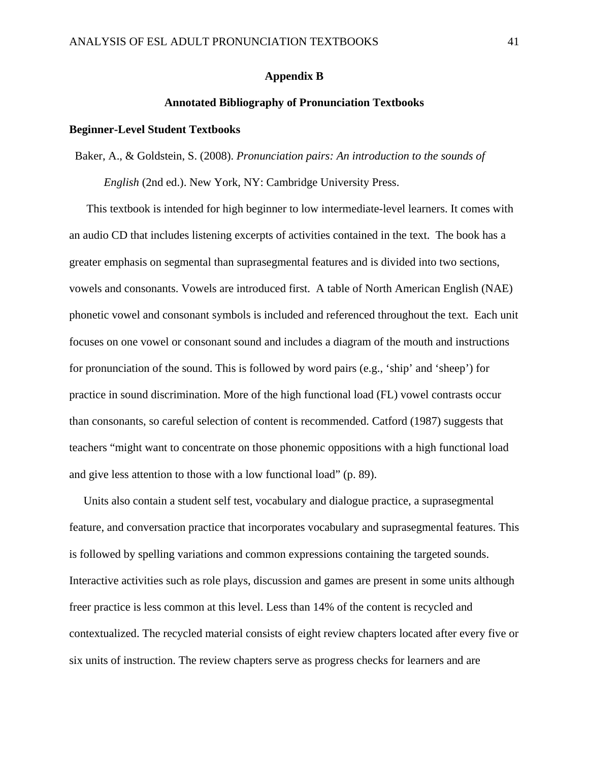## Appendix B

## Annotated Bibliography of Pronunciation Textbooks

### Beginner-Level Student Textbooks

Baker, A., & Goldstein, S. (2008). *Pronunciation pairs: An introduction to the sounds of English* (2nd ed.). New York, NY: Cambridge University Press.

This textbook is intended for high beginner to low intermediate-level learners. It comes with an audio CD that includes listening excerpts of activities contained in the text. The book has a greater emphasis on segmental than suprasegmental features and is divided into two sections, vowels and consonants. Vowels are introduced first. A table of North American English (NAE) phonetic vowel and consonant symbols is included and referenced throughout the text. Each unit focuses on one vowel or consonant sound and includes a diagram of the mouth and instructions for pronunciation of the sound. This is followed by word pairs (e.g., 'ship' and 'sheep') for practice in sound discrimination. More of the high functional load (FL) vowel contrasts occur than consonants, so careful selection of content is recommended. Catford (1987) suggests that teachers "might want to concentrate on those phonemic oppositions with a high functional load and give less attention to those with a low functional load" (p. 89).

Units also contain a student self test, vocabulary and dialogue practice, a suprasegmental feature, and conversation practice that incorporates vocabulary and suprasegmental features. This is followed by spelling variations and common expressions containing the targeted sounds. Interactive activities such as role plays, discussion and games are present in some units although freer practice is less common at this level. Less than 14% of the content is recycled and contextualized. The recycled material consists of eight review chapters located after every five or six units of instruction. The review chapters serve as progress checks for learners and are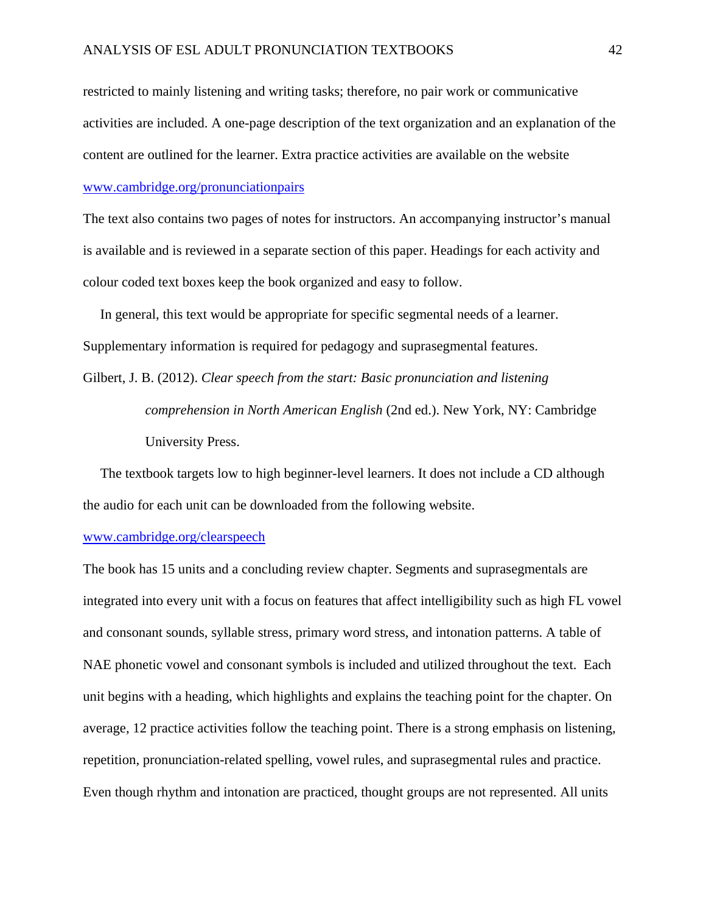restricted to mainly listening and writing tasks; therefore, no pair work or communicative activities are included. A one-page description of the text organization and an explanation of the content are outlined for the learner. Extra practice activities are available on the website www.cambridge.org/pronunciationpairs

The text also contains two pages of notes for instructors. An accompanying instructor's manual is available and is reviewed in a separate section of this paper. Headings for each activity and colour coded text boxes keep the book organized and easy to follow.

In general, this text would be appropriate for specific segmental needs of a learner. Supplementary information is required for pedagogy and suprasegmental features.

Gilbert, J. B. (2012). *Clear speech from the start: Basic pronunciation and listening comprehension in North American English* (2nd ed.). New York, NY: Cambridge University Press.

The textbook targets low to high beginner-level learners. It does not include a CD although the audio for each unit can be downloaded from the following website.

www.cambridge.org/clearspeech

The book has 15 units and a concluding review chapter. Segments and suprasegmentals are integrated into every unit with a focus on features that affect intelligibility such as high FL vowel and consonant sounds, syllable stress, primary word stress, and intonation patterns. A table of NAE phonetic vowel and consonant symbols is included and utilized throughout the text. Each unit begins with a heading, which highlights and explains the teaching point for the chapter. On average, 12 practice activities follow the teaching point. There is a strong emphasis on listening, repetition, pronunciation-related spelling, vowel rules, and suprasegmental rules and practice. Even though rhythm and intonation are practiced, thought groups are not represented. All units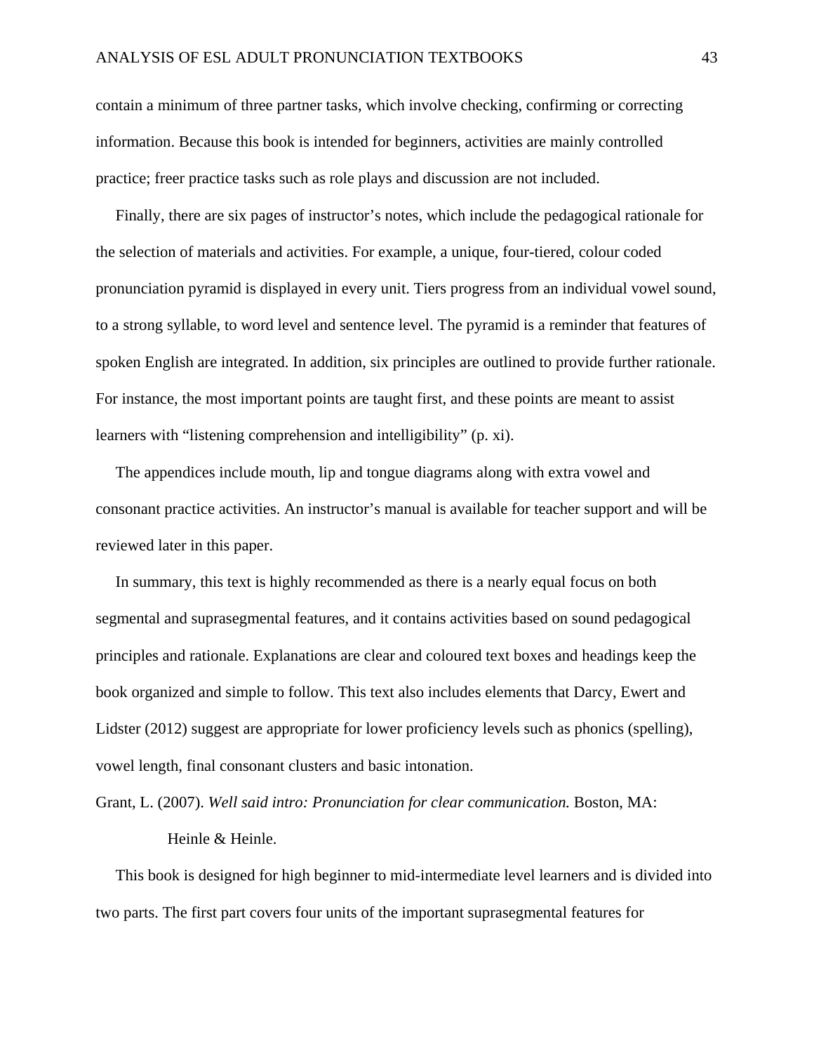contain a minimum of three partner tasks, which involve checking, confirming or correcting information. Because this book is intended for beginners, activities are mainly controlled practice; freer practice tasks such as role plays and discussion are not included.

Finally, there are six pages of instructor's notes, which include the pedagogical rationale for the selection of materials and activities. For example, a unique, four-tiered, colour coded pronunciation pyramid is displayed in every unit. Tiers progress from an individual vowel sound, to a strong syllable, to word level and sentence level. The pyramid is a reminder that features of spoken English are integrated. In addition, six principles are outlined to provide further rationale. For instance, the most important points are taught first, and these points are meant to assist learners with "listening comprehension and intelligibility" (p. xi).

The appendices include mouth, lip and tongue diagrams along with extra vowel and consonant practice activities. An instructor's manual is available for teacher support and will be reviewed later in this paper.

In summary, this text is highly recommended as there is a nearly equal focus on both segmental and suprasegmental features, and it contains activities based on sound pedagogical principles and rationale. Explanations are clear and coloured text boxes and headings keep the book organized and simple to follow. This text also includes elements that Darcy, Ewert and Lidster (2012) suggest are appropriate for lower proficiency levels such as phonics (spelling), vowel length, final consonant clusters and basic intonation.

Grant, L. (2007). *Well said intro: Pronunciation for clear communication.* Boston, MA: Heinle & Heinle.

This book is designed for high beginner to mid-intermediate level learners and is divided into two parts. The first part covers four units of the important suprasegmental features for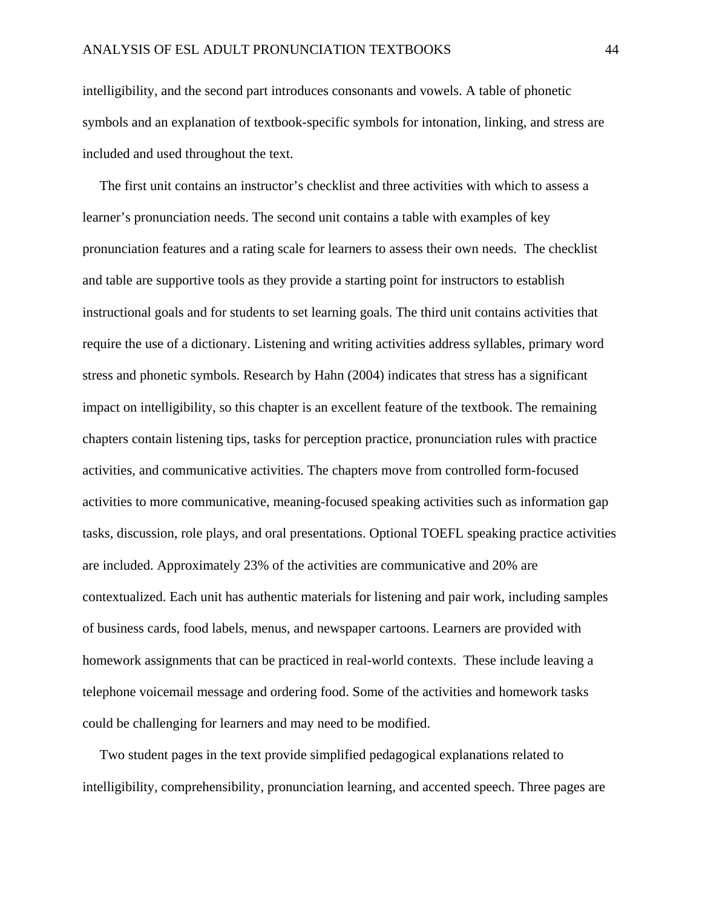intelligibility, and the second part introduces consonants and vowels. A table of phonetic symbols and an explanation of textbook-specific symbols for intonation, linking, and stress are included and used throughout the text.

The first unit contains an instructor's checklist and three activities with which to assess a learner's pronunciation needs. The second unit contains a table with examples of key pronunciation features and a rating scale for learners to assess their own needs. The checklist and table are supportive tools as they provide a starting point for instructors to establish instructional goals and for students to set learning goals. The third unit contains activities that require the use of a dictionary. Listening and writing activities address syllables, primary word stress and phonetic symbols. Research by Hahn (2004) indicates that stress has a significant impact on intelligibility, so this chapter is an excellent feature of the textbook. The remaining chapters contain listening tips, tasks for perception practice, pronunciation rules with practice activities, and communicative activities. The chapters move from controlled form-focused activities to more communicative, meaning-focused speaking activities such as information gap tasks, discussion, role plays, and oral presentations. Optional TOEFL speaking practice activities are included. Approximately 23% of the activities are communicative and 20% are contextualized. Each unit has authentic materials for listening and pair work, including samples of business cards, food labels, menus, and newspaper cartoons. Learners are provided with homework assignments that can be practiced in real-world contexts. These include leaving a telephone voicemail message and ordering food. Some of the activities and homework tasks could be challenging for learners and may need to be modified.

Two student pages in the text provide simplified pedagogical explanations related to intelligibility, comprehensibility, pronunciation learning, and accented speech. Three pages are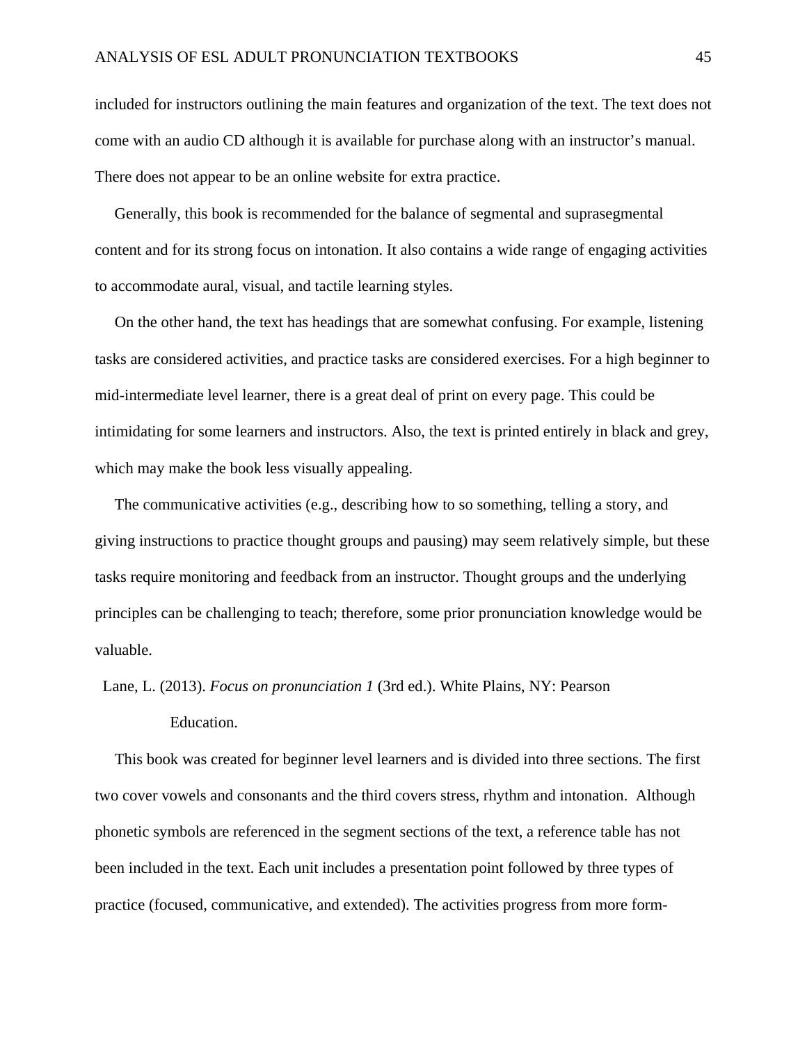included for instructors outlining the main features and organization of the text. The text does not come with an audio CD although it is available for purchase along with an instructor's manual. There does not appear to be an online website for extra practice.

Generally, this book is recommended for the balance of segmental and suprasegmental content and for its strong focus on intonation. It also contains a wide range of engaging activities to accommodate aural, visual, and tactile learning styles.

On the other hand, the text has headings that are somewhat confusing. For example, listening tasks are considered activities, and practice tasks are considered exercises. For a high beginner to mid-intermediate level learner, there is a great deal of print on every page. This could be intimidating for some learners and instructors. Also, the text is printed entirely in black and grey, which may make the book less visually appealing.

The communicative activities (e.g., describing how to so something, telling a story, and giving instructions to practice thought groups and pausing) may seem relatively simple, but these tasks require monitoring and feedback from an instructor. Thought groups and the underlying principles can be challenging to teach; therefore, some prior pronunciation knowledge would be valuable.

Lane, L. (2013). *Focus on pronunciation 1* (3rd ed.). White Plains, NY: Pearson Education.

This book was created for beginner level learners and is divided into three sections. The first two cover vowels and consonants and the third covers stress, rhythm and intonation. Although phonetic symbols are referenced in the segment sections of the text, a reference table has not been included in the text. Each unit includes a presentation point followed by three types of practice (focused, communicative, and extended). The activities progress from more form-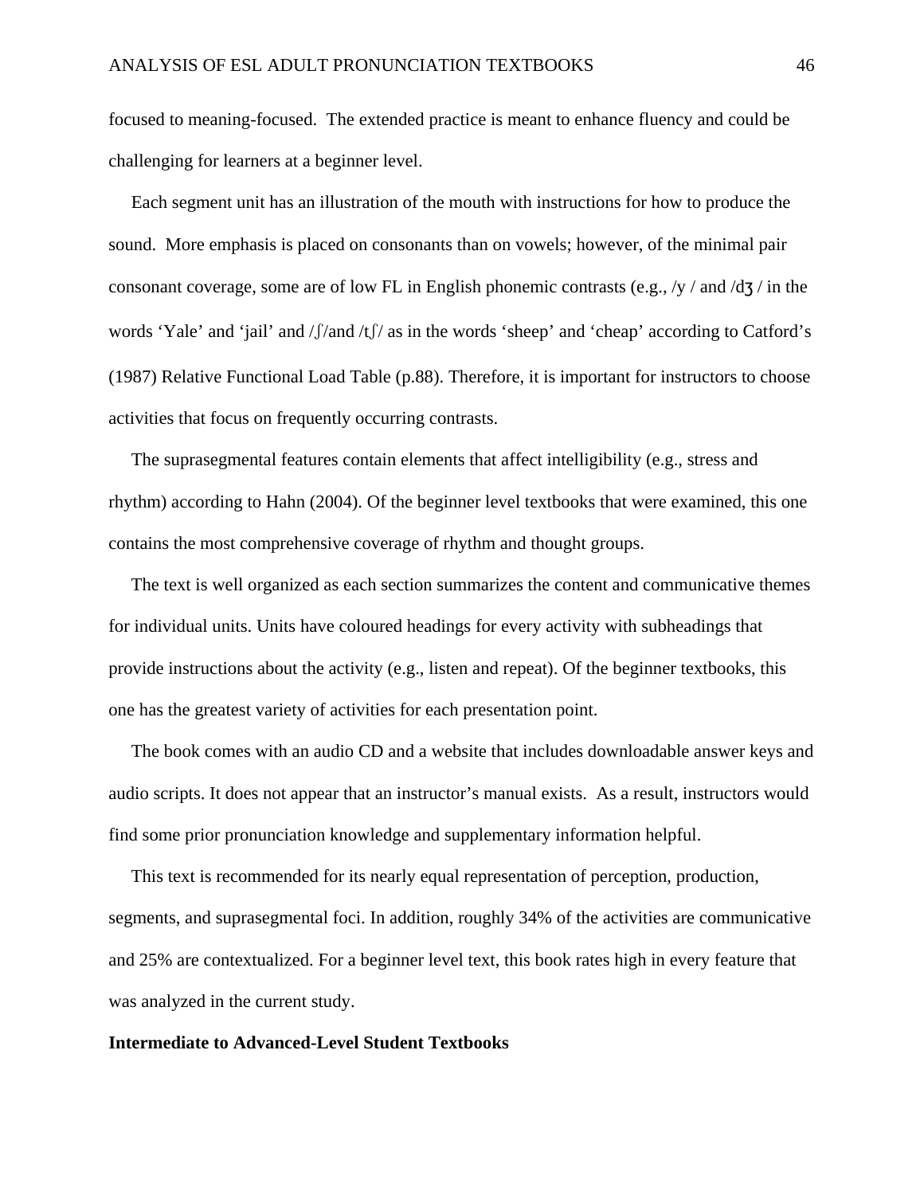focused to meaning-focused. The extended practice is meant to enhance fluency and could be challenging for learners at a beginner level.

Each segment unit has an illustration of the mouth with instructions for how to produce the sound. More emphasis is placed on consonants than on vowels; however, of the minimal pair consonant coverage, some are of low FL in English phonemic contrasts (e.g., /y / and /dʒ / in the words 'Yale' and 'jail' and /ʃ/and /tʃ/ as in the words 'sheep' and 'cheap' according to Catford's (1987) Relative Functional Load Table (p.88). Therefore, it is important for instructors to choose activities that focus on frequently occurring contrasts.

The suprasegmental features contain elements that affect intelligibility (e.g., stress and rhythm) according to Hahn (2004). Of the beginner level textbooks that were examined, this one contains the most comprehensive coverage of rhythm and thought groups.

The text is well organized as each section summarizes the content and communicative themes for individual units. Units have coloured headings for every activity with subheadings that provide instructions about the activity (e.g., listen and repeat). Of the beginner textbooks, this one has the greatest variety of activities for each presentation point.

The book comes with an audio CD and a website that includes downloadable answer keys and audio scripts. It does not appear that an instructor's manual exists. As a result, instructors would find some prior pronunciation knowledge and supplementary information helpful.

This text is recommended for its nearly equal representation of perception, production, segments, and suprasegmental foci. In addition, roughly 34% of the activities are communicative and 25% are contextualized. For a beginner level text, this book rates high in every feature that was analyzed in the current study.

**Intermediate to Advanced-Level Student Textbooks**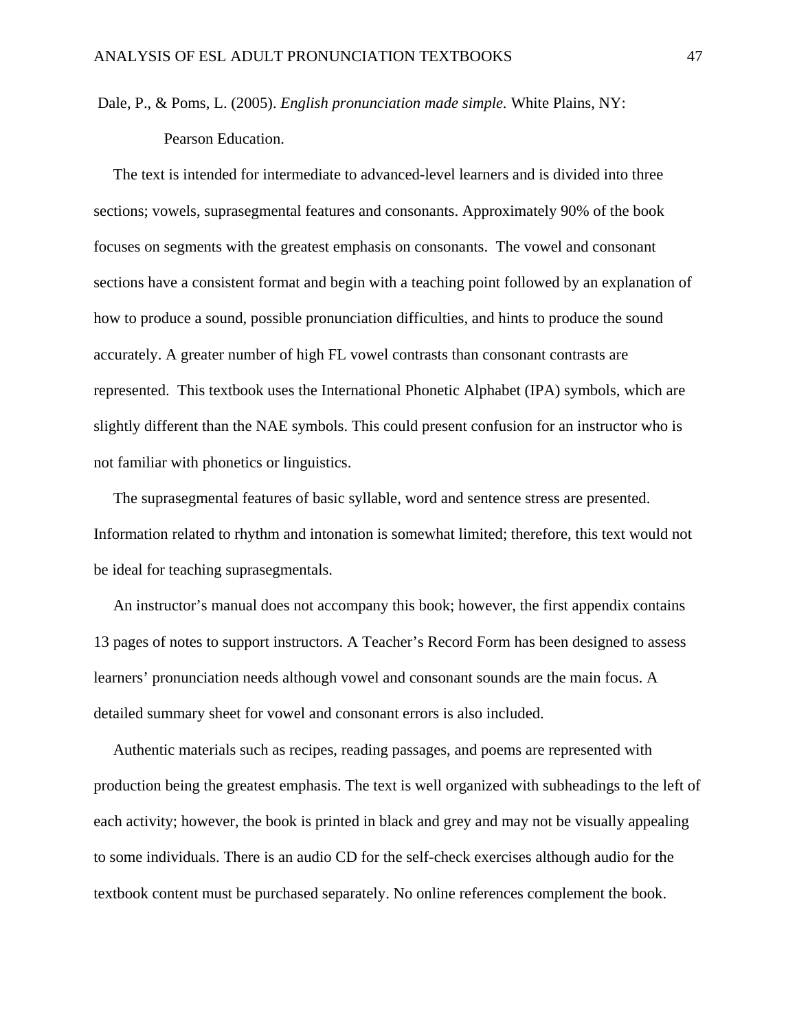Dale, P., & Poms, L. (2005). *English pronunciation made simple.* White Plains, NY: Pearson Education.

The text is intended for intermediate to advanced-level learners and is divided into three sections; vowels, suprasegmental features and consonants. Approximately 90% of the book focuses on segments with the greatest emphasis on consonants. The vowel and consonant sections have a consistent format and begin with a teaching point followed by an explanation of how to produce a sound, possible pronunciation difficulties, and hints to produce the sound accurately. A greater number of high FL vowel contrasts than consonant contrasts are represented. This textbook uses the International Phonetic Alphabet (IPA) symbols, which are slightly different than the NAE symbols. This could present confusion for an instructor who is not familiar with phonetics or linguistics.

The suprasegmental features of basic syllable, word and sentence stress are presented. Information related to rhythm and intonation is somewhat limited; therefore, this text would not be ideal for teaching suprasegmentals.

An instructor's manual does not accompany this book; however, the first appendix contains 13 pages of notes to support instructors. A Teacher's Record Form has been designed to assess learners' pronunciation needs although vowel and consonant sounds are the main focus. A detailed summary sheet for vowel and consonant errors is also included.

Authentic materials such as recipes, reading passages, and poems are represented with production being the greatest emphasis. The text is well organized with subheadings to the left of each activity; however, the book is printed in black and grey and may not be visually appealing to some individuals. There is an audio CD for the self-check exercises although audio for the textbook content must be purchased separately. No online references complement the book.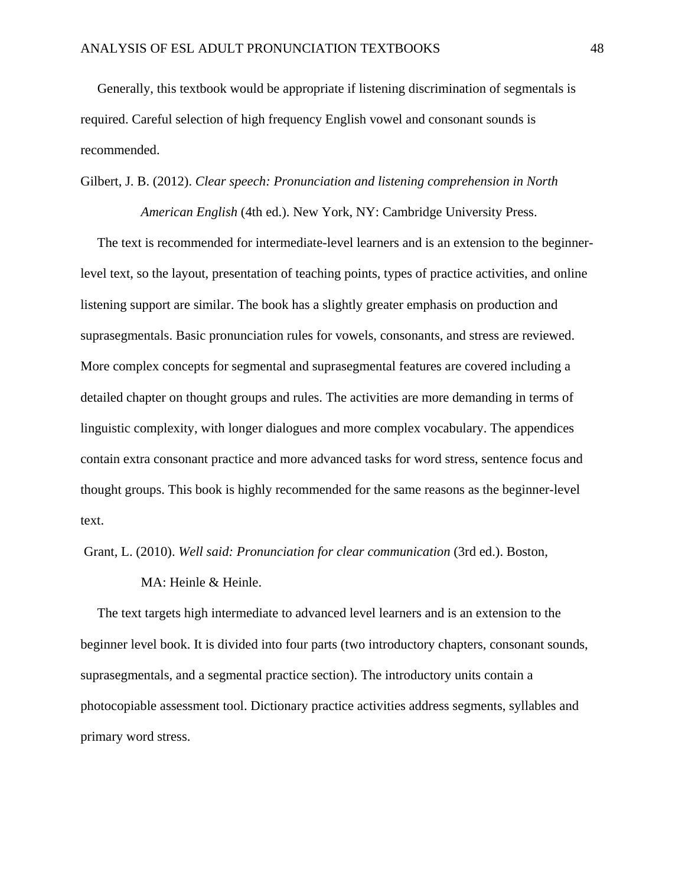Generally, this textbook would be appropriate if listening discrimination of segmentals is required. Careful selection of high frequency English vowel and consonant sounds is recommended.

Gilbert, J. B. (2012). *Clear speech: Pronunciation and listening comprehension in North American English* (4th ed.). New York, NY: Cambridge University Press.

The text is recommended for intermediate-level learners and is an extension to the beginner-level text, so the layout, presentation of teaching points, types of practice activities, and online listening support are similar. The book has a slightly greater emphasis on production and suprasegmentals. Basic pronunciation rules for vowels, consonants, and stress are reviewed. More complex concepts for segmental and suprasegmental features are covered including a detailed chapter on thought groups and rules. The activities are more demanding in terms of linguistic complexity, with longer dialogues and more complex vocabulary. The appendices contain extra consonant practice and more advanced tasks for word stress, sentence focus and thought groups. This book is highly recommended for the same reasons as the beginner-level text.

Grant, L. (2010). *Well said: Pronunciation for clear communication* (3rd ed.). Boston, MA: Heinle & Heinle.

The text targets high intermediate to advanced level learners and is an extension to the beginner level book. It is divided into four parts (two introductory chapters, consonant sounds, suprasegmentals, and a segmental practice section). The introductory units contain a photocopiable assessment tool. Dictionary practice activities address segments, syllables and primary word stress.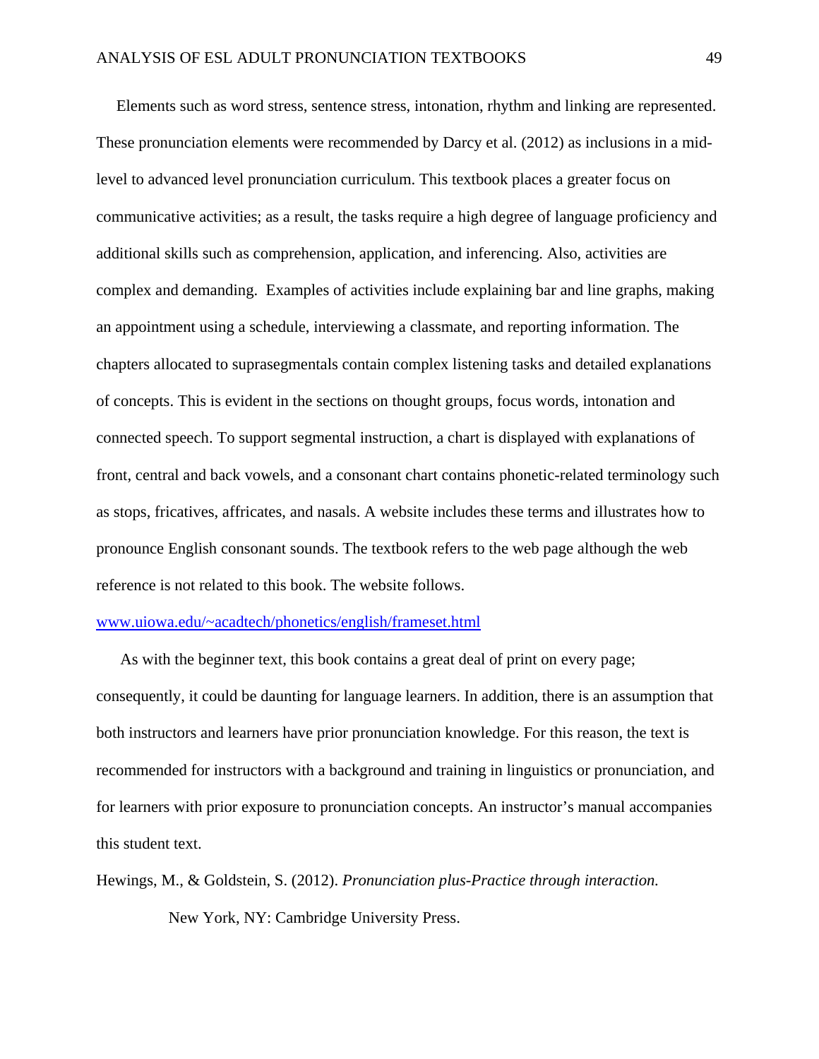Elements such as word stress, sentence stress, intonation, rhythm and linking are represented. These pronunciation elements were recommended by Darcy et al. (2012) as inclusions in a mid-level to advanced level pronunciation curriculum. This textbook places a greater focus on communicative activities; as a result, the tasks require a high degree of language proficiency and additional skills such as comprehension, application, and inferencing. Also, activities are complex and demanding. Examples of activities include explaining bar and line graphs, making an appointment using a schedule, interviewing a classmate, and reporting information. The chapters allocated to suprasegmentals contain complex listening tasks and detailed explanations of concepts. This is evident in the sections on thought groups, focus words, intonation and connected speech. To support segmental instruction, a chart is displayed with explanations of front, central and back vowels, and a consonant chart contains phonetic-related terminology such as stops, fricatives, affricates, and nasals. A website includes these terms and illustrates how to pronounce English consonant sounds. The textbook refers to the web page although the web reference is not related to this book. The website follows.

[www.uiowa.edu/~acadtech/phonetics/english/frameset.html](www.uiowa.edu/~acadtech/phonetics/english/frameset.html)

As with the beginner text, this book contains a great deal of print on every page; consequently, it could be daunting for language learners. In addition, there is an assumption that both instructors and learners have prior pronunciation knowledge. For this reason, the text is recommended for instructors with a background and training in linguistics or pronunciation, and for learners with prior exposure to pronunciation concepts. An instructor's manual accompanies this student text.

Hewings, M., & Goldstein, S. (2012). *Pronunciation plus-Practice through interaction.* New York, NY: Cambridge University Press.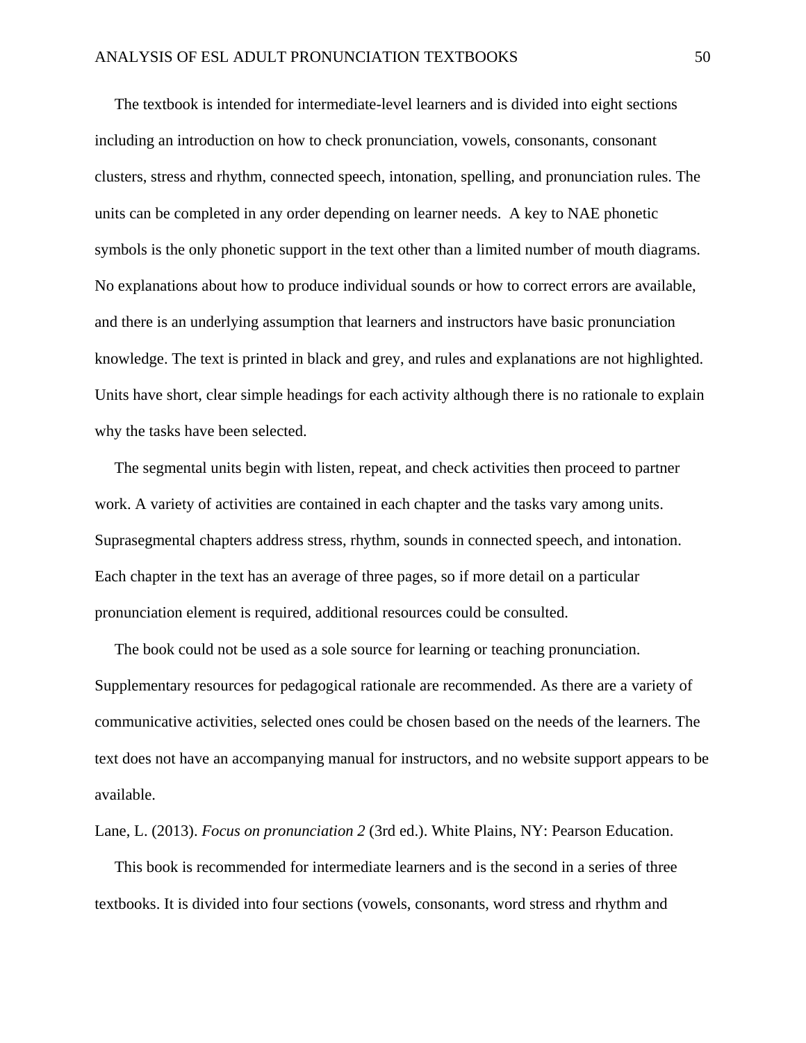The textbook is intended for intermediate-level learners and is divided into eight sections including an introduction on how to check pronunciation, vowels, consonants, consonant clusters, stress and rhythm, connected speech, intonation, spelling, and pronunciation rules. The units can be completed in any order depending on learner needs.  A key to NAE phonetic symbols is the only phonetic support in the text other than a limited number of mouth diagrams. No explanations about how to produce individual sounds or how to correct errors are available, and there is an underlying assumption that learners and instructors have basic pronunciation knowledge. The text is printed in black and grey, and rules and explanations are not highlighted. Units have short, clear simple headings for each activity although there is no rationale to explain why the tasks have been selected.

The segmental units begin with listen, repeat, and check activities then proceed to partner work. A variety of activities are contained in each chapter and the tasks vary among units. Suprasegmental chapters address stress, rhythm, sounds in connected speech, and intonation. Each chapter in the text has an average of three pages, so if more detail on a particular pronunciation element is required, additional resources could be consulted.

The book could not be used as a sole source for learning or teaching pronunciation. Supplementary resources for pedagogical rationale are recommended. As there are a variety of communicative activities, selected ones could be chosen based on the needs of the learners. The text does not have an accompanying manual for instructors, and no website support appears to be available.

Lane, L. (2013). *Focus on pronunciation 2* (3rd ed.). White Plains, NY: Pearson Education.

This book is recommended for intermediate learners and is the second in a series of three textbooks. It is divided into four sections (vowels, consonants, word stress and rhythm and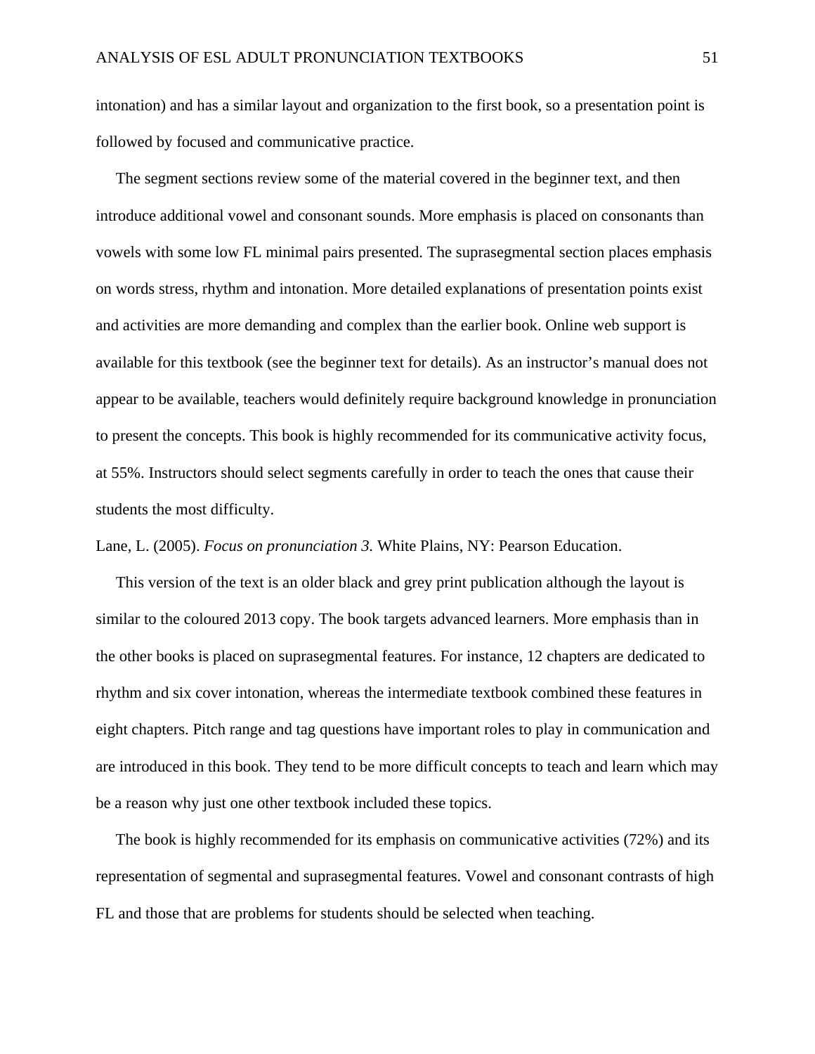intonation) and has a similar layout and organization to the first book, so a presentation point is followed by focused and communicative practice.

The segment sections review some of the material covered in the beginner text, and then introduce additional vowel and consonant sounds. More emphasis is placed on consonants than vowels with some low FL minimal pairs presented. The suprasegmental section places emphasis on words stress, rhythm and intonation. More detailed explanations of presentation points exist and activities are more demanding and complex than the earlier book. Online web support is available for this textbook (see the beginner text for details). As an instructor's manual does not appear to be available, teachers would definitely require background knowledge in pronunciation to present the concepts. This book is highly recommended for its communicative activity focus, at 55%. Instructors should select segments carefully in order to teach the ones that cause their students the most difficulty.

Lane, L. (2005). *Focus on pronunciation 3.* White Plains, NY: Pearson Education.

This version of the text is an older black and grey print publication although the layout is similar to the coloured 2013 copy. The book targets advanced learners. More emphasis than in the other books is placed on suprasegmental features. For instance, 12 chapters are dedicated to rhythm and six cover intonation, whereas the intermediate textbook combined these features in eight chapters. Pitch range and tag questions have important roles to play in communication and are introduced in this book. They tend to be more difficult concepts to teach and learn which may be a reason why just one other textbook included these topics.

The book is highly recommended for its emphasis on communicative activities (72%) and its representation of segmental and suprasegmental features. Vowel and consonant contrasts of high FL and those that are problems for students should be selected when teaching.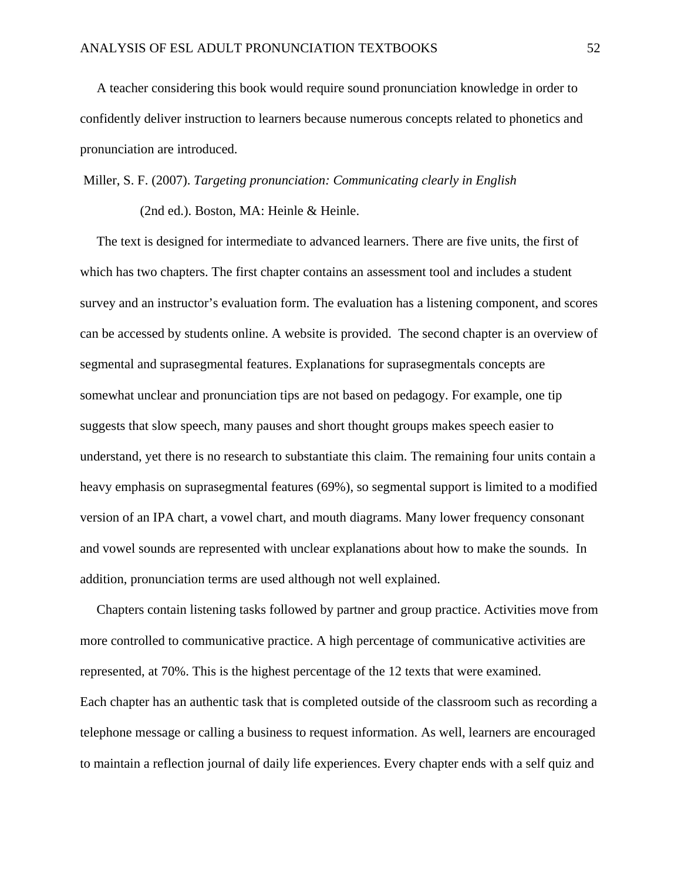A teacher considering this book would require sound pronunciation knowledge in order to confidently deliver instruction to learners because numerous concepts related to phonetics and pronunciation are introduced.

Miller, S. F. (2007). *Targeting pronunciation: Communicating clearly in English* (2nd ed.). Boston, MA: Heinle & Heinle.

The text is designed for intermediate to advanced learners. There are five units, the first of which has two chapters. The first chapter contains an assessment tool and includes a student survey and an instructor's evaluation form. The evaluation has a listening component, and scores can be accessed by students online. A website is provided. The second chapter is an overview of segmental and suprasegmental features. Explanations for suprasegmentals concepts are somewhat unclear and pronunciation tips are not based on pedagogy. For example, one tip suggests that slow speech, many pauses and short thought groups makes speech easier to understand, yet there is no research to substantiate this claim. The remaining four units contain a heavy emphasis on suprasegmental features (69%), so segmental support is limited to a modified version of an IPA chart, a vowel chart, and mouth diagrams. Many lower frequency consonant and vowel sounds are represented with unclear explanations about how to make the sounds. In addition, pronunciation terms are used although not well explained.

Chapters contain listening tasks followed by partner and group practice. Activities move from more controlled to communicative practice. A high percentage of communicative activities are represented, at 70%. This is the highest percentage of the 12 texts that were examined.
Each chapter has an authentic task that is completed outside of the classroom such as recording a telephone message or calling a business to request information. As well, learners are encouraged to maintain a reflection journal of daily life experiences. Every chapter ends with a self quiz and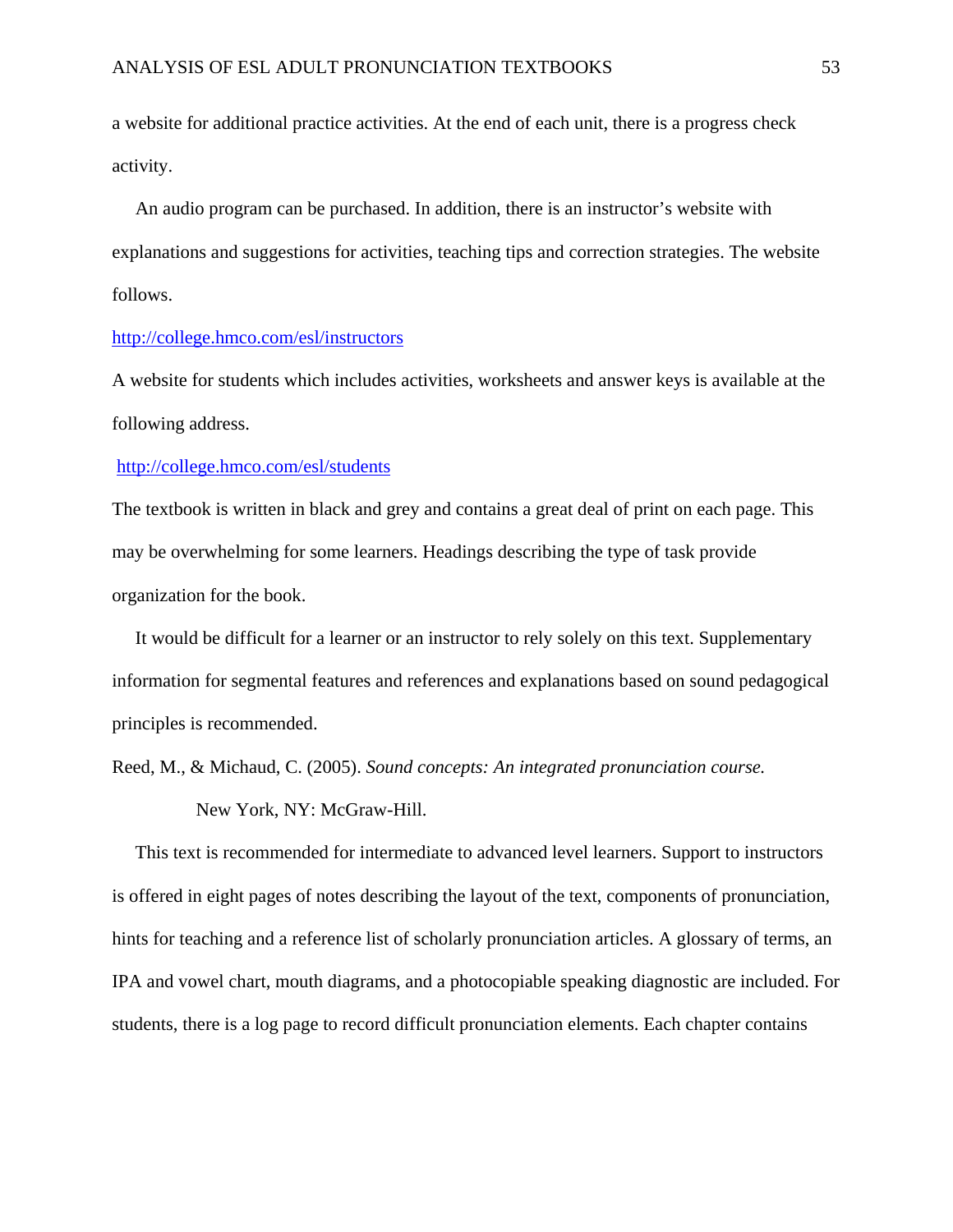a website for additional practice activities. At the end of each unit, there is a progress check activity.

An audio program can be purchased. In addition, there is an instructor's website with explanations and suggestions for activities, teaching tips and correction strategies. The website follows.

http://college.hmco.com/esl/instructors

A website for students which includes activities, worksheets and answer keys is available at the following address.

http://college.hmco.com/esl/students

The textbook is written in black and grey and contains a great deal of print on each page. This may be overwhelming for some learners. Headings describing the type of task provide organization for the book.

It would be difficult for a learner or an instructor to rely solely on this text. Supplementary information for segmental features and references and explanations based on sound pedagogical principles is recommended.

Reed, M., & Michaud, C. (2005). *Sound concepts: An integrated pronunciation course.* New York, NY: McGraw-Hill.

This text is recommended for intermediate to advanced level learners. Support to instructors is offered in eight pages of notes describing the layout of the text, components of pronunciation, hints for teaching and a reference list of scholarly pronunciation articles. A glossary of terms, an IPA and vowel chart, mouth diagrams, and a photocopiable speaking diagnostic are included. For students, there is a log page to record difficult pronunciation elements. Each chapter contains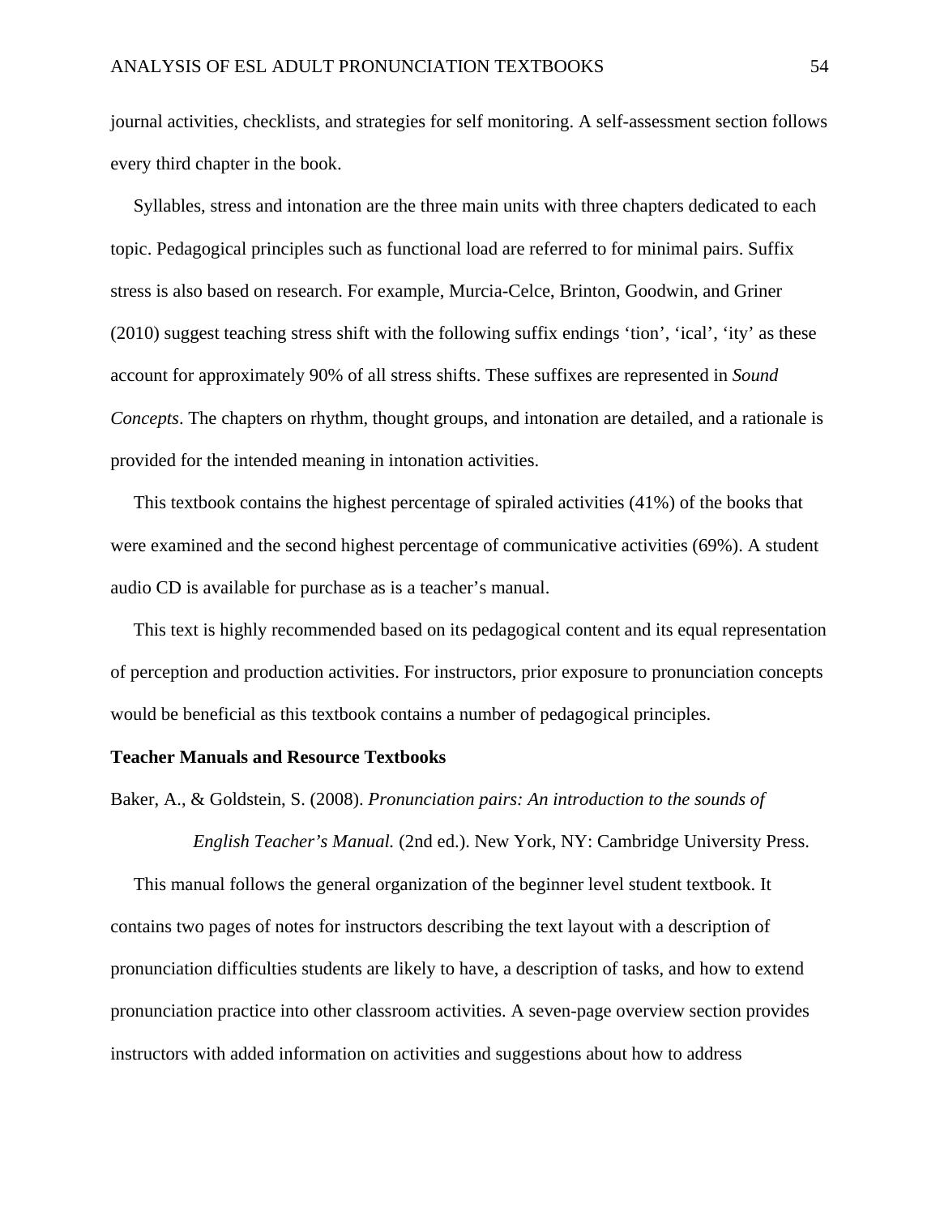journal activities, checklists, and strategies for self monitoring. A self-assessment section follows every third chapter in the book.

Syllables, stress and intonation are the three main units with three chapters dedicated to each topic. Pedagogical principles such as functional load are referred to for minimal pairs. Suffix stress is also based on research. For example, Murcia-Celce, Brinton, Goodwin, and Griner (2010) suggest teaching stress shift with the following suffix endings ‘tion’, ‘ical’, ‘ity’ as these account for approximately 90% of all stress shifts. These suffixes are represented in *Sound Concepts*. The chapters on rhythm, thought groups, and intonation are detailed, and a rationale is provided for the intended meaning in intonation activities.

This textbook contains the highest percentage of spiraled activities (41%) of the books that were examined and the second highest percentage of communicative activities (69%). A student audio CD is available for purchase as is a teacher’s manual.

This text is highly recommended based on its pedagogical content and its equal representation of perception and production activities. For instructors, prior exposure to pronunciation concepts would be beneficial as this textbook contains a number of pedagogical principles.

**Teacher Manuals and Resource Textbooks**

Baker, A., & Goldstein, S. (2008). *Pronunciation pairs: An introduction to the sounds of English Teacher’s Manual.* (2nd ed.). New York, NY: Cambridge University Press.

This manual follows the general organization of the beginner level student textbook. It contains two pages of notes for instructors describing the text layout with a description of pronunciation difficulties students are likely to have, a description of tasks, and how to extend pronunciation practice into other classroom activities. A seven-page overview section provides instructors with added information on activities and suggestions about how to address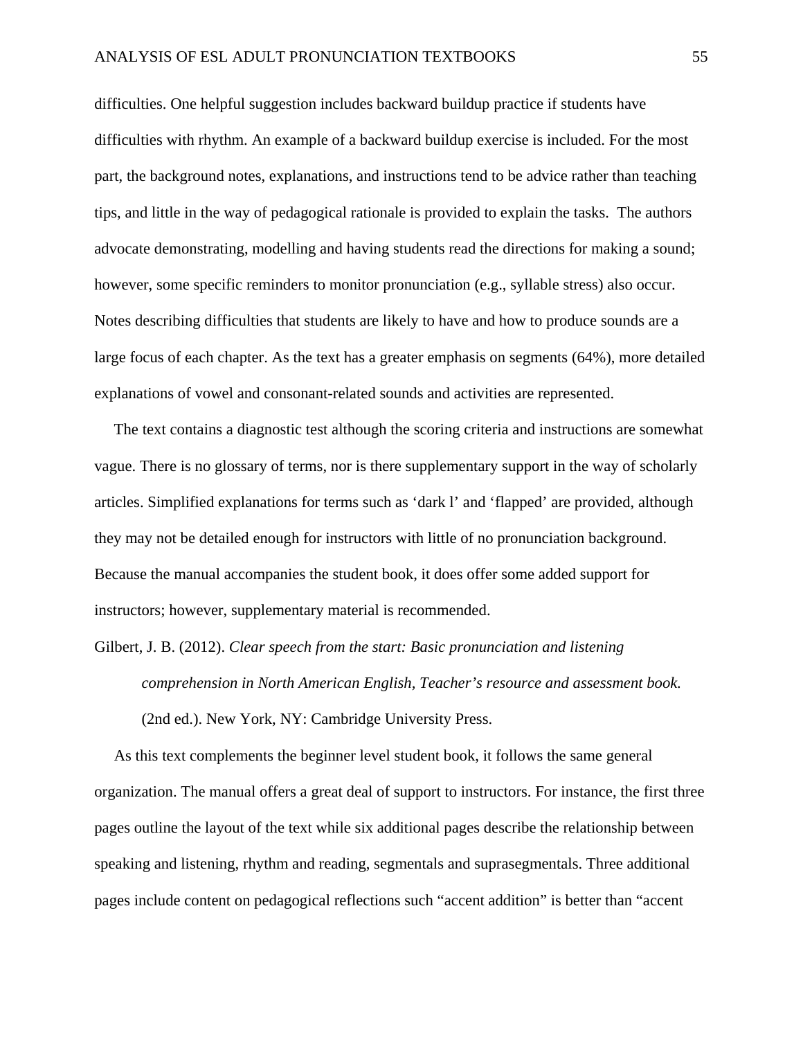difficulties. One helpful suggestion includes backward buildup practice if students have difficulties with rhythm. An example of a backward buildup exercise is included. For the most part, the background notes, explanations, and instructions tend to be advice rather than teaching tips, and little in the way of pedagogical rationale is provided to explain the tasks. The authors advocate demonstrating, modelling and having students read the directions for making a sound; however, some specific reminders to monitor pronunciation (e.g., syllable stress) also occur. Notes describing difficulties that students are likely to have and how to produce sounds are a large focus of each chapter. As the text has a greater emphasis on segments (64%), more detailed explanations of vowel and consonant-related sounds and activities are represented.

The text contains a diagnostic test although the scoring criteria and instructions are somewhat vague. There is no glossary of terms, nor is there supplementary support in the way of scholarly articles. Simplified explanations for terms such as 'dark l' and 'flapped' are provided, although they may not be detailed enough for instructors with little of no pronunciation background. Because the manual accompanies the student book, it does offer some added support for instructors; however, supplementary material is recommended.

Gilbert, J. B. (2012). *Clear speech from the start: Basic pronunciation and listening comprehension in North American English, Teacher's resource and assessment book.* (2nd ed.). New York, NY: Cambridge University Press.

As this text complements the beginner level student book, it follows the same general organization. The manual offers a great deal of support to instructors. For instance, the first three pages outline the layout of the text while six additional pages describe the relationship between speaking and listening, rhythm and reading, segmentals and suprasegmentals. Three additional pages include content on pedagogical reflections such "accent addition" is better than "accent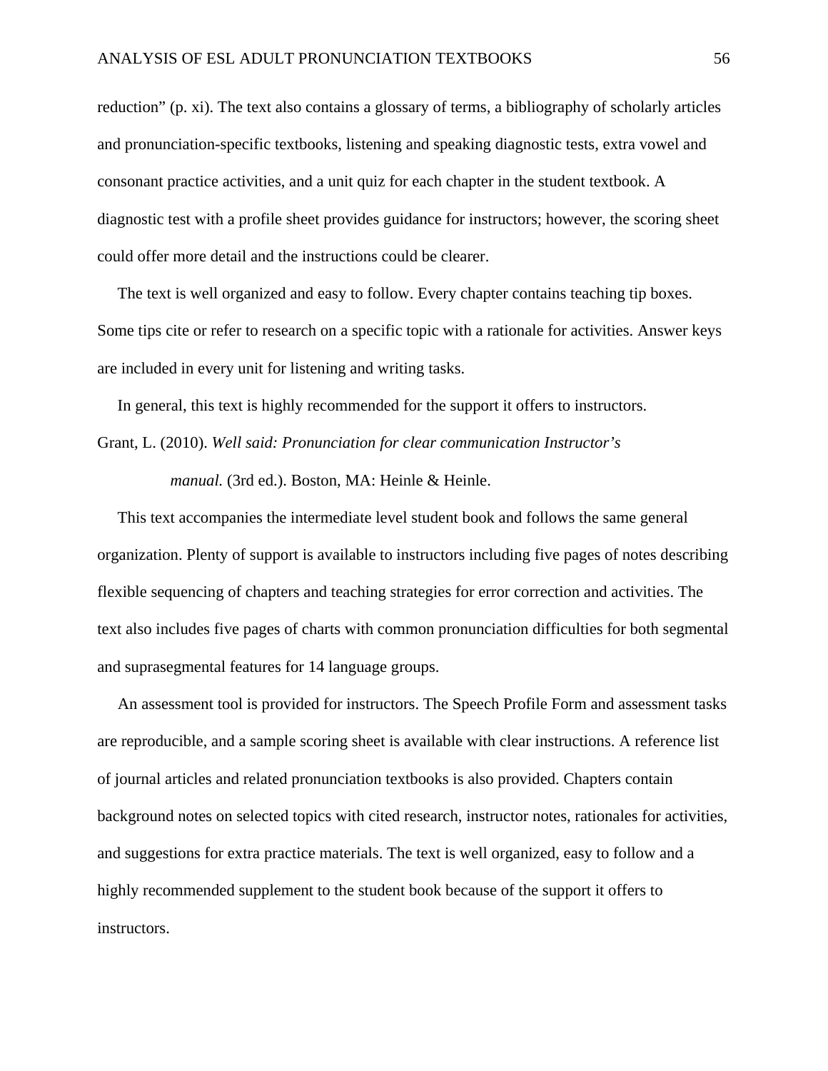reduction" (p. xi). The text also contains a glossary of terms, a bibliography of scholarly articles and pronunciation-specific textbooks, listening and speaking diagnostic tests, extra vowel and consonant practice activities, and a unit quiz for each chapter in the student textbook. A diagnostic test with a profile sheet provides guidance for instructors; however, the scoring sheet could offer more detail and the instructions could be clearer.

The text is well organized and easy to follow. Every chapter contains teaching tip boxes. Some tips cite or refer to research on a specific topic with a rationale for activities. Answer keys are included in every unit for listening and writing tasks.

In general, this text is highly recommended for the support it offers to instructors.

Grant, L. (2010). *Well said: Pronunciation for clear communication Instructor's manual.* (3rd ed.). Boston, MA: Heinle & Heinle.

This text accompanies the intermediate level student book and follows the same general organization. Plenty of support is available to instructors including five pages of notes describing flexible sequencing of chapters and teaching strategies for error correction and activities. The text also includes five pages of charts with common pronunciation difficulties for both segmental and suprasegmental features for 14 language groups.

An assessment tool is provided for instructors. The Speech Profile Form and assessment tasks are reproducible, and a sample scoring sheet is available with clear instructions. A reference list of journal articles and related pronunciation textbooks is also provided. Chapters contain background notes on selected topics with cited research, instructor notes, rationales for activities, and suggestions for extra practice materials. The text is well organized, easy to follow and a highly recommended supplement to the student book because of the support it offers to instructors.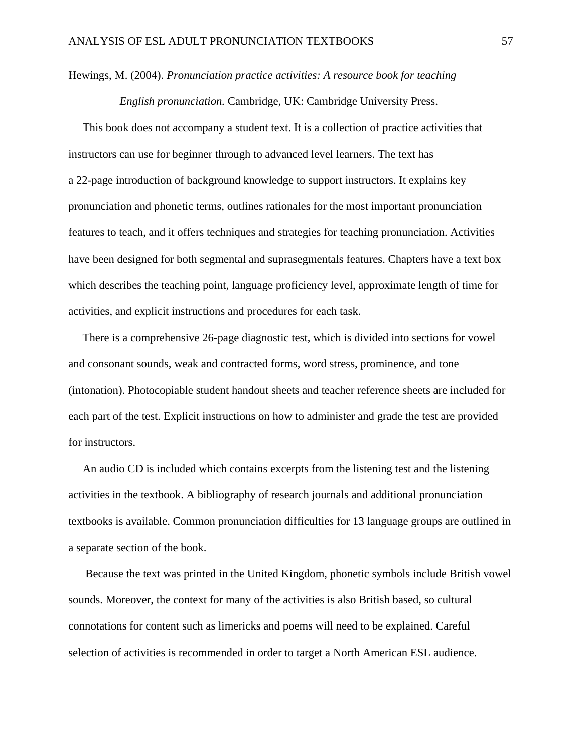Hewings, M. (2004). *Pronunciation practice activities: A resource book for teaching English pronunciation.* Cambridge, UK: Cambridge University Press.

This book does not accompany a student text. It is a collection of practice activities that instructors can use for beginner through to advanced level learners. The text has a 22-page introduction of background knowledge to support instructors. It explains key pronunciation and phonetic terms, outlines rationales for the most important pronunciation features to teach, and it offers techniques and strategies for teaching pronunciation. Activities have been designed for both segmental and suprasegmentals features. Chapters have a text box which describes the teaching point, language proficiency level, approximate length of time for activities, and explicit instructions and procedures for each task.

There is a comprehensive 26-page diagnostic test, which is divided into sections for vowel and consonant sounds, weak and contracted forms, word stress, prominence, and tone (intonation). Photocopiable student handout sheets and teacher reference sheets are included for each part of the test. Explicit instructions on how to administer and grade the test are provided for instructors.

An audio CD is included which contains excerpts from the listening test and the listening activities in the textbook. A bibliography of research journals and additional pronunciation textbooks is available. Common pronunciation difficulties for 13 language groups are outlined in a separate section of the book.

Because the text was printed in the United Kingdom, phonetic symbols include British vowel sounds. Moreover, the context for many of the activities is also British based, so cultural connotations for content such as limericks and poems will need to be explained. Careful selection of activities is recommended in order to target a North American ESL audience.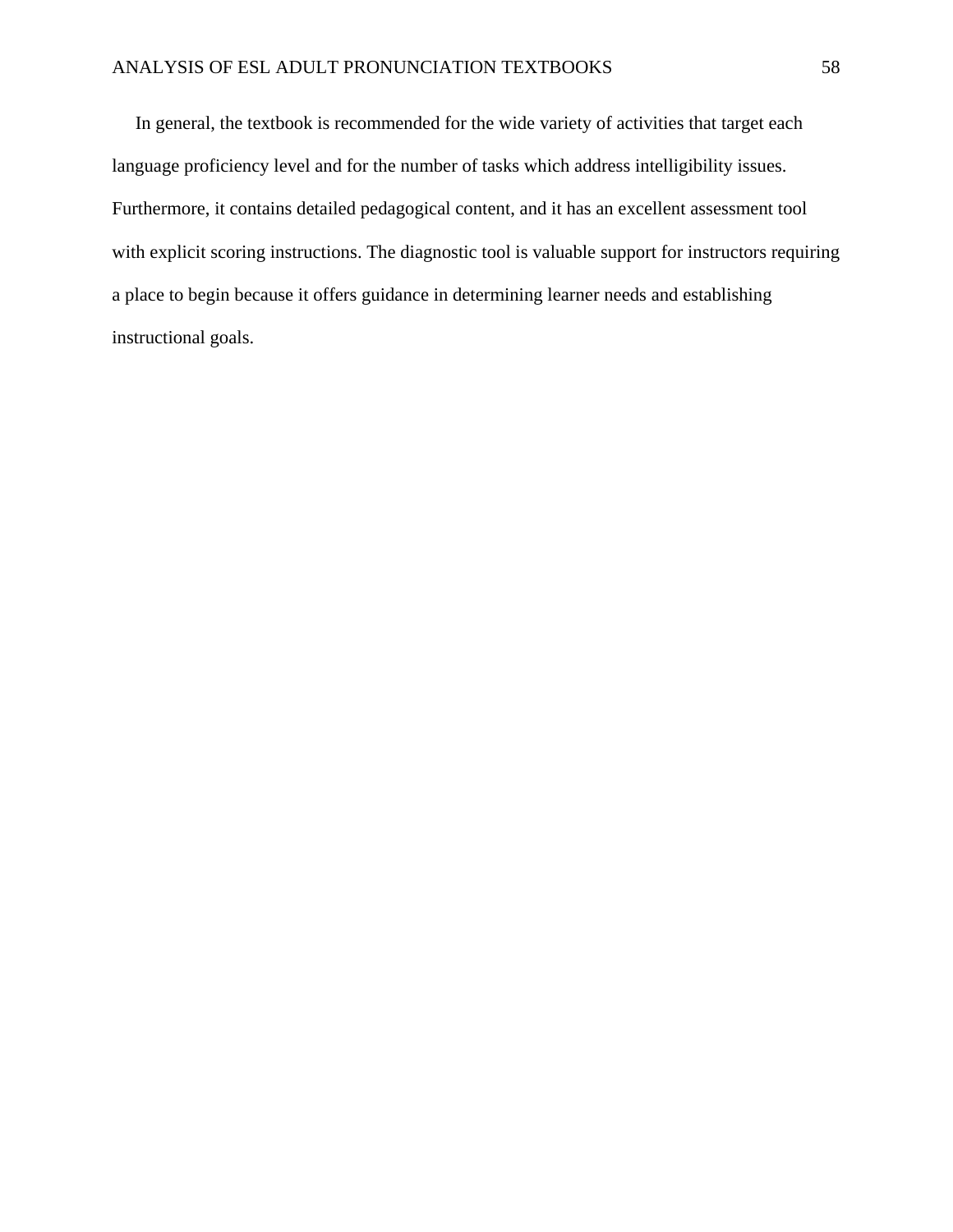In general, the textbook is recommended for the wide variety of activities that target each language proficiency level and for the number of tasks which address intelligibility issues. Furthermore, it contains detailed pedagogical content, and it has an excellent assessment tool with explicit scoring instructions. The diagnostic tool is valuable support for instructors requiring a place to begin because it offers guidance in determining learner needs and establishing instructional goals.